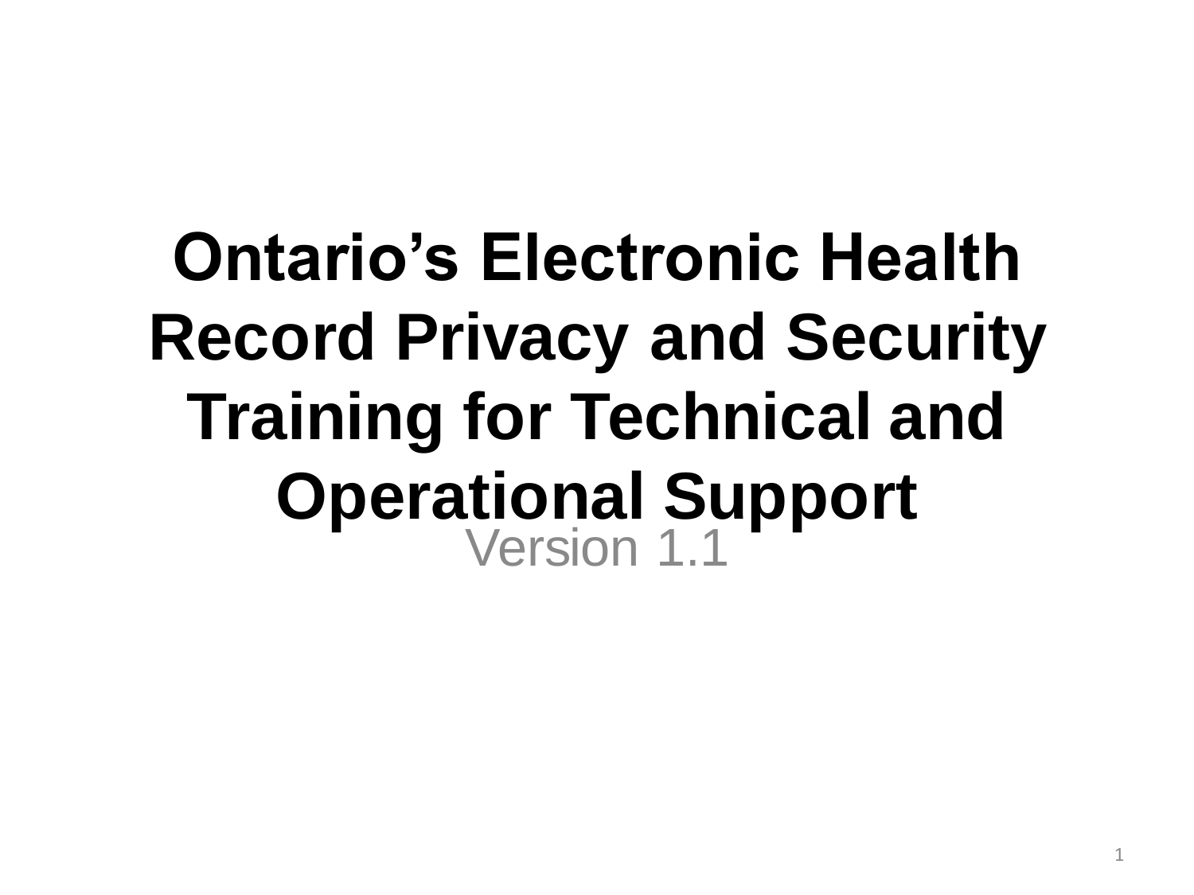# Ontario's Electronic Health Record Privacy and Security Training for Technical and Operational Support

Version 1.1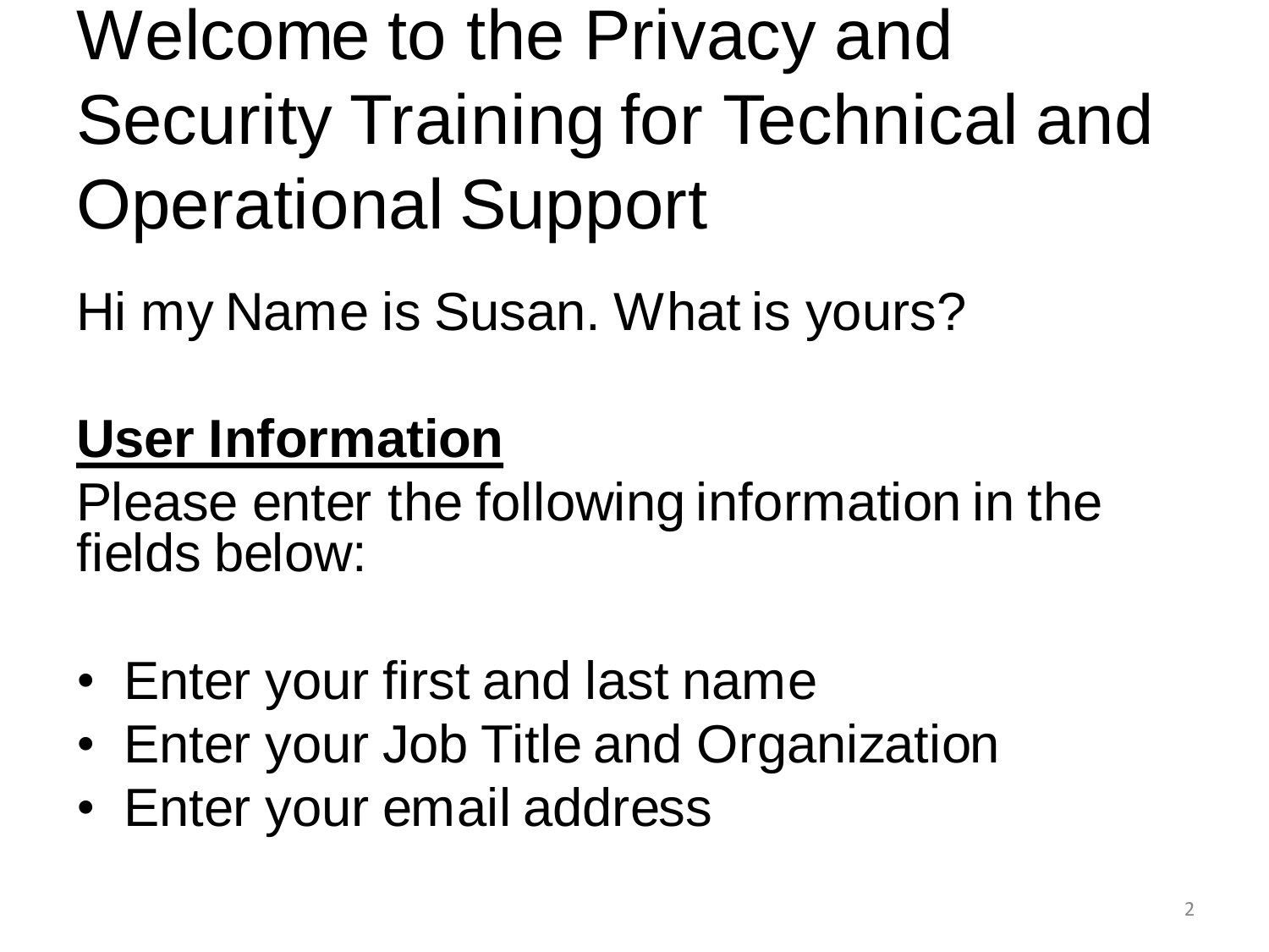# Welcome to the Privacy and Security Training for Technical and Operational Support

Hi my Name is Susan. What is yours?

**User Information**

Please enter the following information in the fields below:

- Enter your first and last name
- Enter your Job Title and Organization
- Enter your email address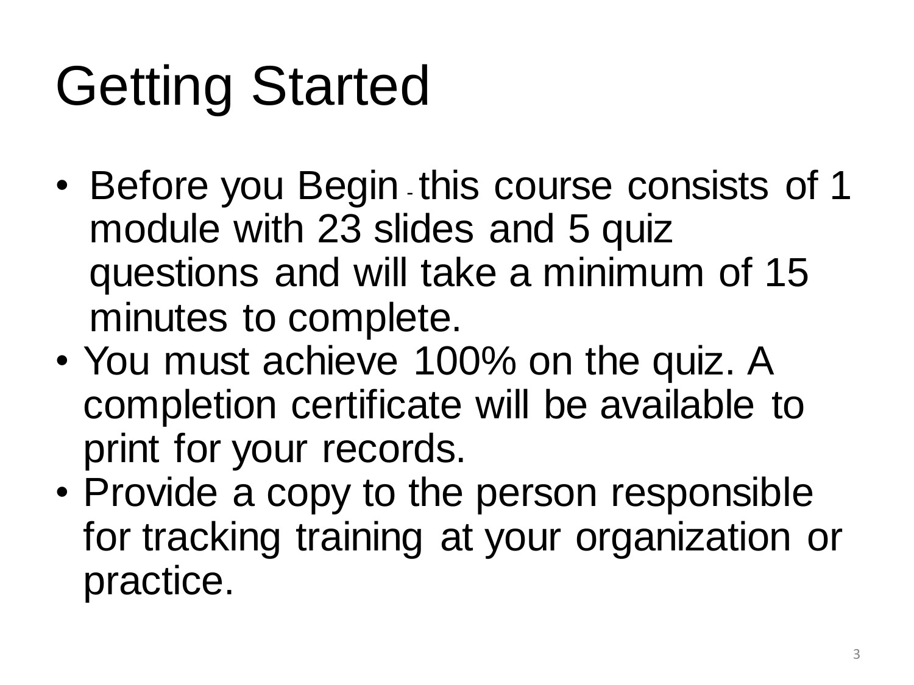# Getting Started

- Before you Begin - this course consists of 1 module with 23 slides and 5 quiz questions and will take a minimum of 15 minutes to complete.
- You must achieve 100% on the quiz. A completion certificate will be available to print for your records.
- Provide a copy to the person responsible for tracking training at your organization or practice.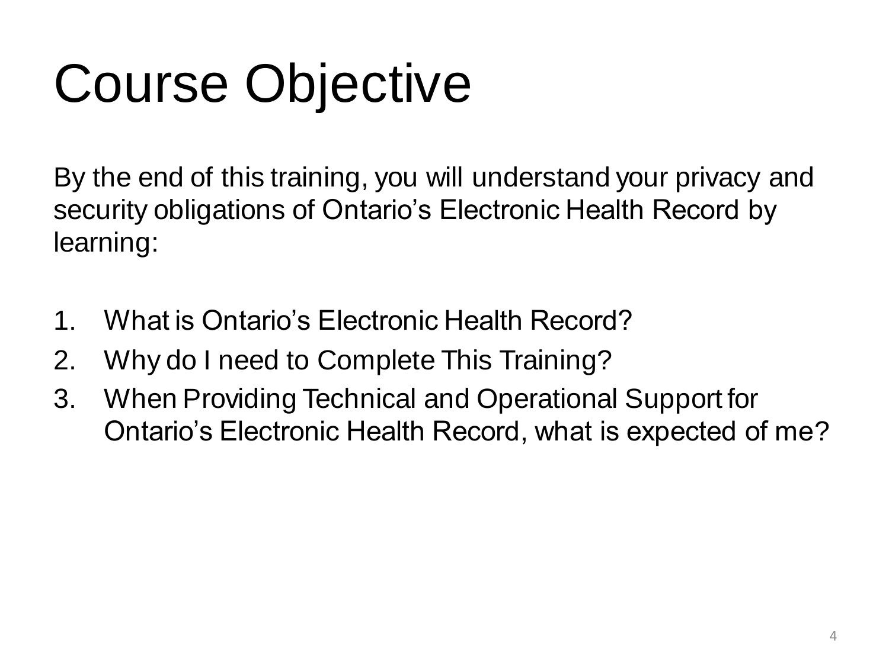# Course Objective

By the end of this training, you will understand your privacy and security obligations of Ontario's Electronic Health Record by learning:

1. What is Ontario's Electronic Health Record?
2. Why do I need to Complete This Training?
3. When Providing Technical and Operational Support for Ontario's Electronic Health Record, what is expected of me?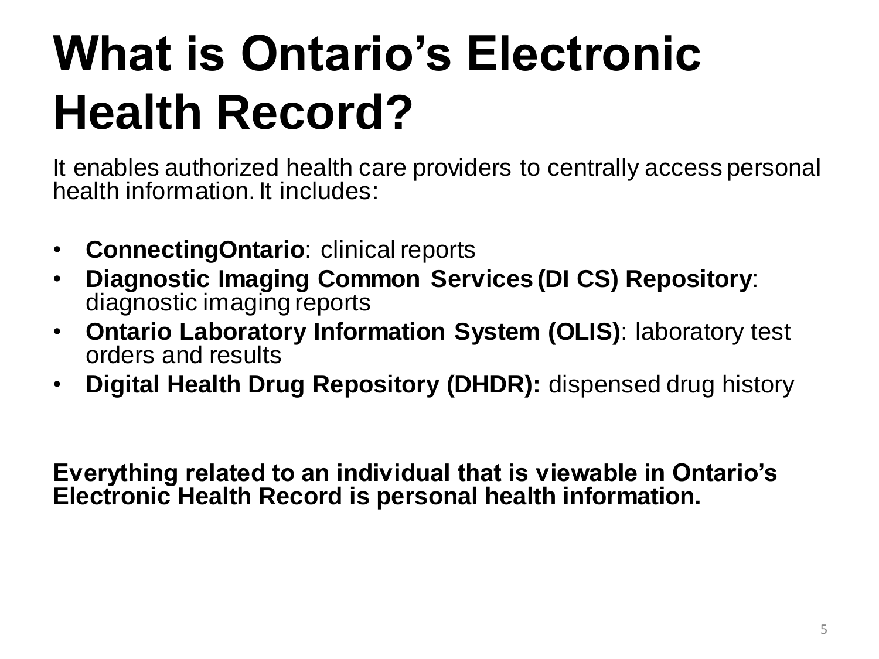# What is Ontario's Electronic Health Record?

It enables authorized health care providers to centrally access personal health information. It includes:

- **ConnectingOntario**: clinical reports
- **Diagnostic Imaging Common Services (DI CS) Repository**: diagnostic imaging reports
- **Ontario Laboratory Information System (OLIS)**: laboratory test orders and results
- **Digital Health Drug Repository (DHDR):** dispensed drug history

**Everything related to an individual that is viewable in Ontario's Electronic Health Record is personal health information.**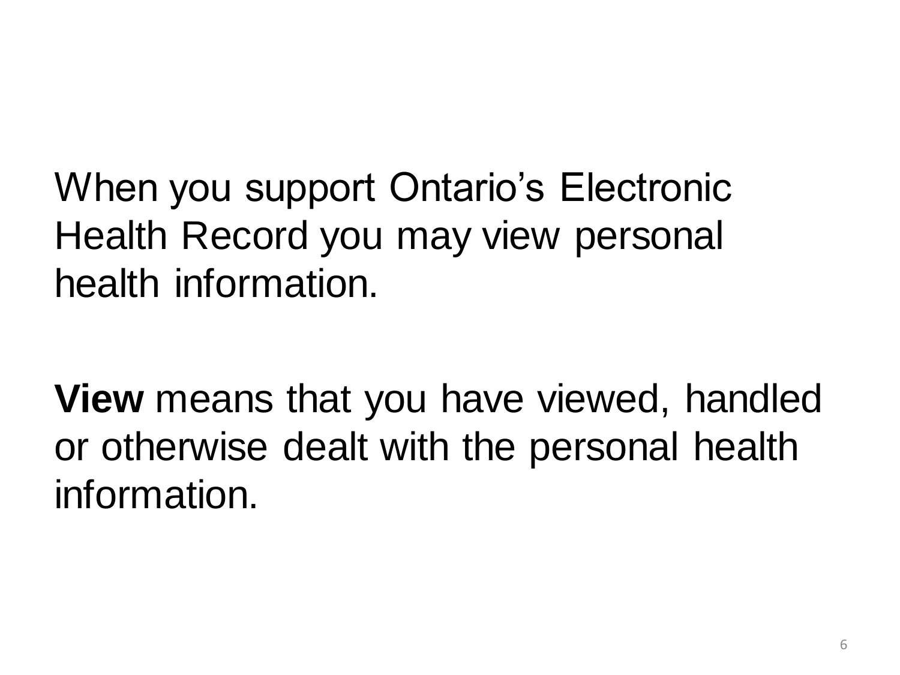When you support Ontario's Electronic Health Record you may view personal health information.

**View** means that you have viewed, handled or otherwise dealt with the personal health information.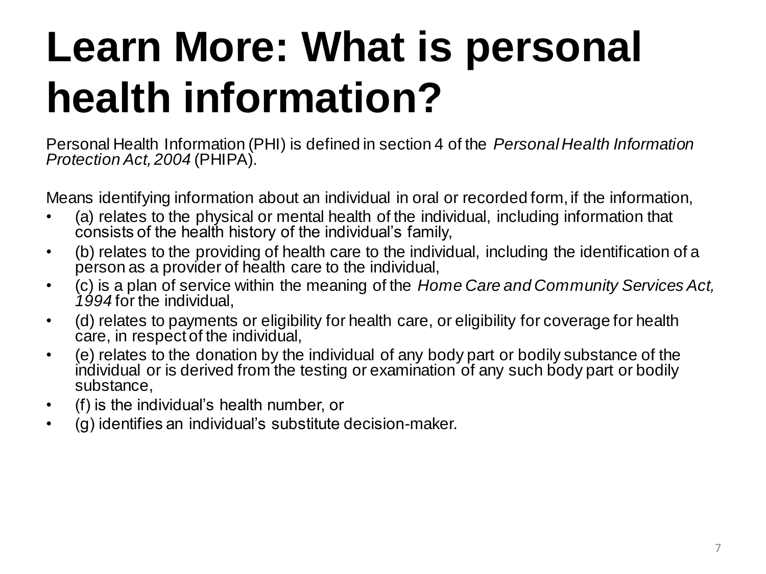# Learn More: What is personal health information?

Personal Health Information (PHI) is defined in section 4 of the *Personal Health Information Protection Act, 2004* (PHIPA).

Means identifying information about an individual in oral or recorded form, if the information,

- (a) relates to the physical or mental health of the individual, including information that consists of the health history of the individual's family,
- (b) relates to the providing of health care to the individual, including the identification of a person as a provider of health care to the individual,
- (c) is a plan of service within the meaning of the *Home Care and Community Services Act, 1994* for the individual,
- (d) relates to payments or eligibility for health care, or eligibility for coverage for health care, in respect of the individual,
- (e) relates to the donation by the individual of any body part or bodily substance of the individual or is derived from the testing or examination of any such body part or bodily substance,
- (f) is the individual's health number, or
- (g) identifies an individual's substitute decision-maker.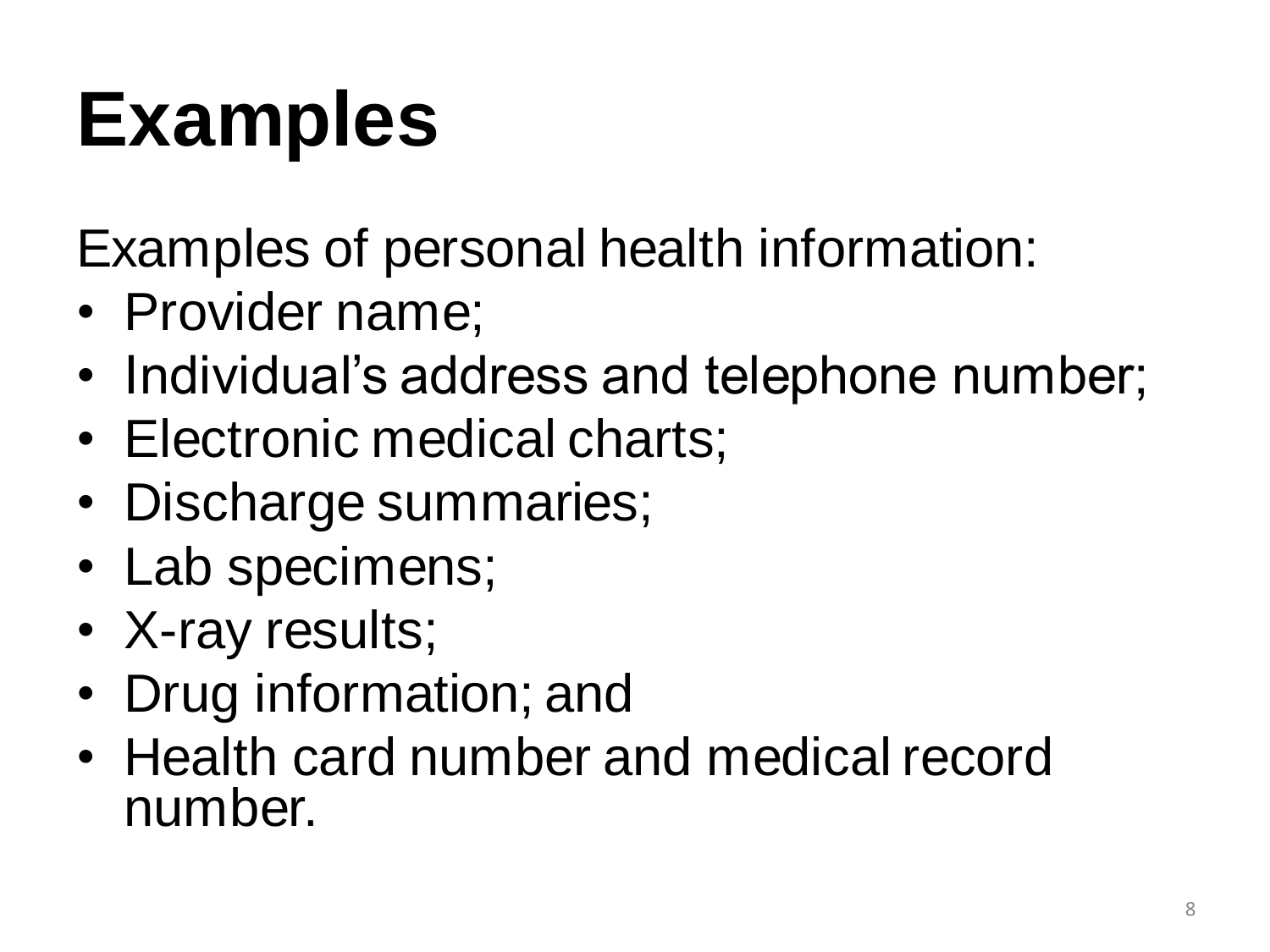# Examples

Examples of personal health information:

- Provider name;
- Individual’s address and telephone number;
- Electronic medical charts;
- Discharge summaries;
- Lab specimens;
- X-ray results;
- Drug information; and
- Health card number and medical record number.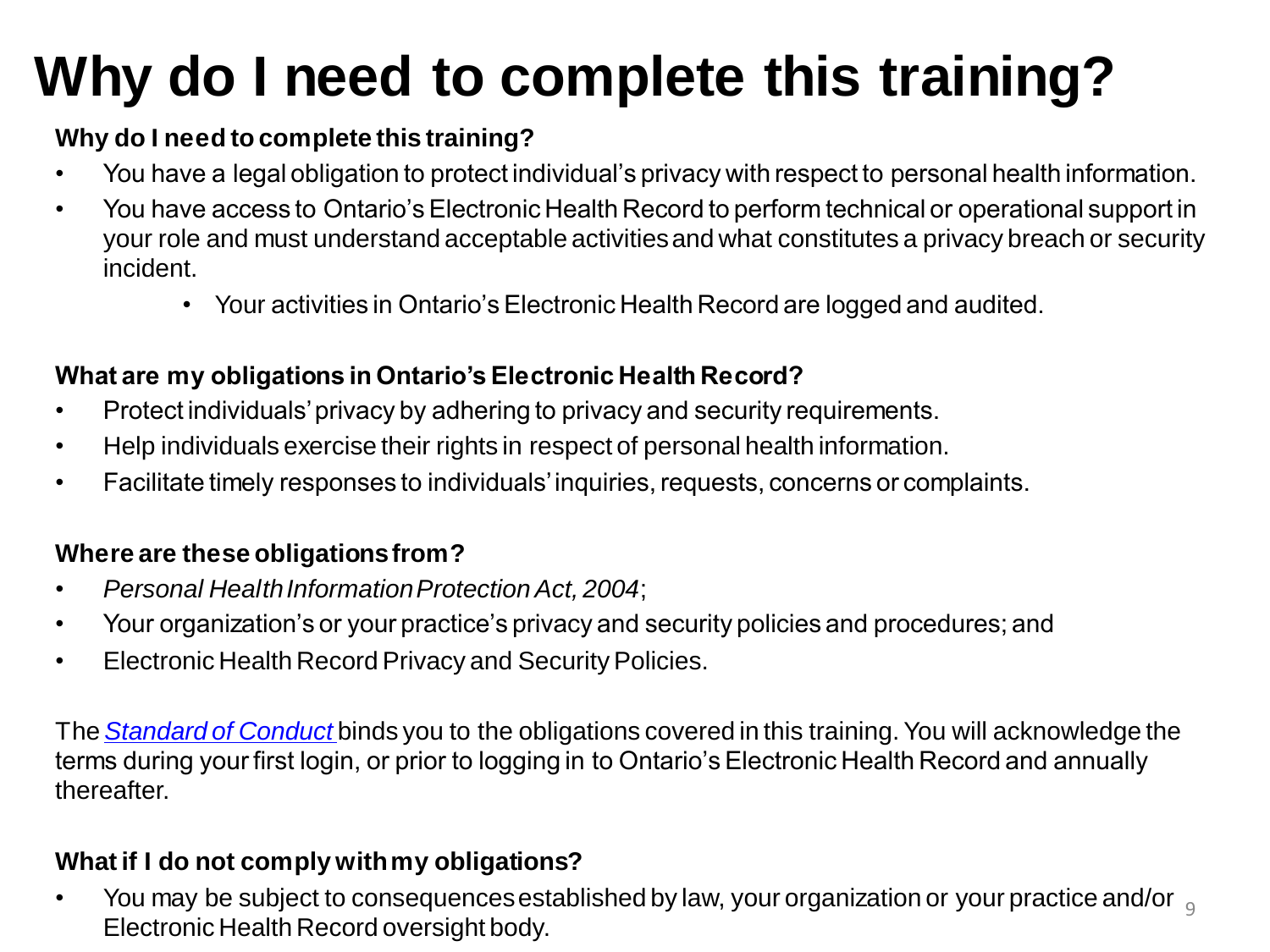# Why do I need to complete this training?

**Why do I need to complete this training?**

- You have a legal obligation to protect individual's privacy with respect to personal health information.
- You have access to Ontario's Electronic Health Record to perform technical or operational support in your role and must understand acceptable activities and what constitutes a privacy breach or security incident.
  - Your activities in Ontario's Electronic Health Record are logged and audited.

**What are my obligations in Ontario's Electronic Health Record?**

- Protect individuals' privacy by adhering to privacy and security requirements.
- Help individuals exercise their rights in respect of personal health information.
- Facilitate timely responses to individuals' inquiries, requests, concerns or complaints.

**Where are these obligations from?**

- *Personal Health Information Protection Act, 2004*;
- Your organization's or your practice's privacy and security policies and procedures; and
- Electronic Health Record Privacy and Security Policies.

The *Standard of Conduct* binds you to the obligations covered in this training. You will acknowledge the terms during your first login, or prior to logging in to Ontario's Electronic Health Record and annually thereafter.

**What if I do not comply with my obligations?**

- You may be subject to consequences established by law, your organization or your practice and/or Electronic Health Record oversight body.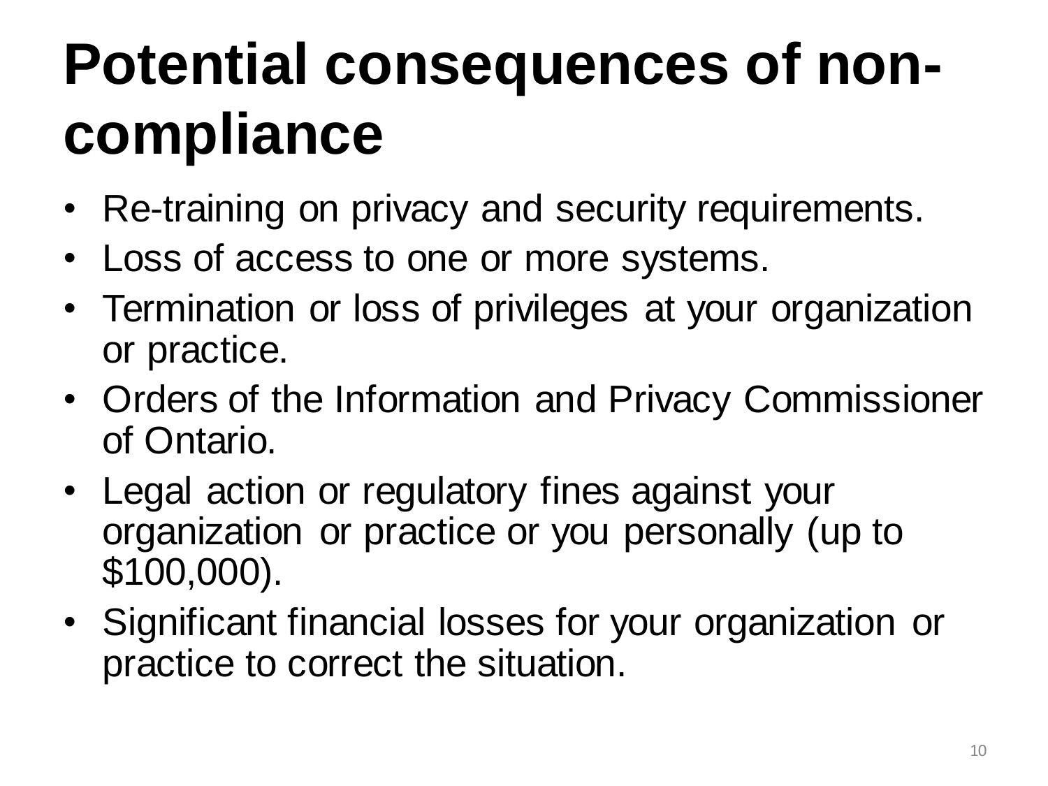# Potential consequences of non-compliance

- Re-training on privacy and security requirements.
- Loss of access to one or more systems.
- Termination or loss of privileges at your organization or practice.
- Orders of the Information and Privacy Commissioner of Ontario.
- Legal action or regulatory fines against your organization or practice or you personally (up to $100,000).
- Significant financial losses for your organization or practice to correct the situation.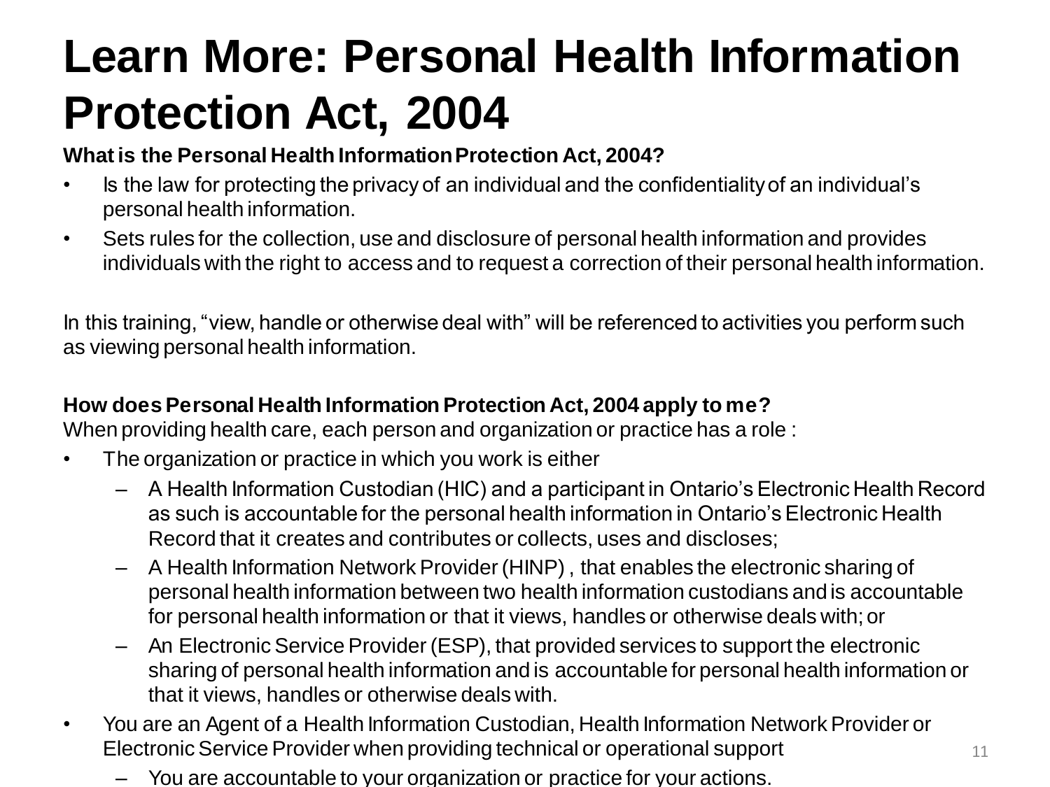# Learn More: Personal Health Information Protection Act, 2004

**What is the Personal Health Information Protection Act, 2004?**

- Is the law for protecting the privacy of an individual and the confidentiality of an individual's personal health information.
- Sets rules for the collection, use and disclosure of personal health information and provides individuals with the right to access and to request a correction of their personal health information.

In this training, "view, handle or otherwise deal with" will be referenced to activities you perform such as viewing personal health information.

**How does Personal Health Information Protection Act, 2004 apply to me?**
When providing health care, each person and organization or practice has a role :

- The organization or practice in which you work is either
  - A Health Information Custodian (HIC) and a participant in Ontario's Electronic Health Record as such is accountable for the personal health information in Ontario's Electronic Health Record that it creates and contributes or collects, uses and discloses;
  - A Health Information Network Provider (HINP) , that enables the electronic sharing of personal health information between two health information custodians and is accountable for personal health information or that it views, handles or otherwise deals with; or
  - An Electronic Service Provider (ESP), that provided services to support the electronic sharing of personal health information and is accountable for personal health information or that it views, handles or otherwise deals with.
- You are an Agent of a Health Information Custodian, Health Information Network Provider or Electronic Service Provider when providing technical or operational support
  - You are accountable to your organization or practice for your actions.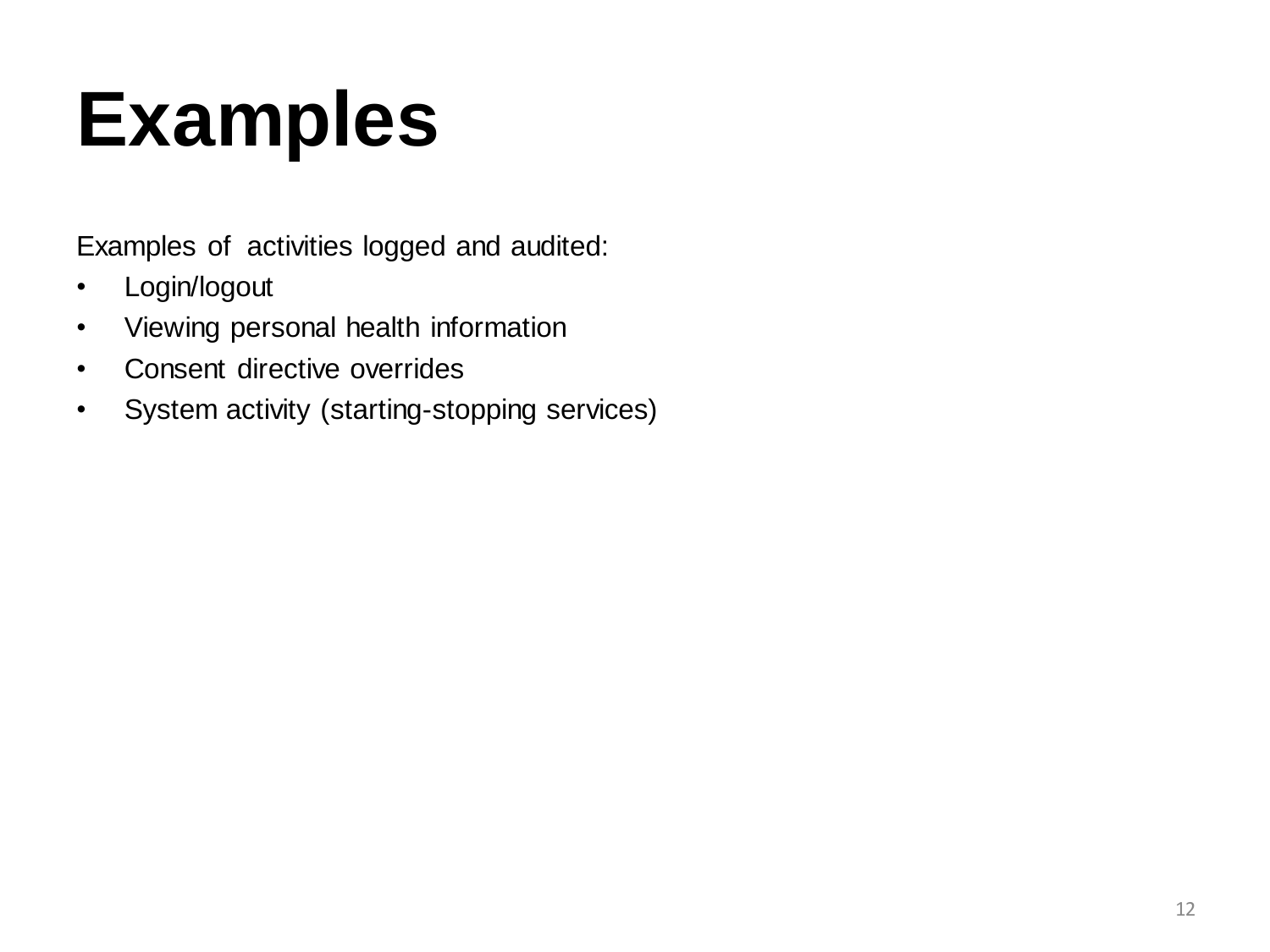# Examples

Examples of activities logged and audited:

- Login/logout
- Viewing personal health information
- Consent directive overrides
- System activity (starting-stopping services)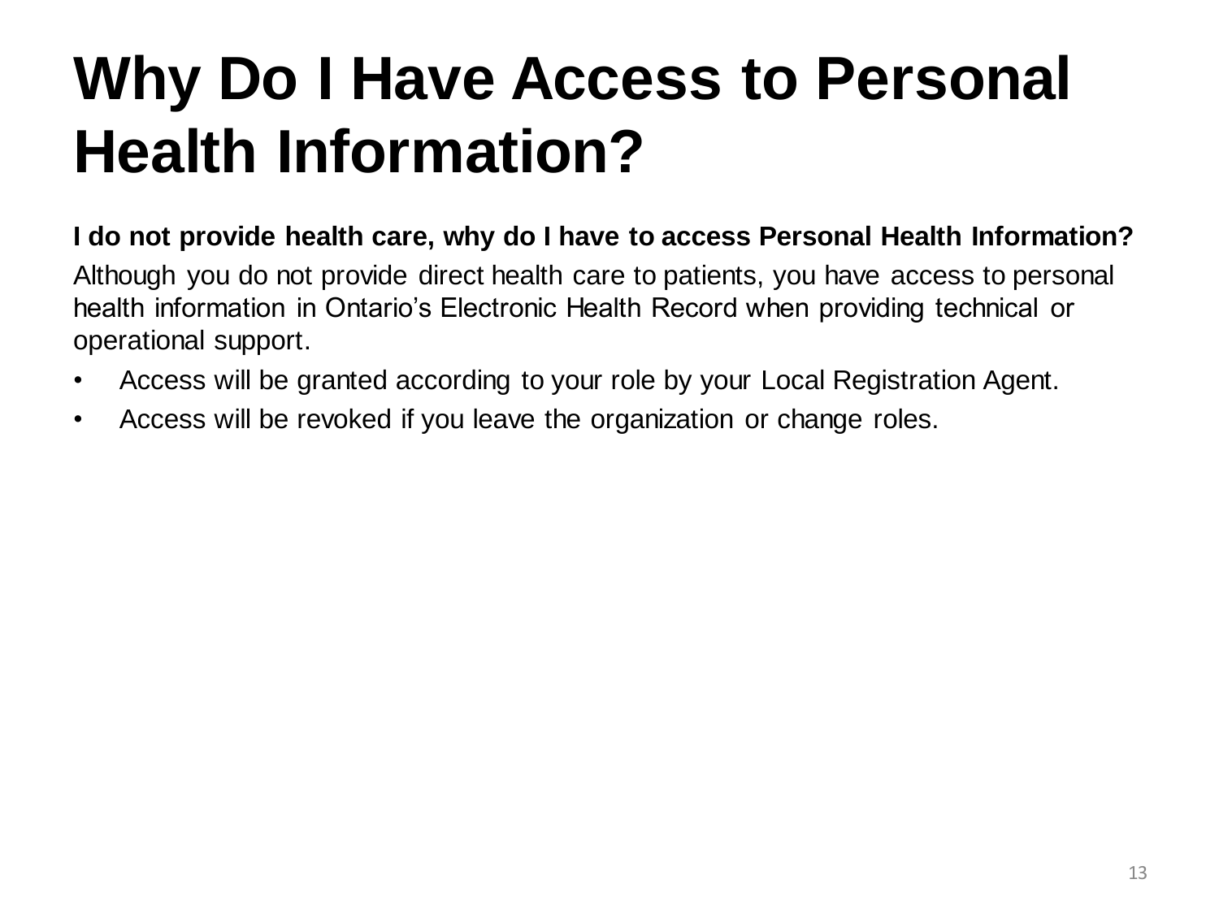# Why Do I Have Access to Personal Health Information?

**I do not provide health care, why do I have to access Personal Health Information?**

Although you do not provide direct health care to patients, you have access to personal health information in Ontario's Electronic Health Record when providing technical or operational support.

- Access will be granted according to your role by your Local Registration Agent.
- Access will be revoked if you leave the organization or change roles.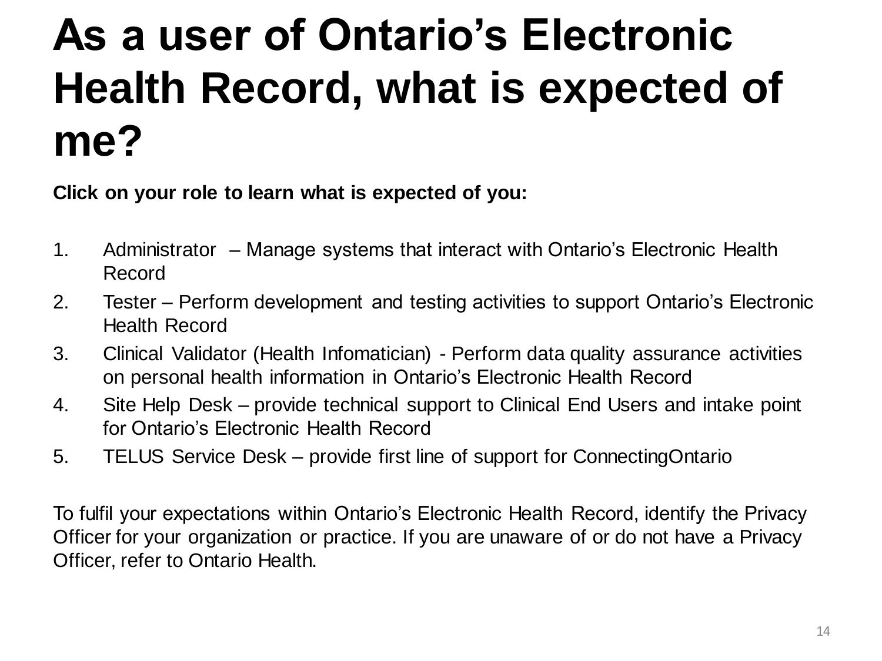# As a user of Ontario's Electronic Health Record, what is expected of me?

**Click on your role to learn what is expected of you:**

1. Administrator – Manage systems that interact with Ontario's Electronic Health Record
2. Tester – Perform development and testing activities to support Ontario's Electronic Health Record
3. Clinical Validator (Health Infomatician) - Perform data quality assurance activities on personal health information in Ontario's Electronic Health Record
4. Site Help Desk – provide technical support to Clinical End Users and intake point for Ontario's Electronic Health Record
5. TELUS Service Desk – provide first line of support for ConnectingOntario

To fulfil your expectations within Ontario's Electronic Health Record, identify the Privacy Officer for your organization or practice. If you are unaware of or do not have a Privacy Officer, refer to Ontario Health.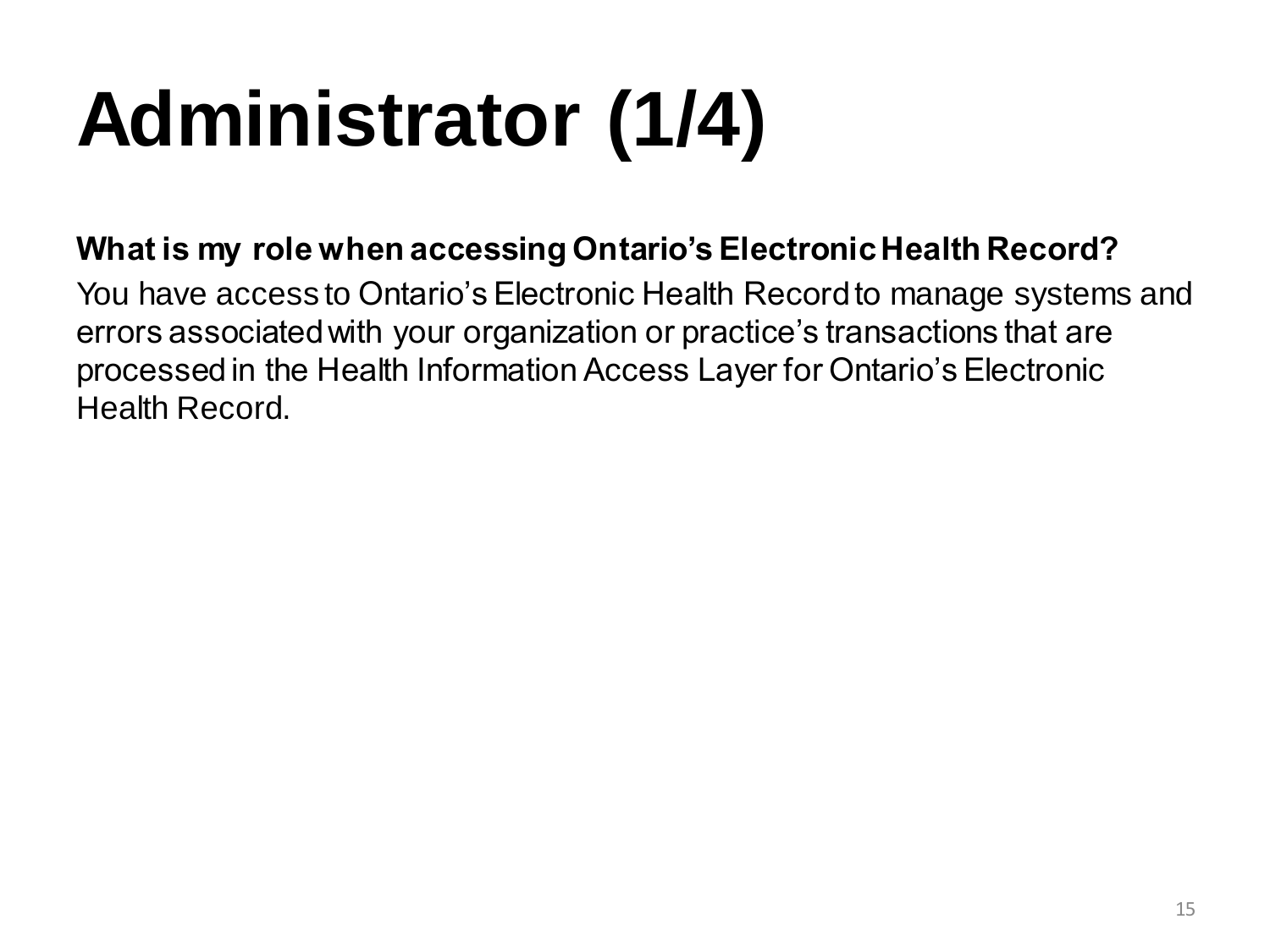# Administrator (1/4)

**What is my role when accessing Ontario's Electronic Health Record?**

You have access to Ontario's Electronic Health Record to manage systems and errors associated with your organization or practice's transactions that are processed in the Health Information Access Layer for Ontario's Electronic Health Record.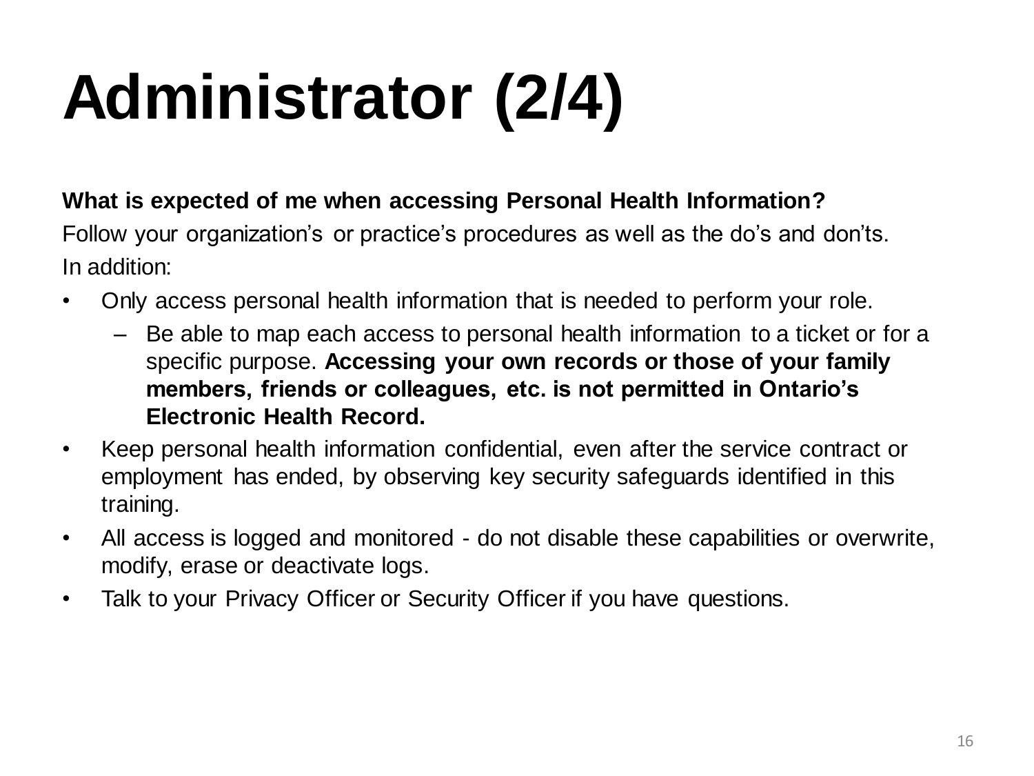# Administrator (2/4)

**What is expected of me when accessing Personal Health Information?**

Follow your organization's or practice's procedures as well as the do's and don'ts.

In addition:

- Only access personal health information that is needed to perform your role.
  - Be able to map each access to personal health information to a ticket or for a specific purpose. **Accessing your own records or those of your family members, friends or colleagues, etc. is not permitted in Ontario's Electronic Health Record.**
- Keep personal health information confidential, even after the service contract or employment has ended, by observing key security safeguards identified in this training.
- All access is logged and monitored - do not disable these capabilities or overwrite, modify, erase or deactivate logs.
- Talk to your Privacy Officer or Security Officer if you have questions.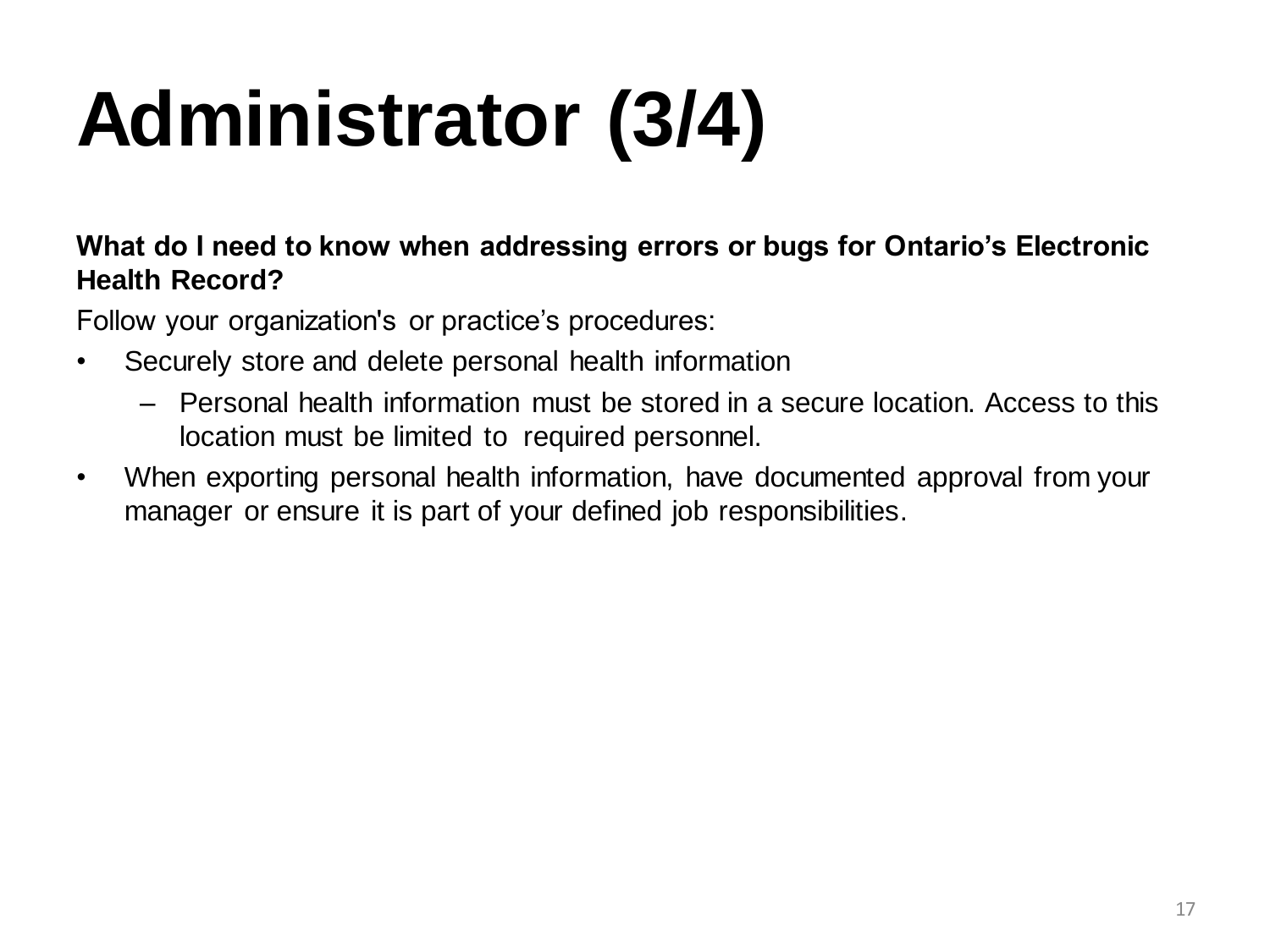# Administrator (3/4)

**What do I need to know when addressing errors or bugs for Ontario's Electronic Health Record?**

Follow your organization's or practice's procedures:

- Securely store and delete personal health information
  - Personal health information must be stored in a secure location. Access to this location must be limited to required personnel.
- When exporting personal health information, have documented approval from your manager or ensure it is part of your defined job responsibilities.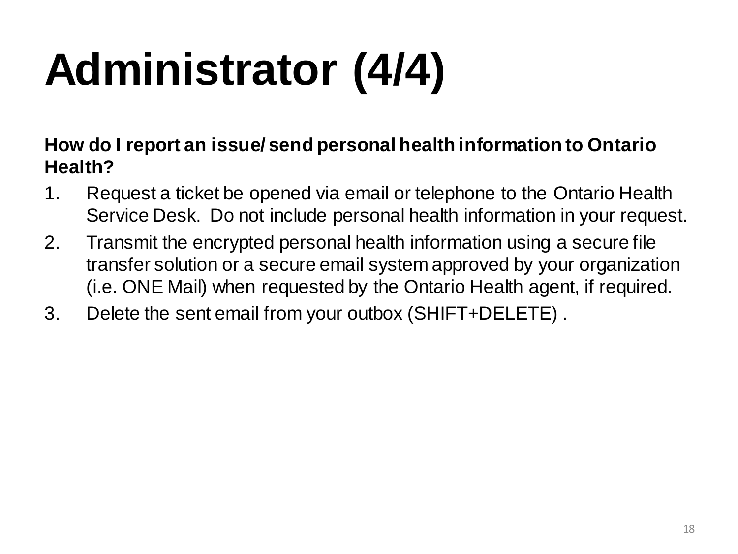# Administrator (4/4)

**How do I report an issue/ send personal health information to Ontario Health?**

1. Request a ticket be opened via email or telephone to the Ontario Health Service Desk. Do not include personal health information in your request.
2. Transmit the encrypted personal health information using a secure file transfer solution or a secure email system approved by your organization (i.e. ONE Mail) when requested by the Ontario Health agent, if required.
3. Delete the sent email from your outbox (SHIFT+DELETE) .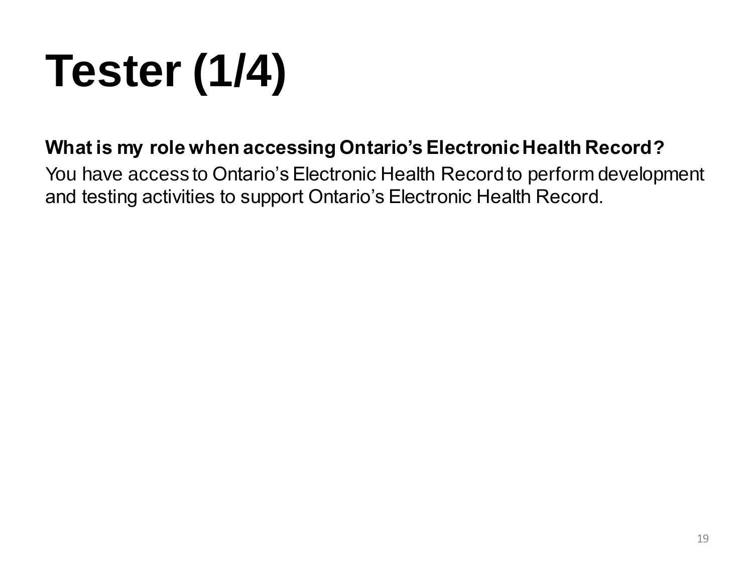# Tester (1/4)

**What is my role when accessing Ontario's Electronic Health Record?**

You have access to Ontario's Electronic Health Record to perform development and testing activities to support Ontario's Electronic Health Record.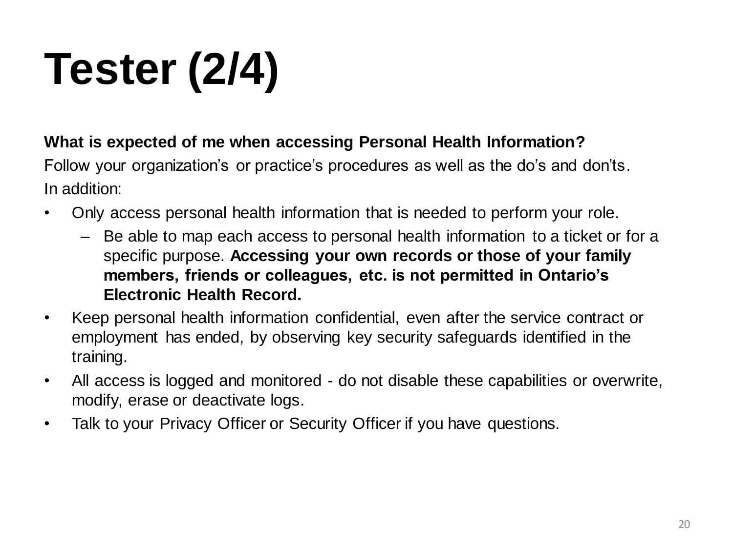# Tester (2/4)

**What is expected of me when accessing Personal Health Information?**

Follow your organization’s or practice’s procedures as well as the do’s and don’ts.

In addition:

- Only access personal health information that is needed to perform your role.
  - Be able to map each access to personal health information to a ticket or for a specific purpose. **Accessing your own records or those of your family members, friends or colleagues, etc. is not permitted in Ontario’s Electronic Health Record.**
- Keep personal health information confidential, even after the service contract or employment has ended, by observing key security safeguards identified in the training.
- All access is logged and monitored - do not disable these capabilities or overwrite, modify, erase or deactivate logs.
- Talk to your Privacy Officer or Security Officer if you have questions.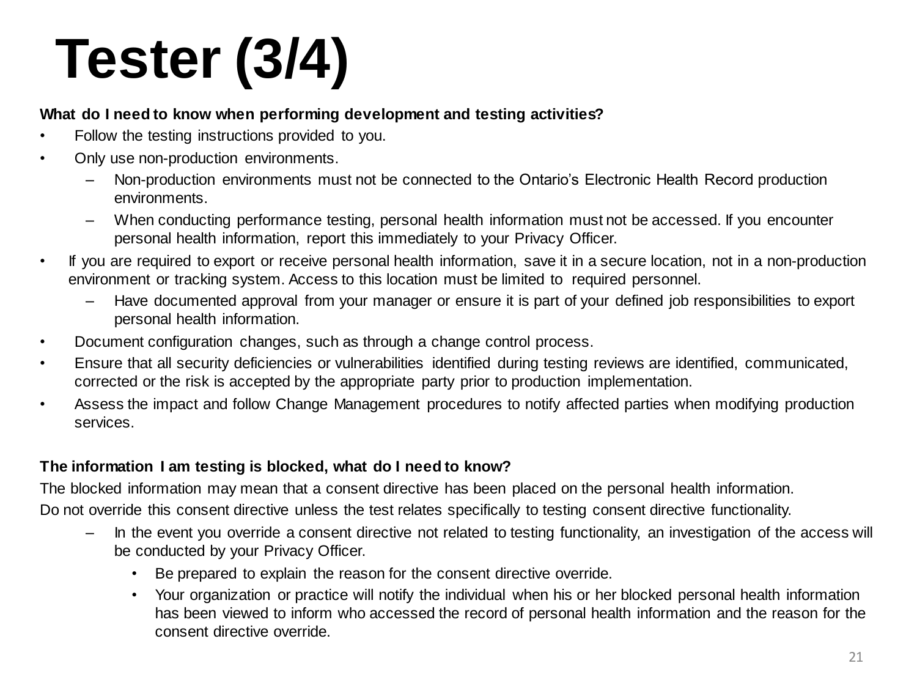# Tester (3/4)

**What do I need to know when performing development and testing activities?**

- Follow the testing instructions provided to you.
- Only use non-production environments.
  - Non-production environments must not be connected to the Ontario's Electronic Health Record production environments.
  - When conducting performance testing, personal health information must not be accessed. If you encounter personal health information, report this immediately to your Privacy Officer.
- If you are required to export or receive personal health information, save it in a secure location, not in a non-production environment or tracking system. Access to this location must be limited to required personnel.
  - Have documented approval from your manager or ensure it is part of your defined job responsibilities to export personal health information.
- Document configuration changes, such as through a change control process.
- Ensure that all security deficiencies or vulnerabilities identified during testing reviews are identified, communicated, corrected or the risk is accepted by the appropriate party prior to production implementation.
- Assess the impact and follow Change Management procedures to notify affected parties when modifying production services.

**The information I am testing is blocked, what do I need to know?**

The blocked information may mean that a consent directive has been placed on the personal health information.

Do not override this consent directive unless the test relates specifically to testing consent directive functionality.

- In the event you override a consent directive not related to testing functionality, an investigation of the access will be conducted by your Privacy Officer.
  - Be prepared to explain the reason for the consent directive override.
  - Your organization or practice will notify the individual when his or her blocked personal health information has been viewed to inform who accessed the record of personal health information and the reason for the consent directive override.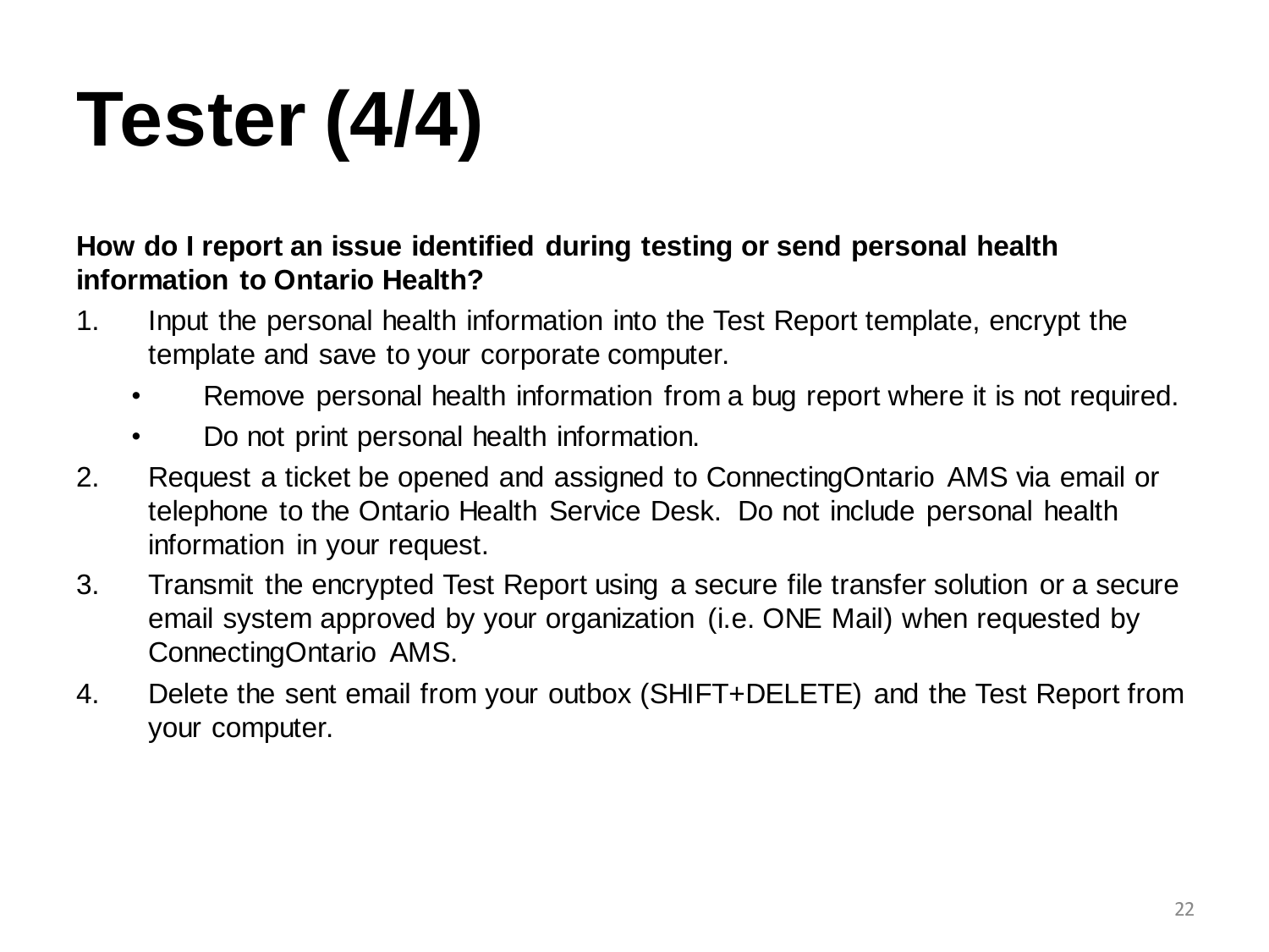# Tester (4/4)

**How do I report an issue identified during testing or send personal health information to Ontario Health?**

1. Input the personal health information into the Test Report template, encrypt the template and save to your corporate computer.
   - Remove personal health information from a bug report where it is not required.
   - Do not print personal health information.
2. Request a ticket be opened and assigned to ConnectingOntario AMS via email or telephone to the Ontario Health Service Desk. Do not include personal health information in your request.
3. Transmit the encrypted Test Report using a secure file transfer solution or a secure email system approved by your organization (i.e. ONE Mail) when requested by ConnectingOntario AMS.
4. Delete the sent email from your outbox (SHIFT+DELETE) and the Test Report from your computer.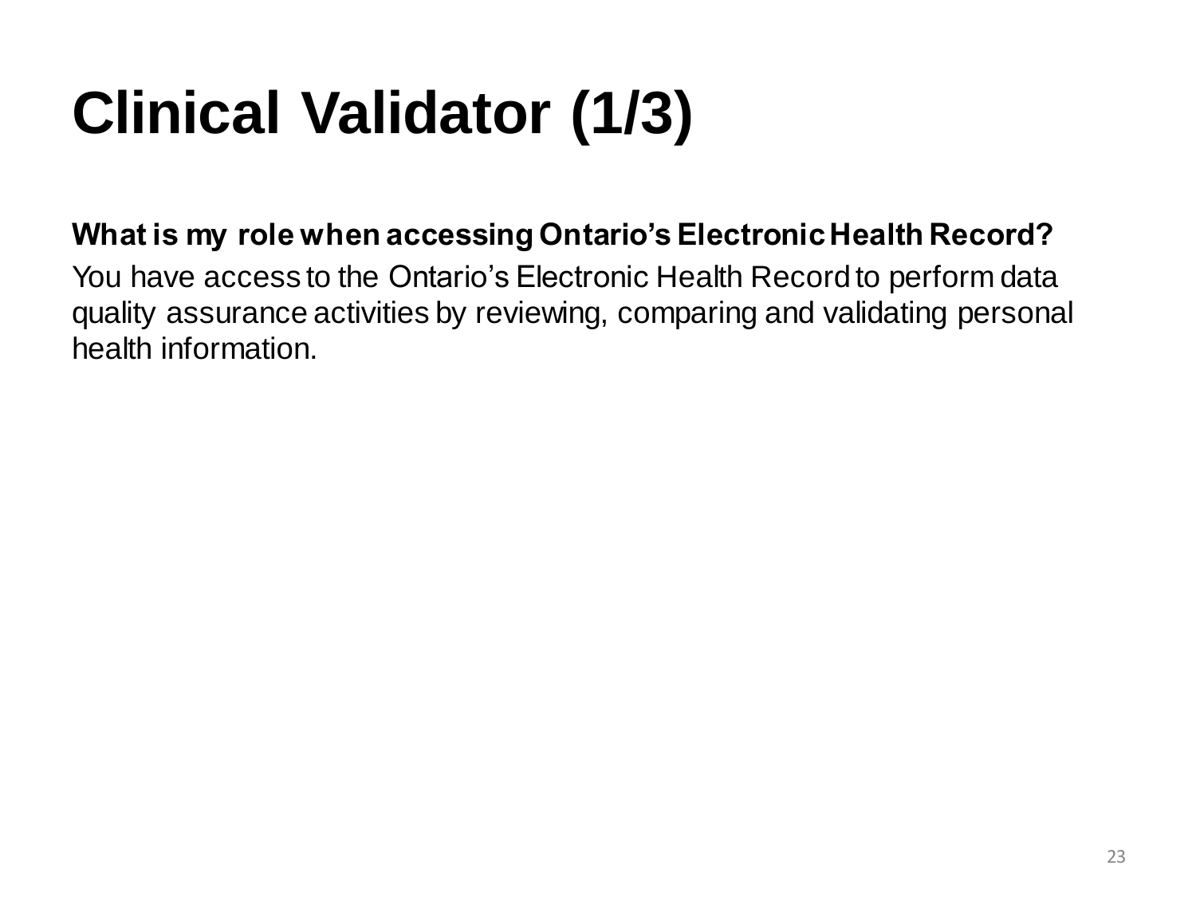# Clinical Validator (1/3)

**What is my role when accessing Ontario's Electronic Health Record?**

You have access to the Ontario's Electronic Health Record to perform data quality assurance activities by reviewing, comparing and validating personal health information.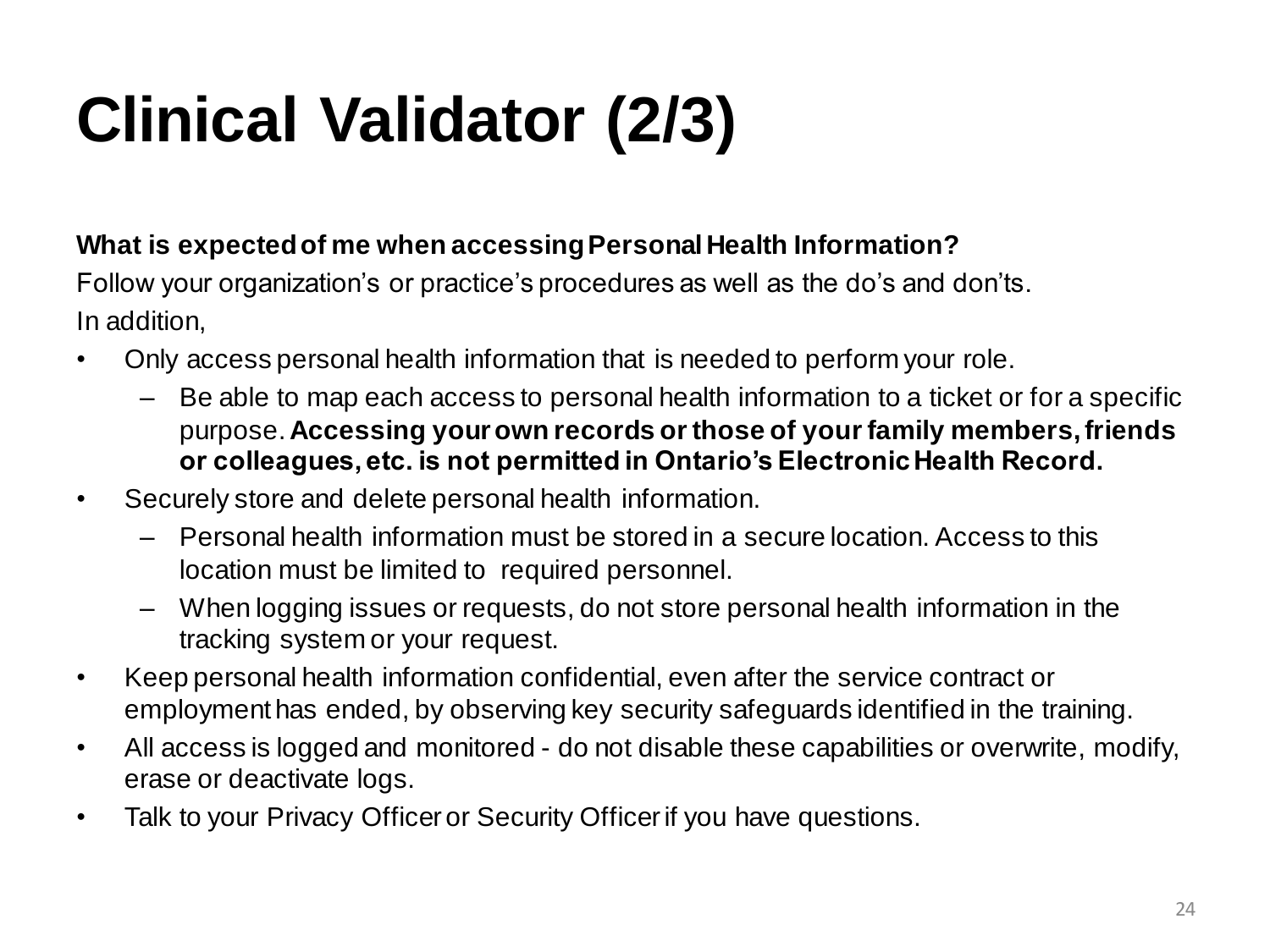# Clinical Validator (2/3)

**What is expected of me when accessing Personal Health Information?**

Follow your organization's or practice's procedures as well as the do's and don'ts.

In addition,

- Only access personal health information that is needed to perform your role.
  - Be able to map each access to personal health information to a ticket or for a specific purpose. **Accessing your own records or those of your family members, friends or colleagues, etc. is not permitted in Ontario's Electronic Health Record.**
- Securely store and delete personal health information.
  - Personal health information must be stored in a secure location. Access to this location must be limited to required personnel.
  - When logging issues or requests, do not store personal health information in the tracking system or your request.
- Keep personal health information confidential, even after the service contract or employment has ended, by observing key security safeguards identified in the training.
- All access is logged and monitored - do not disable these capabilities or overwrite, modify, erase or deactivate logs.
- Talk to your Privacy Officer or Security Officer if you have questions.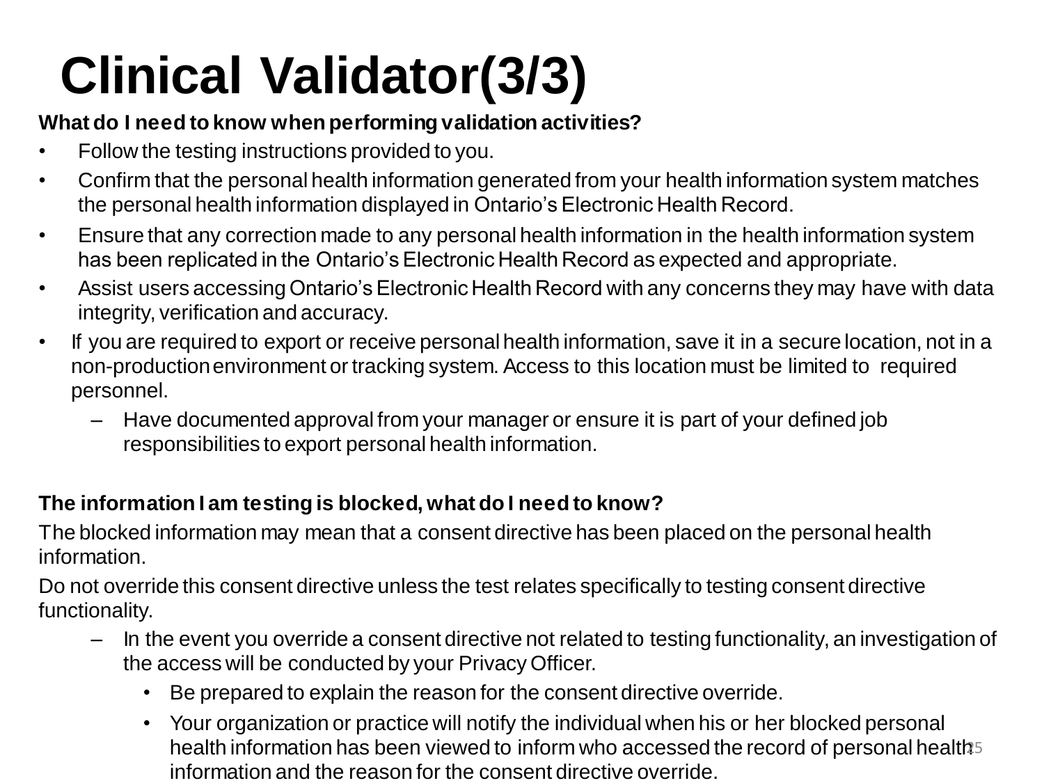# Clinical Validator(3/3)

**What do I need to know when performing validation activities?**

- Follow the testing instructions provided to you.
- Confirm that the personal health information generated from your health information system matches the personal health information displayed in Ontario's Electronic Health Record.
- Ensure that any correction made to any personal health information in the health information system has been replicated in the Ontario's Electronic Health Record as expected and appropriate.
- Assist users accessing Ontario's Electronic Health Record with any concerns they may have with data integrity, verification and accuracy.
- If you are required to export or receive personal health information, save it in a secure location, not in a non-production environment or tracking system. Access to this location must be limited to required personnel.
  - Have documented approval from your manager or ensure it is part of your defined job responsibilities to export personal health information.

**The information I am testing is blocked, what do I need to know?**

The blocked information may mean that a consent directive has been placed on the personal health information.

Do not override this consent directive unless the test relates specifically to testing consent directive functionality.

- In the event you override a consent directive not related to testing functionality, an investigation of the access will be conducted by your Privacy Officer.
  - Be prepared to explain the reason for the consent directive override.
  - Your organization or practice will notify the individual when his or her blocked personal health information has been viewed to inform who accessed the record of personal health information and the reason for the consent directive override.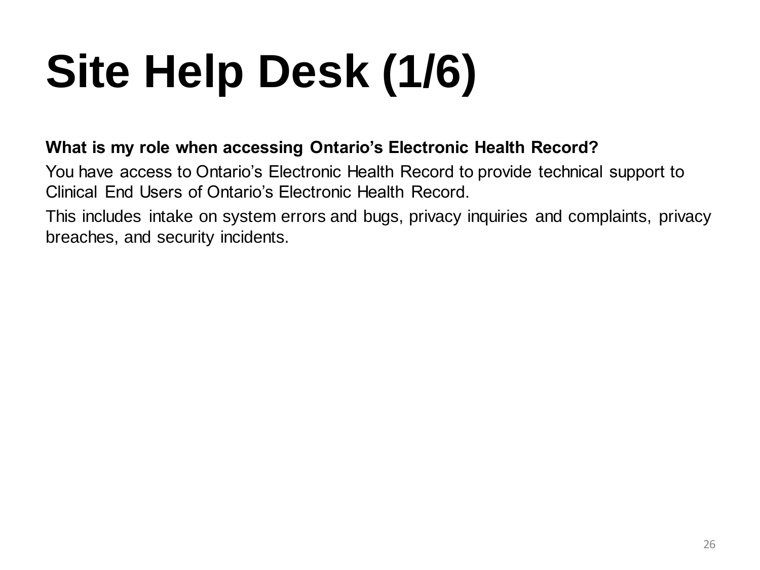# Site Help Desk (1/6)

**What is my role when accessing Ontario's Electronic Health Record?**

You have access to Ontario's Electronic Health Record to provide technical support to Clinical End Users of Ontario's Electronic Health Record.

This includes intake on system errors and bugs, privacy inquiries and complaints, privacy breaches, and security incidents.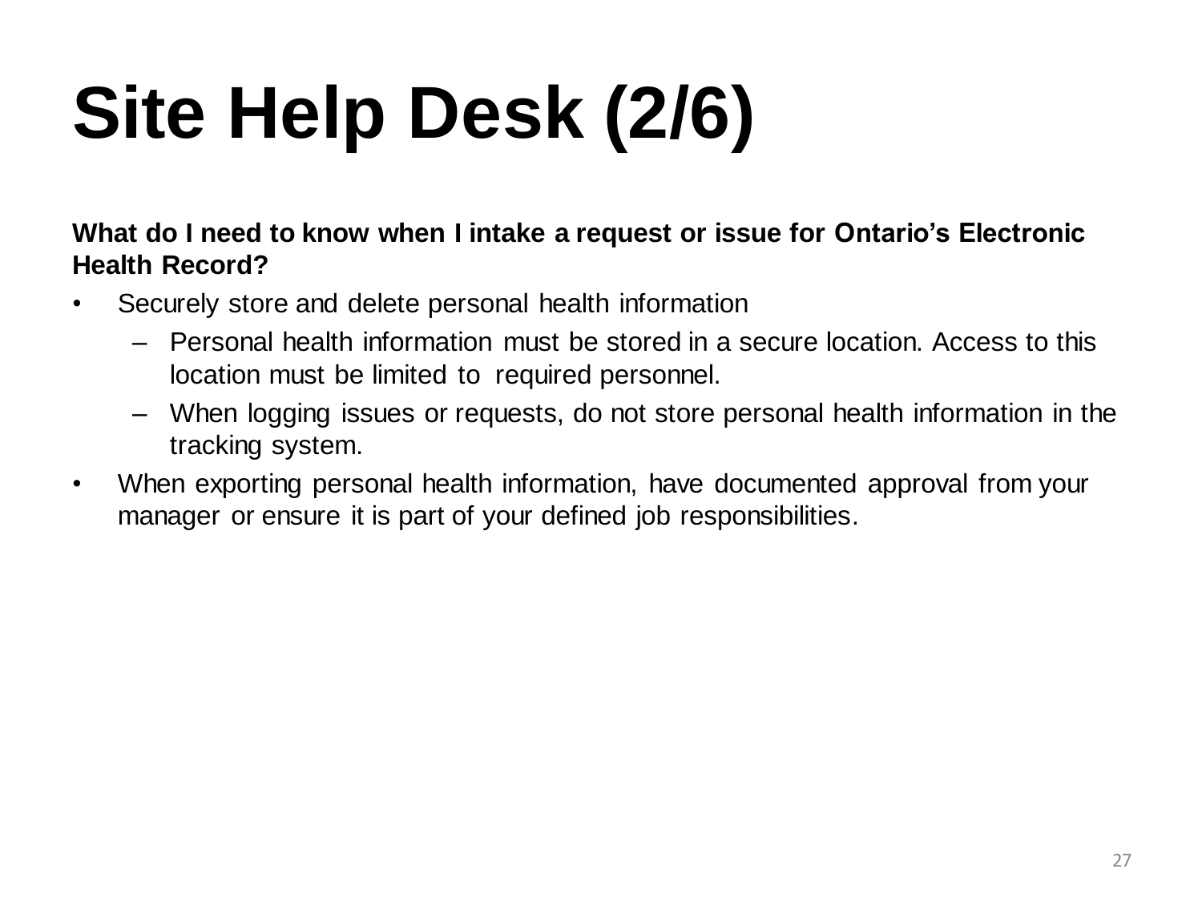# Site Help Desk (2/6)

**What do I need to know when I intake a request or issue for Ontario's Electronic Health Record?**

- Securely store and delete personal health information
  - Personal health information must be stored in a secure location. Access to this location must be limited to required personnel.
  - When logging issues or requests, do not store personal health information in the tracking system.
- When exporting personal health information, have documented approval from your manager or ensure it is part of your defined job responsibilities.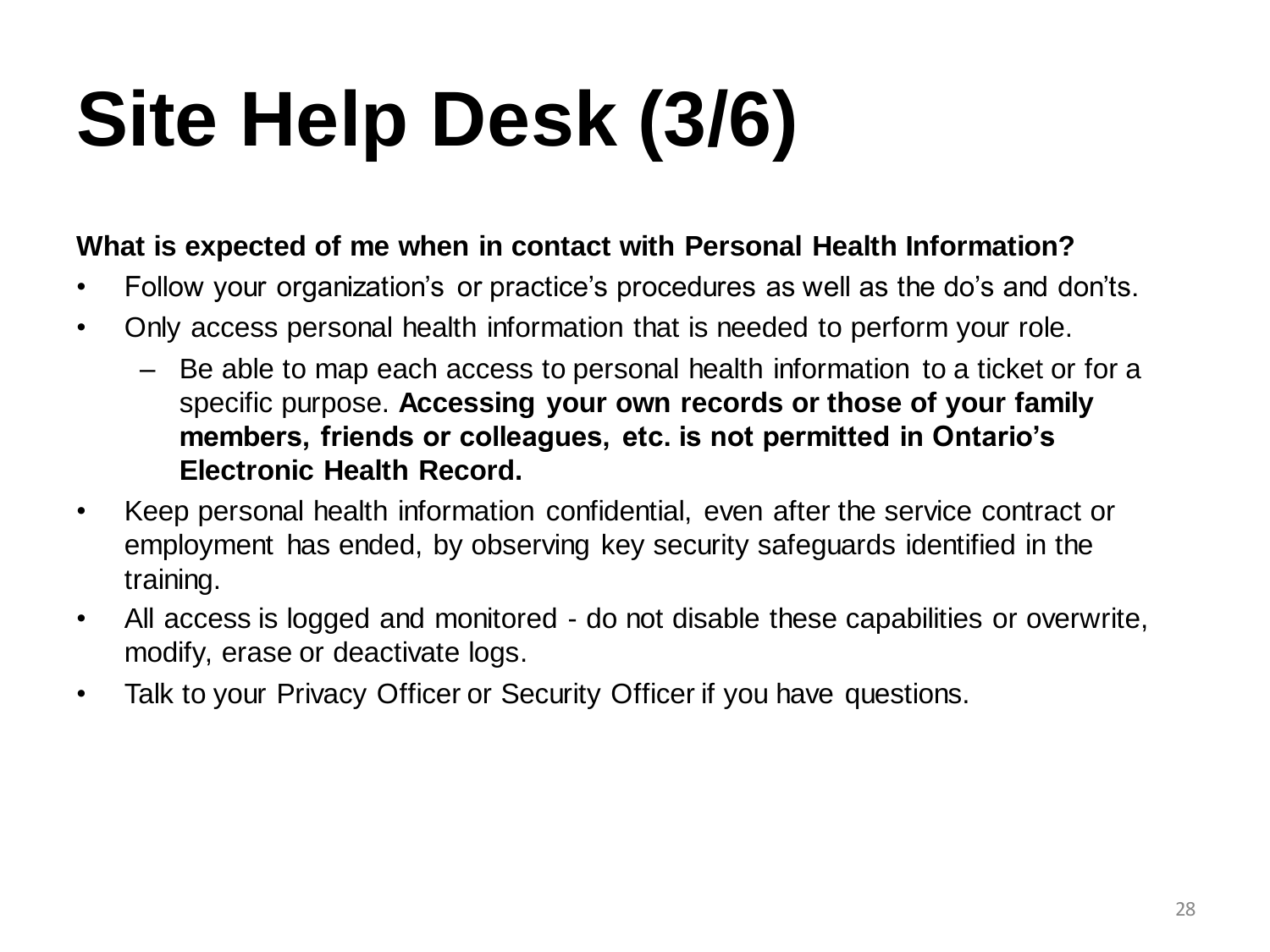# Site Help Desk (3/6)

**What is expected of me when in contact with Personal Health Information?**

- Follow your organization's or practice's procedures as well as the do's and don'ts.
- Only access personal health information that is needed to perform your role.
  - Be able to map each access to personal health information to a ticket or for a specific purpose. **Accessing your own records or those of your family members, friends or colleagues, etc. is not permitted in Ontario's Electronic Health Record.**
- Keep personal health information confidential, even after the service contract or employment has ended, by observing key security safeguards identified in the training.
- All access is logged and monitored - do not disable these capabilities or overwrite, modify, erase or deactivate logs.
- Talk to your Privacy Officer or Security Officer if you have questions.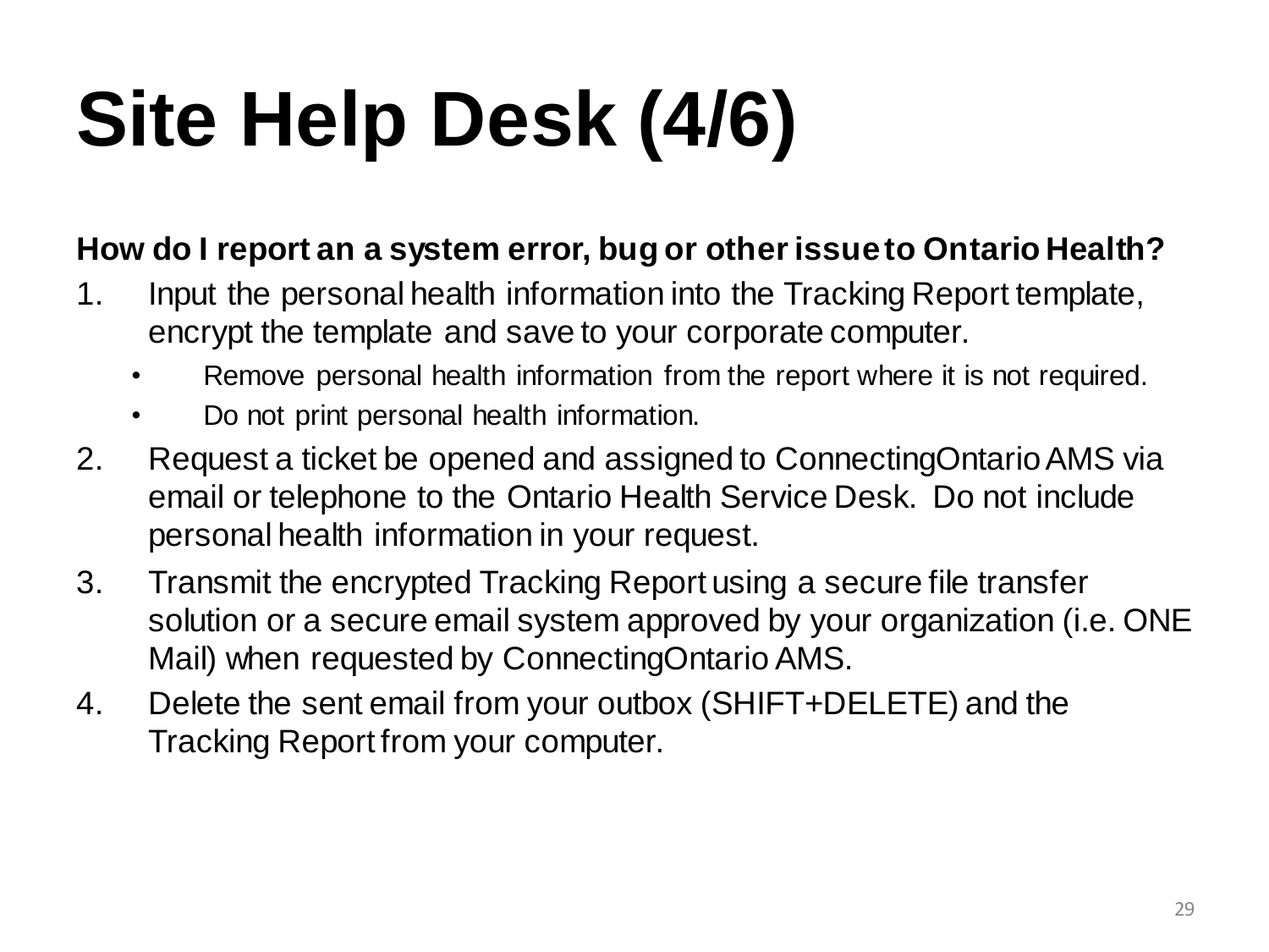# Site Help Desk (4/6)

**How do I report an a system error, bug or other issue to Ontario Health?**

1. Input the personal health information into the Tracking Report template, encrypt the template and save to your corporate computer.
   - Remove personal health information from the report where it is not required.
   - Do not print personal health information.
2. Request a ticket be opened and assigned to ConnectingOntario AMS via email or telephone to the Ontario Health Service Desk. Do not include personal health information in your request.
3. Transmit the encrypted Tracking Report using a secure file transfer solution or a secure email system approved by your organization (i.e. ONE Mail) when requested by ConnectingOntario AMS.
4. Delete the sent email from your outbox (SHIFT+DELETE) and the Tracking Report from your computer.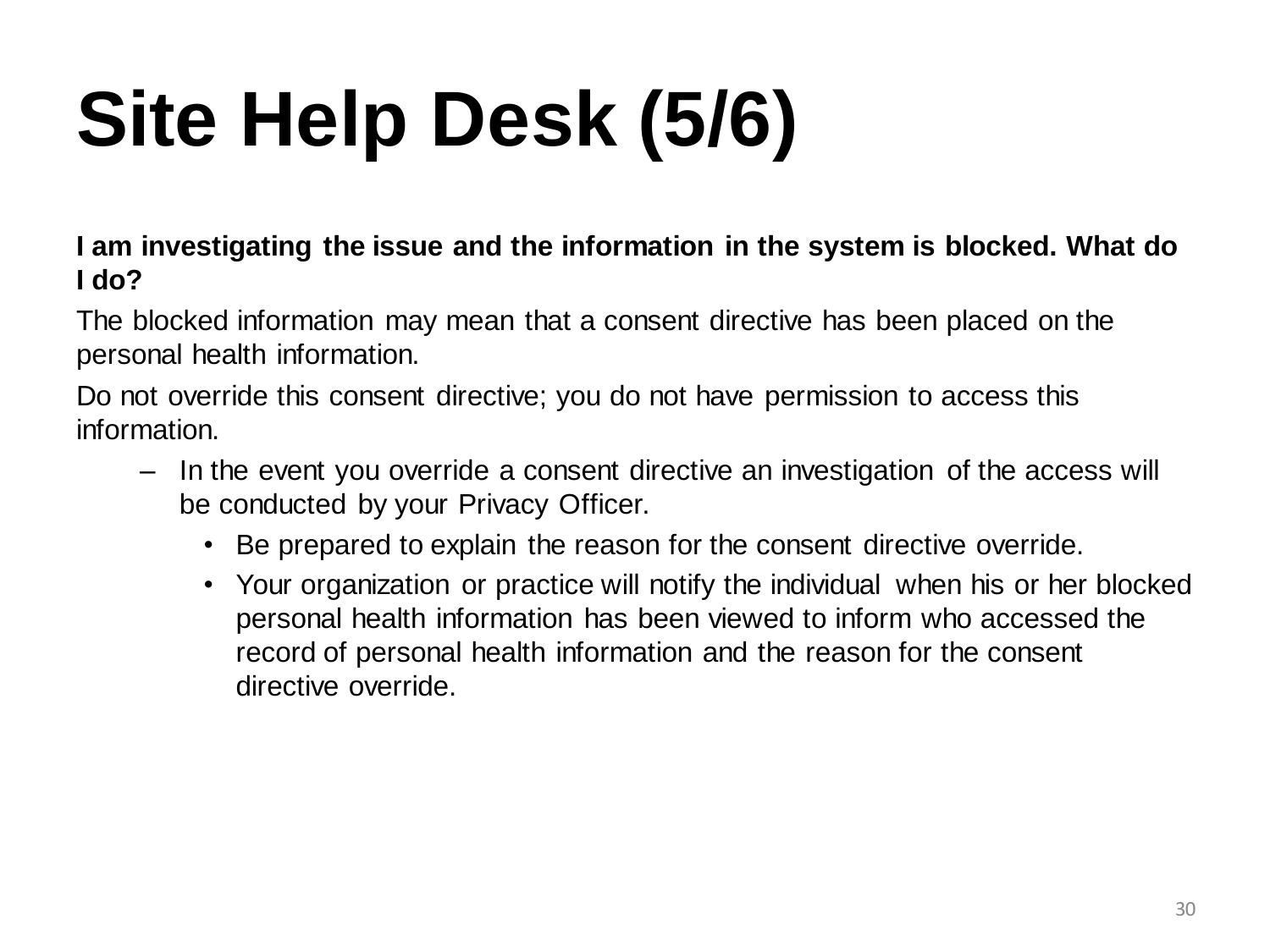# Site Help Desk (5/6)

**I am investigating the issue and the information in the system is blocked. What do I do?**

The blocked information may mean that a consent directive has been placed on the personal health information.

Do not override this consent directive; you do not have permission to access this information.

- In the event you override a consent directive an investigation of the access will be conducted by your Privacy Officer.
  - Be prepared to explain the reason for the consent directive override.
  - Your organization or practice will notify the individual when his or her blocked personal health information has been viewed to inform who accessed the record of personal health information and the reason for the consent directive override.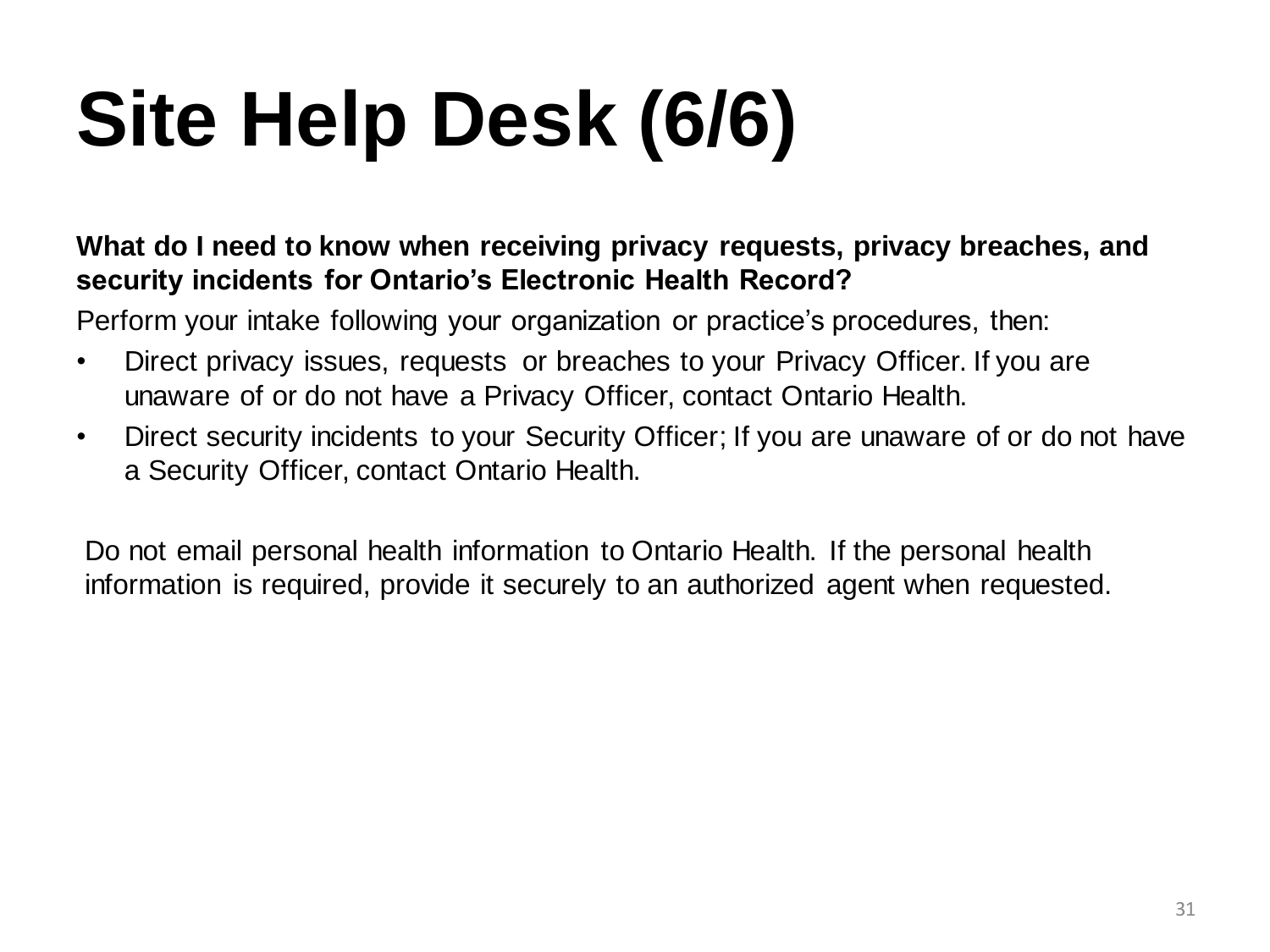# Site Help Desk (6/6)

**What do I need to know when receiving privacy requests, privacy breaches, and security incidents for Ontario's Electronic Health Record?**

Perform your intake following your organization or practice's procedures, then:

- Direct privacy issues, requests or breaches to your Privacy Officer. If you are unaware of or do not have a Privacy Officer, contact Ontario Health.
- Direct security incidents to your Security Officer; If you are unaware of or do not have a Security Officer, contact Ontario Health.

Do not email personal health information to Ontario Health. If the personal health information is required, provide it securely to an authorized agent when requested.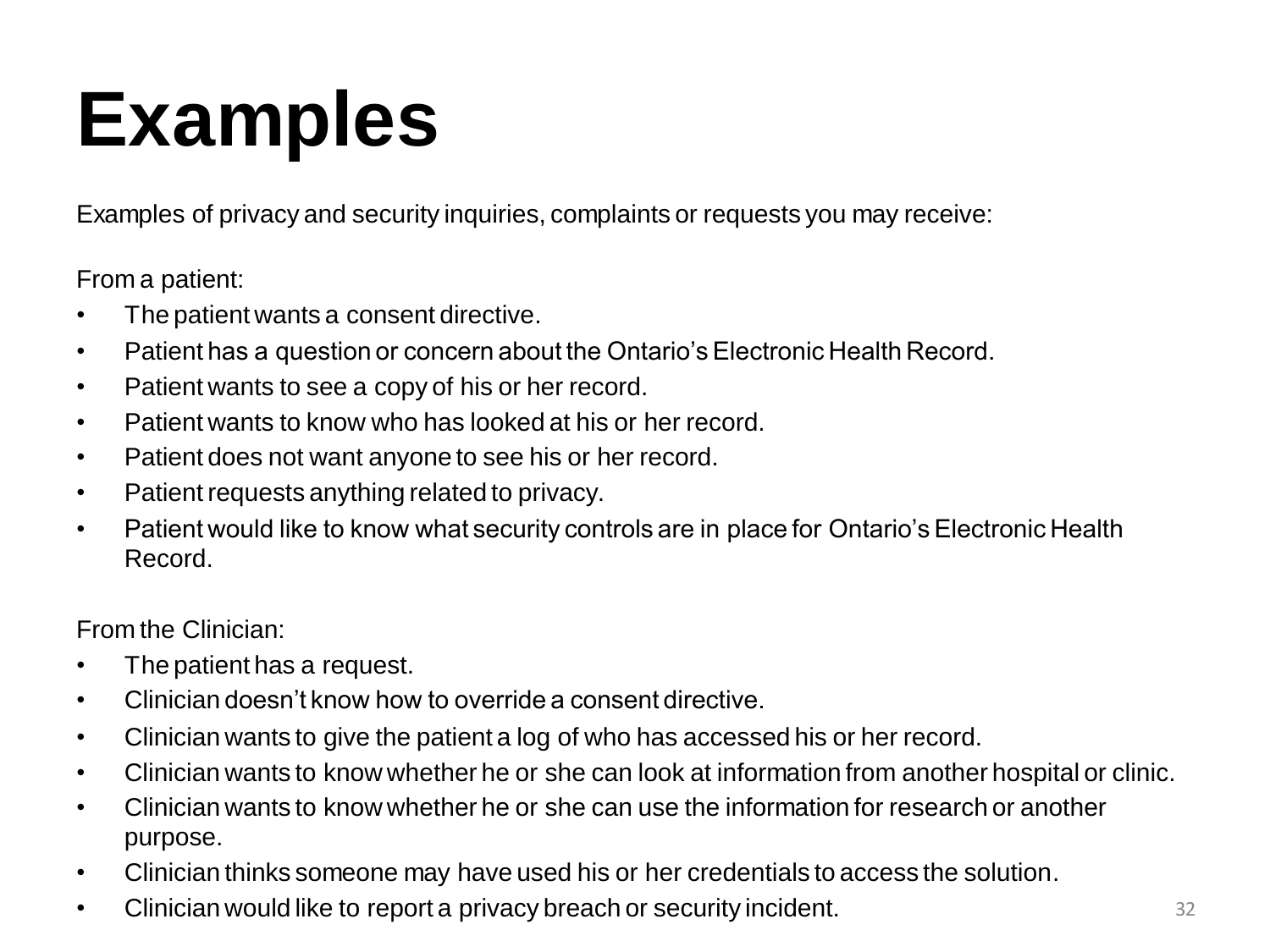# Examples

Examples of privacy and security inquiries, complaints or requests you may receive:

From a patient:

- The patient wants a consent directive.
- Patient has a question or concern about the Ontario's Electronic Health Record.
- Patient wants to see a copy of his or her record.
- Patient wants to know who has looked at his or her record.
- Patient does not want anyone to see his or her record.
- Patient requests anything related to privacy.
- Patient would like to know what security controls are in place for Ontario's Electronic Health Record.

From the Clinician:

- The patient has a request.
- Clinician doesn't know how to override a consent directive.
- Clinician wants to give the patient a log of who has accessed his or her record.
- Clinician wants to know whether he or she can look at information from another hospital or clinic.
- Clinician wants to know whether he or she can use the information for research or another purpose.
- Clinician thinks someone may have used his or her credentials to access the solution.
- Clinician would like to report a privacy breach or security incident.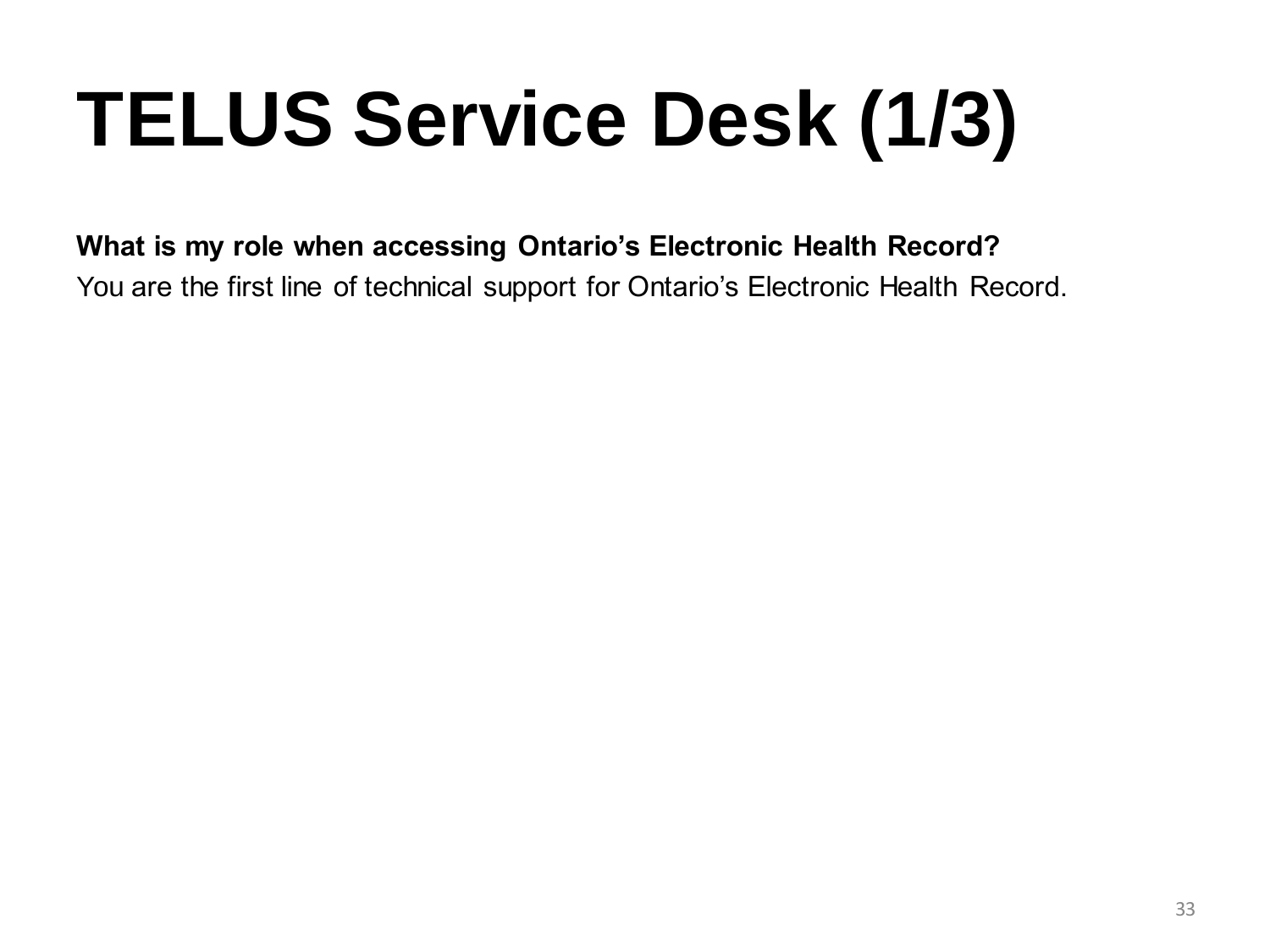# TELUS Service Desk (1/3)

**What is my role when accessing Ontario's Electronic Health Record?**

You are the first line of technical support for Ontario's Electronic Health Record.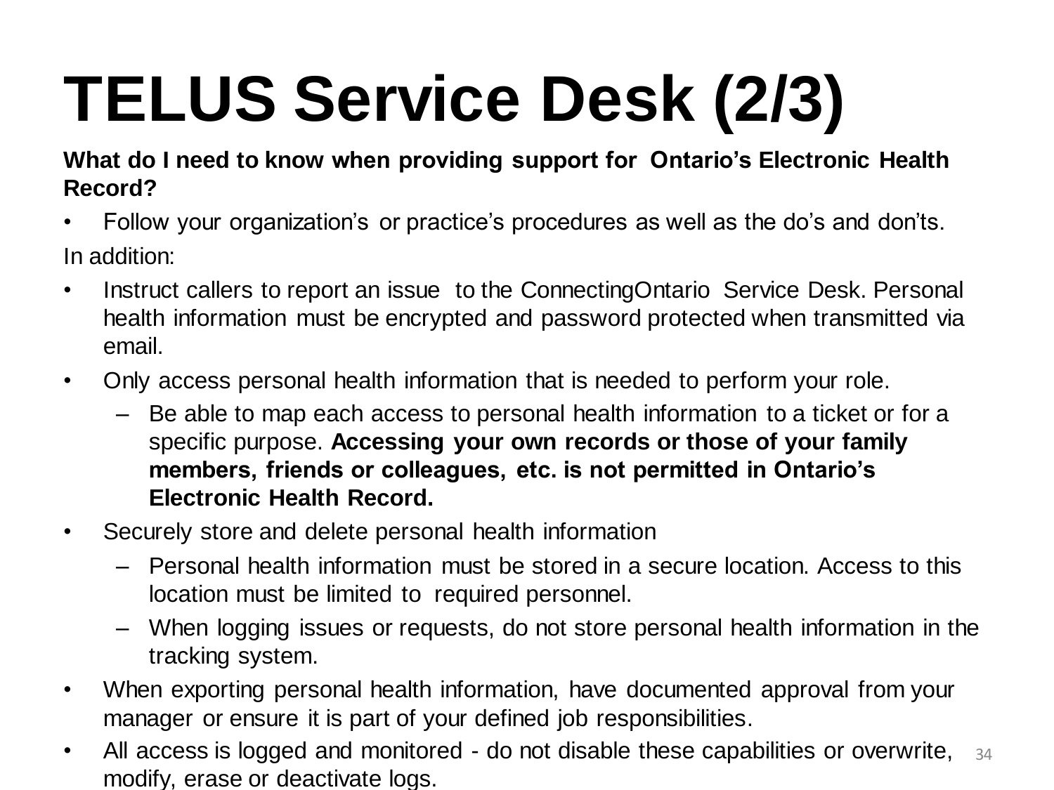# TELUS Service Desk (2/3)

**What do I need to know when providing support for Ontario's Electronic Health Record?**

- Follow your organization's or practice's procedures as well as the do's and don'ts.

In addition:

- Instruct callers to report an issue to the ConnectingOntario Service Desk. Personal health information must be encrypted and password protected when transmitted via email.
- Only access personal health information that is needed to perform your role.
  - Be able to map each access to personal health information to a ticket or for a specific purpose. **Accessing your own records or those of your family members, friends or colleagues, etc. is not permitted in Ontario's Electronic Health Record.**
- Securely store and delete personal health information
  - Personal health information must be stored in a secure location. Access to this location must be limited to required personnel.
  - When logging issues or requests, do not store personal health information in the tracking system.
- When exporting personal health information, have documented approval from your manager or ensure it is part of your defined job responsibilities.
- All access is logged and monitored - do not disable these capabilities or overwrite, modify, erase or deactivate logs.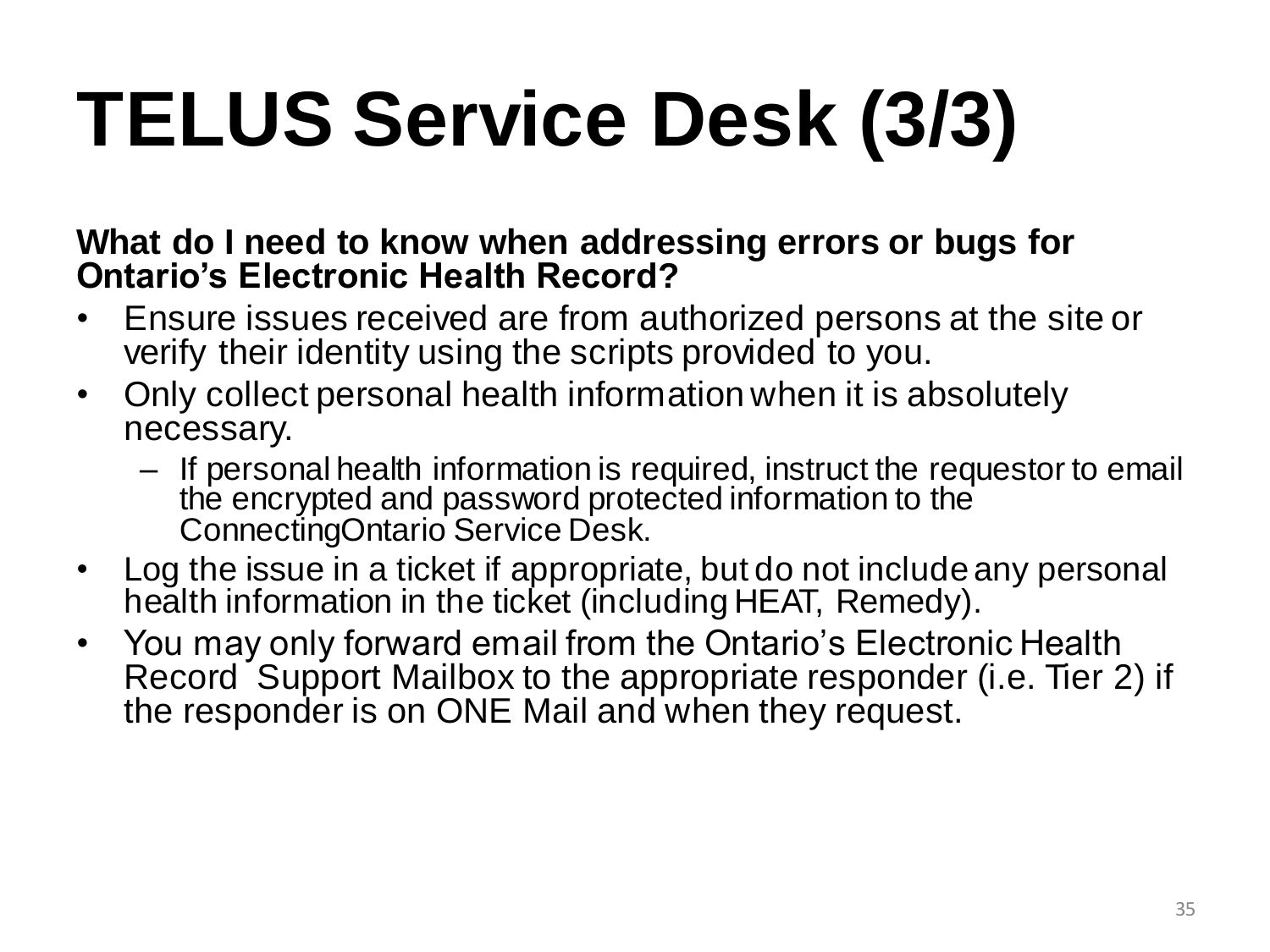# TELUS Service Desk (3/3)

**What do I need to know when addressing errors or bugs for Ontario's Electronic Health Record?**

- Ensure issues received are from authorized persons at the site or verify their identity using the scripts provided to you.
- Only collect personal health information when it is absolutely necessary.
  - If personal health information is required, instruct the requestor to email the encrypted and password protected information to the ConnectingOntario Service Desk.
- Log the issue in a ticket if appropriate, but do not include any personal health information in the ticket (including HEAT, Remedy).
- You may only forward email from the Ontario's Electronic Health Record Support Mailbox to the appropriate responder (i.e. Tier 2) if the responder is on ONE Mail and when they request.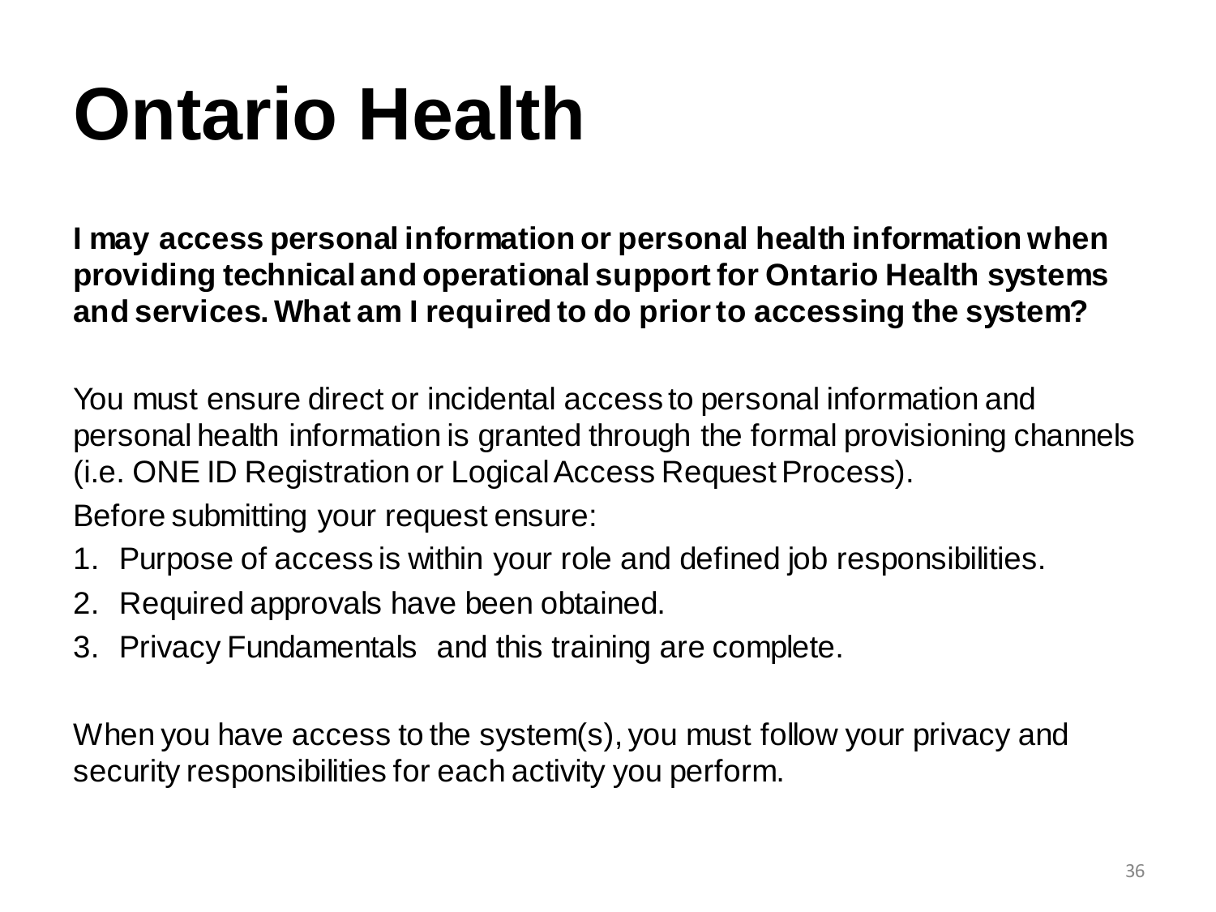# Ontario Health

**I may access personal information or personal health information when providing technical and operational support for Ontario Health systems and services. What am I required to do prior to accessing the system?**

You must ensure direct or incidental access to personal information and personal health information is granted through the formal provisioning channels (i.e. ONE ID Registration or Logical Access Request Process).

Before submitting your request ensure:

1. Purpose of access is within your role and defined job responsibilities.
2. Required approvals have been obtained.
3. Privacy Fundamentals and this training are complete.

When you have access to the system(s), you must follow your privacy and security responsibilities for each activity you perform.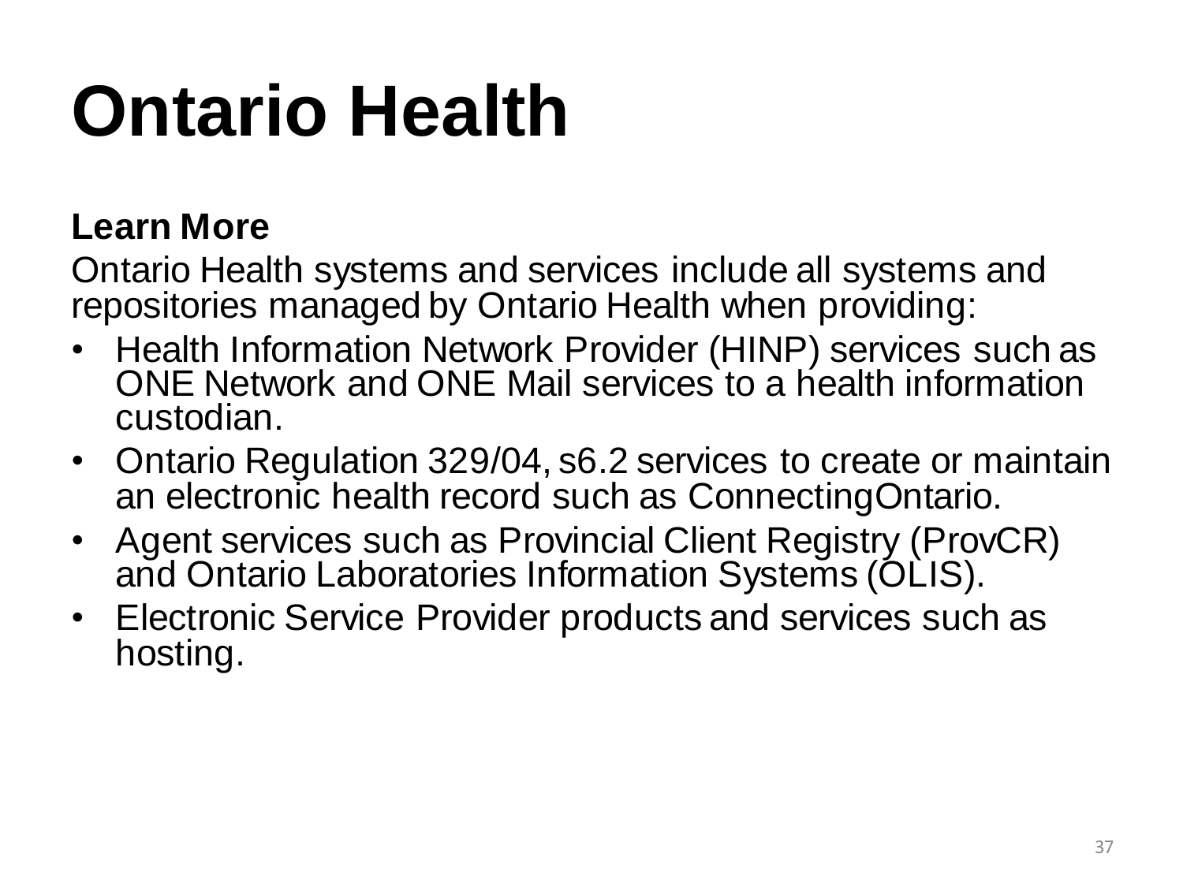# Ontario Health

**Learn More**

Ontario Health systems and services include all systems and repositories managed by Ontario Health when providing:

- Health Information Network Provider (HINP) services such as ONE Network and ONE Mail services to a health information custodian.
- Ontario Regulation 329/04, s6.2 services to create or maintain an electronic health record such as ConnectingOntario.
- Agent services such as Provincial Client Registry (ProvCR) and Ontario Laboratories Information Systems (OLIS).
- Electronic Service Provider products and services such as hosting.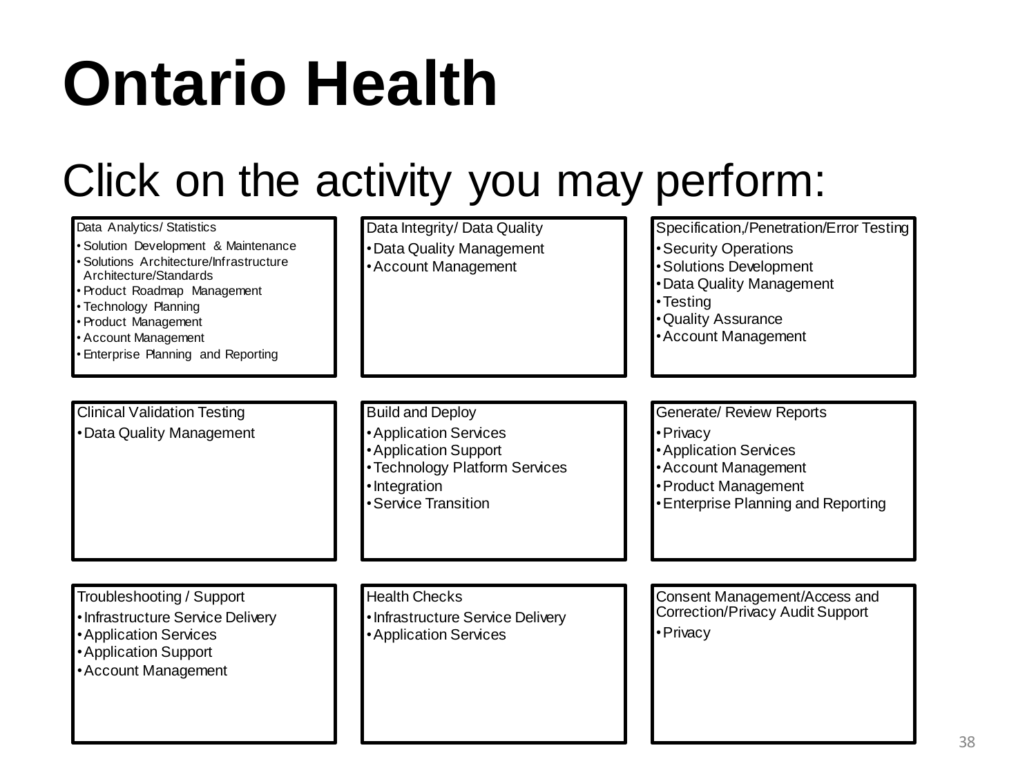# Ontario Health

Click on the activity you may perform:

**Data Analytics/ Statistics**

- Solution Development & Maintenance
- Solutions Architecture/Infrastructure Architecture/Standards
- Product Roadmap Management
- Technology Planning
- Product Management
- Account Management
- Enterprise Planning and Reporting

**Data Integrity/ Data Quality**

- Data Quality Management
- Account Management

**Specification,/Penetration/Error Testing**

- Security Operations
- Solutions Development
- Data Quality Management
- Testing
- Quality Assurance
- Account Management

**Clinical Validation Testing**

- Data Quality Management

**Build and Deploy**

- Application Services
- Application Support
- Technology Platform Services
- Integration
- Service Transition

**Generate/ Review Reports**

- Privacy
- Application Services
- Account Management
- Product Management
- Enterprise Planning and Reporting

**Troubleshooting / Support**

- Infrastructure Service Delivery
- Application Services
- Application Support
- Account Management

**Health Checks**

- Infrastructure Service Delivery
- Application Services

**Consent Management/Access and Correction/Privacy Audit Support**

- Privacy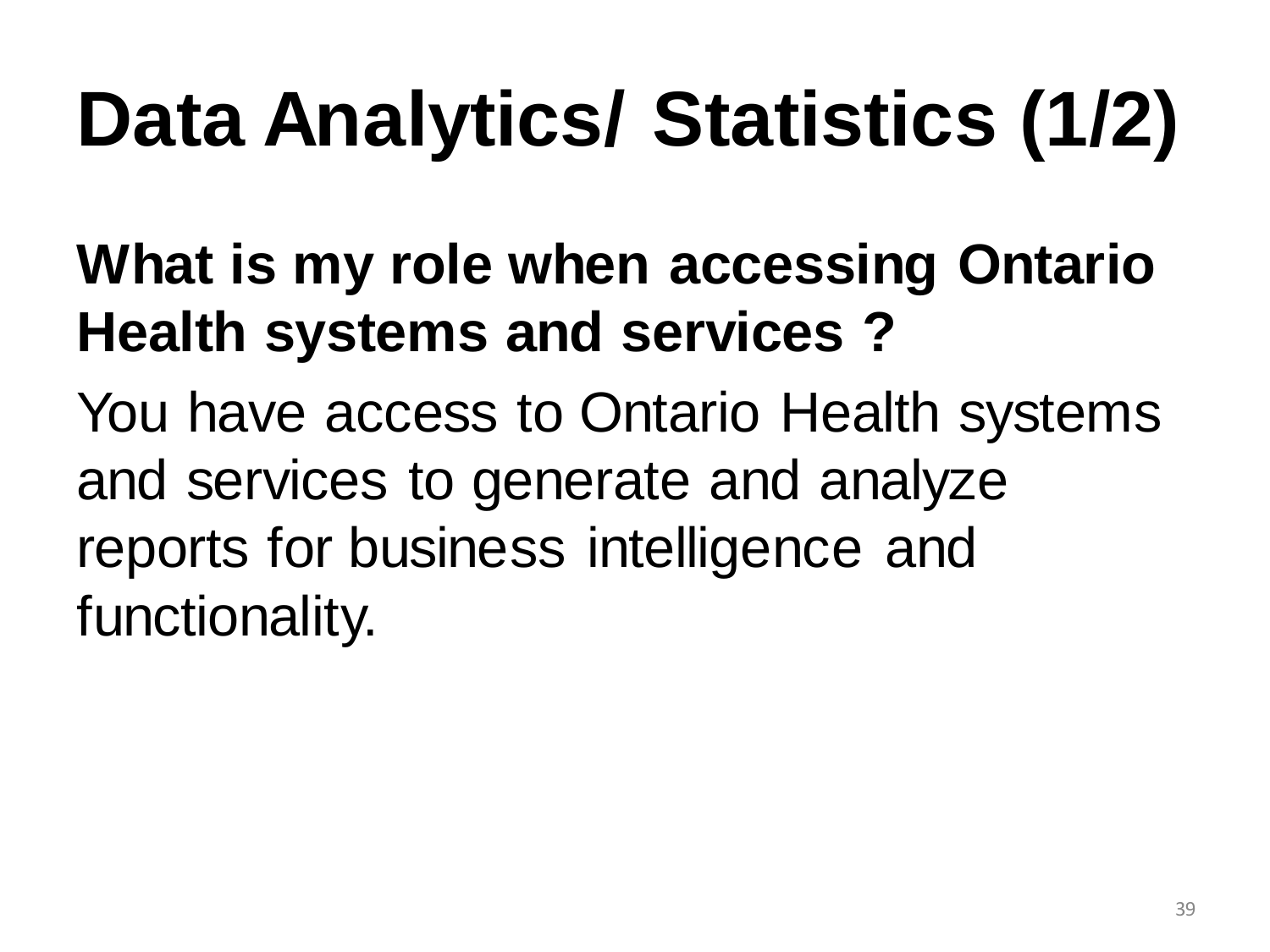# Data Analytics/ Statistics (1/2)

**What is my role when accessing Ontario Health systems and services ?**

You have access to Ontario Health systems and services to generate and analyze reports for business intelligence and functionality.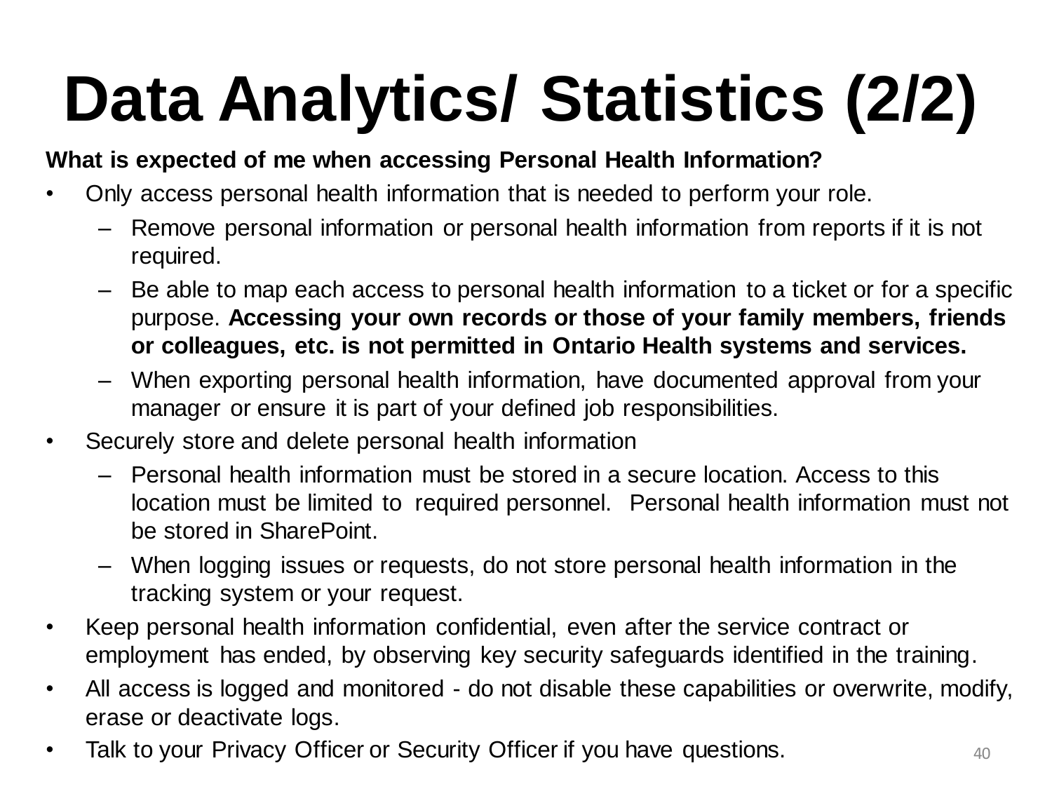# Data Analytics/ Statistics (2/2)

**What is expected of me when accessing Personal Health Information?**

- Only access personal health information that is needed to perform your role.
  - Remove personal information or personal health information from reports if it is not required.
  - Be able to map each access to personal health information to a ticket or for a specific purpose. **Accessing your own records or those of your family members, friends or colleagues, etc. is not permitted in Ontario Health systems and services.**
  - When exporting personal health information, have documented approval from your manager or ensure it is part of your defined job responsibilities.
- Securely store and delete personal health information
  - Personal health information must be stored in a secure location. Access to this location must be limited to required personnel. Personal health information must not be stored in SharePoint.
  - When logging issues or requests, do not store personal health information in the tracking system or your request.
- Keep personal health information confidential, even after the service contract or employment has ended, by observing key security safeguards identified in the training.
- All access is logged and monitored - do not disable these capabilities or overwrite, modify, erase or deactivate logs.
- Talk to your Privacy Officer or Security Officer if you have questions.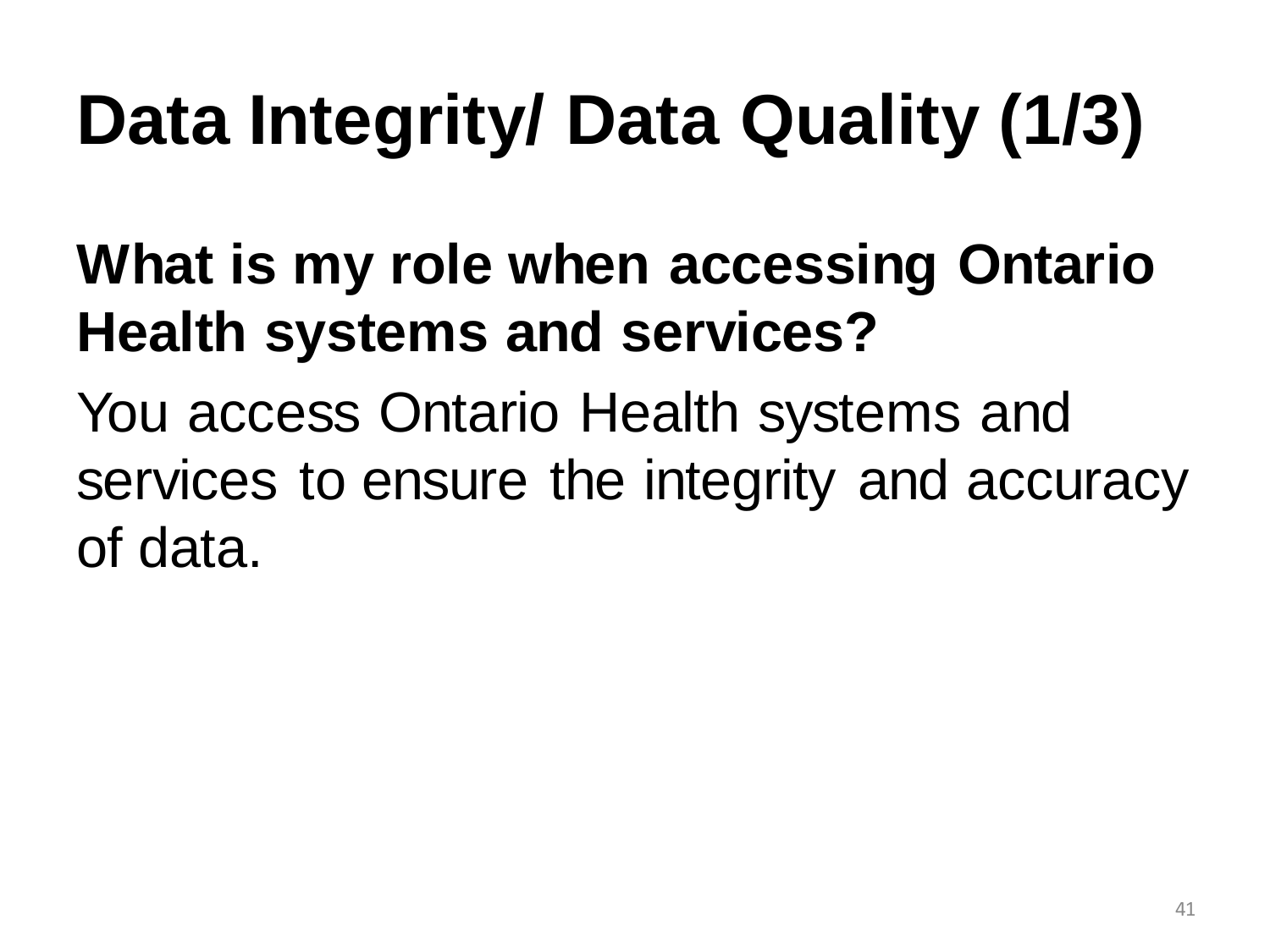# Data Integrity/ Data Quality (1/3)

**What is my role when accessing Ontario Health systems and services?**

You access Ontario Health systems and services to ensure the integrity and accuracy of data.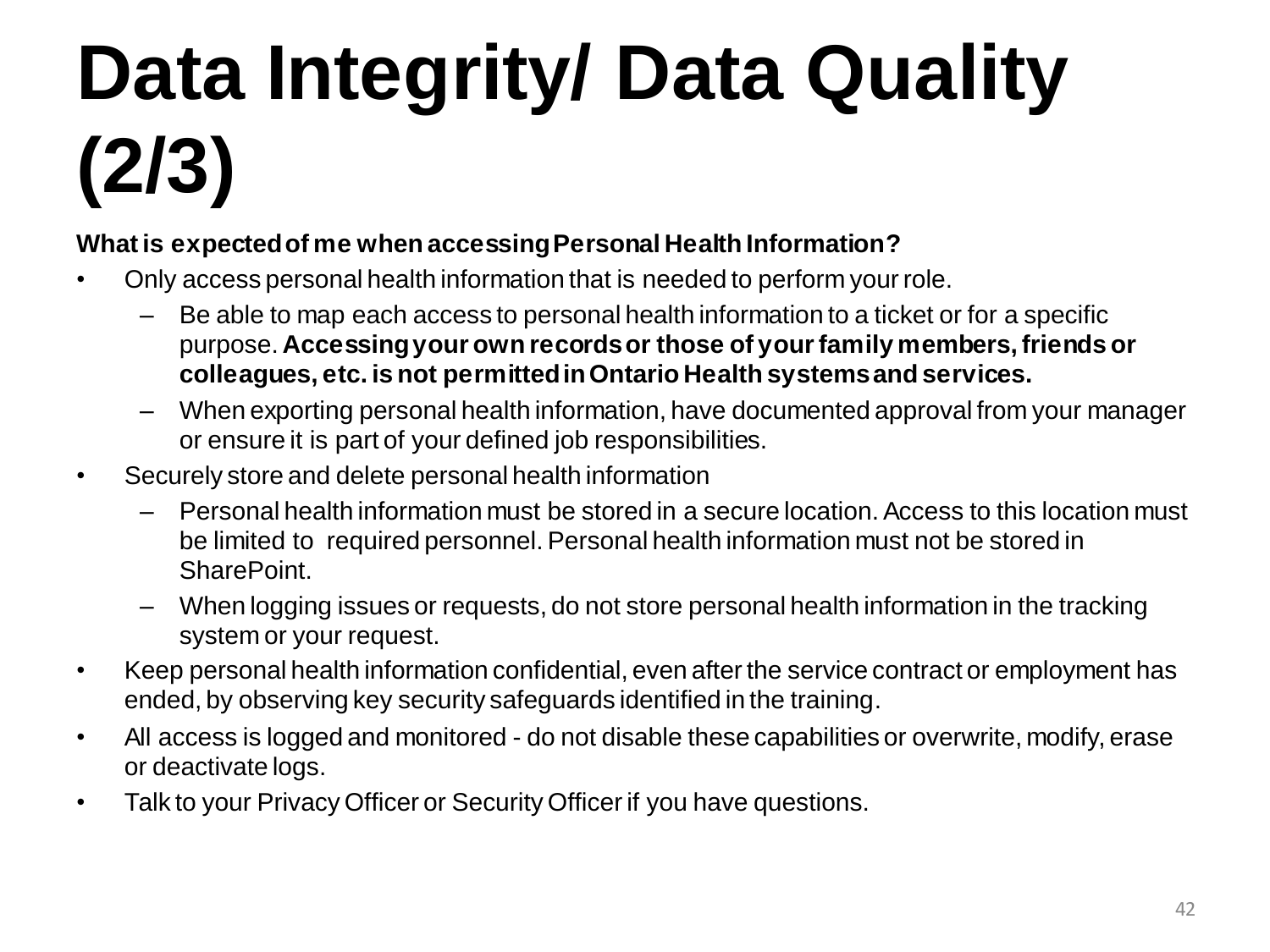# Data Integrity/ Data Quality (2/3)

**What is expected of me when accessing Personal Health Information?**

- Only access personal health information that is needed to perform your role.
  - Be able to map each access to personal health information to a ticket or for a specific purpose. **Accessing your own records or those of your family members, friends or colleagues, etc. is not permitted in Ontario Health systems and services.**
  - When exporting personal health information, have documented approval from your manager or ensure it is part of your defined job responsibilities.
- Securely store and delete personal health information
  - Personal health information must be stored in a secure location. Access to this location must be limited to required personnel. Personal health information must not be stored in SharePoint.
  - When logging issues or requests, do not store personal health information in the tracking system or your request.
- Keep personal health information confidential, even after the service contract or employment has ended, by observing key security safeguards identified in the training.
- All access is logged and monitored - do not disable these capabilities or overwrite, modify, erase or deactivate logs.
- Talk to your Privacy Officer or Security Officer if you have questions.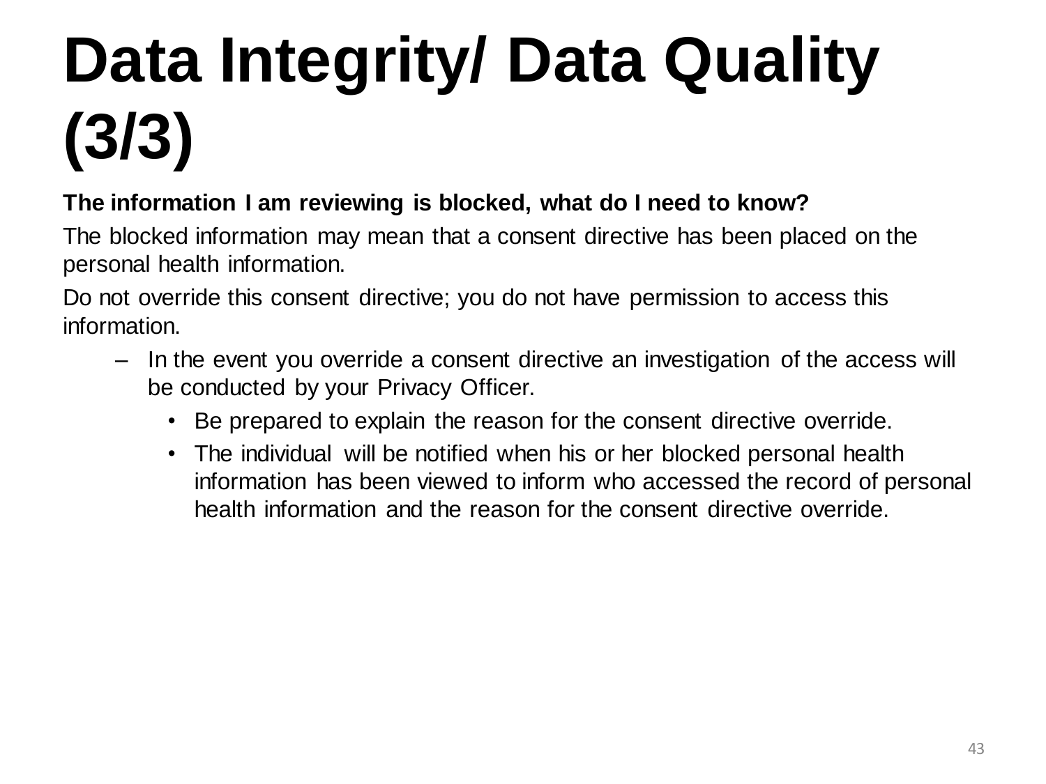# Data Integrity/ Data Quality (3/3)

**The information I am reviewing is blocked, what do I need to know?**

The blocked information may mean that a consent directive has been placed on the personal health information.

Do not override this consent directive; you do not have permission to access this information.

- In the event you override a consent directive an investigation of the access will be conducted by your Privacy Officer.
  - Be prepared to explain the reason for the consent directive override.
  - The individual will be notified when his or her blocked personal health information has been viewed to inform who accessed the record of personal health information and the reason for the consent directive override.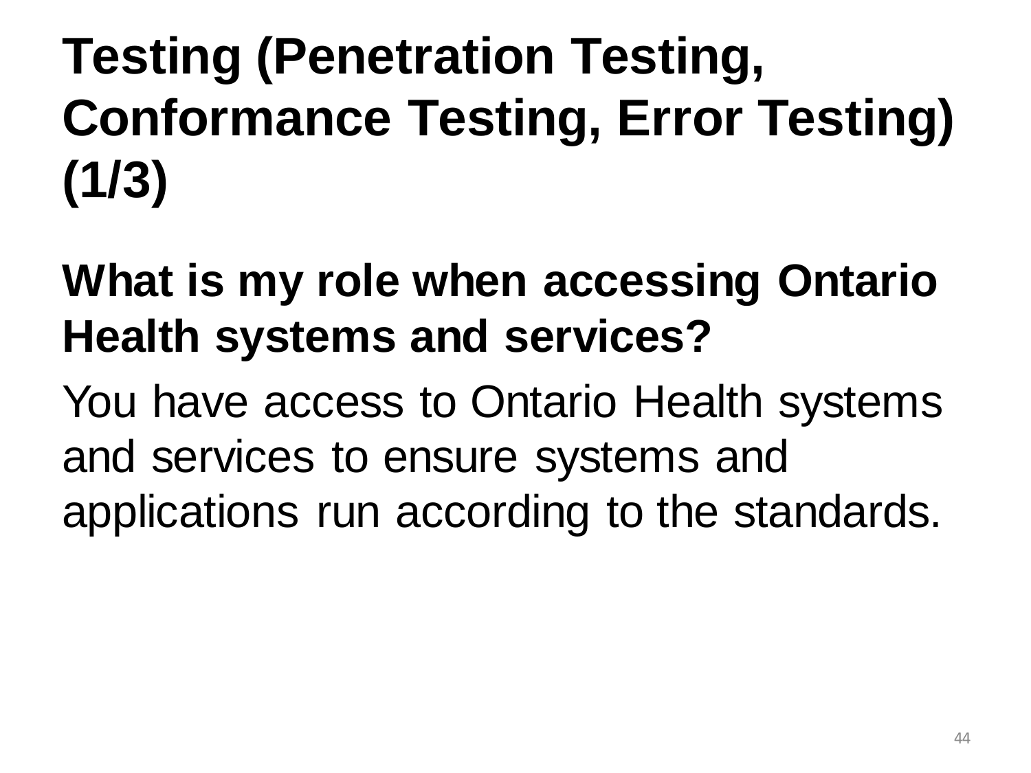# Testing (Penetration Testing, Conformance Testing, Error Testing) (1/3)

## What is my role when accessing Ontario Health systems and services?

You have access to Ontario Health systems and services to ensure systems and applications run according to the standards.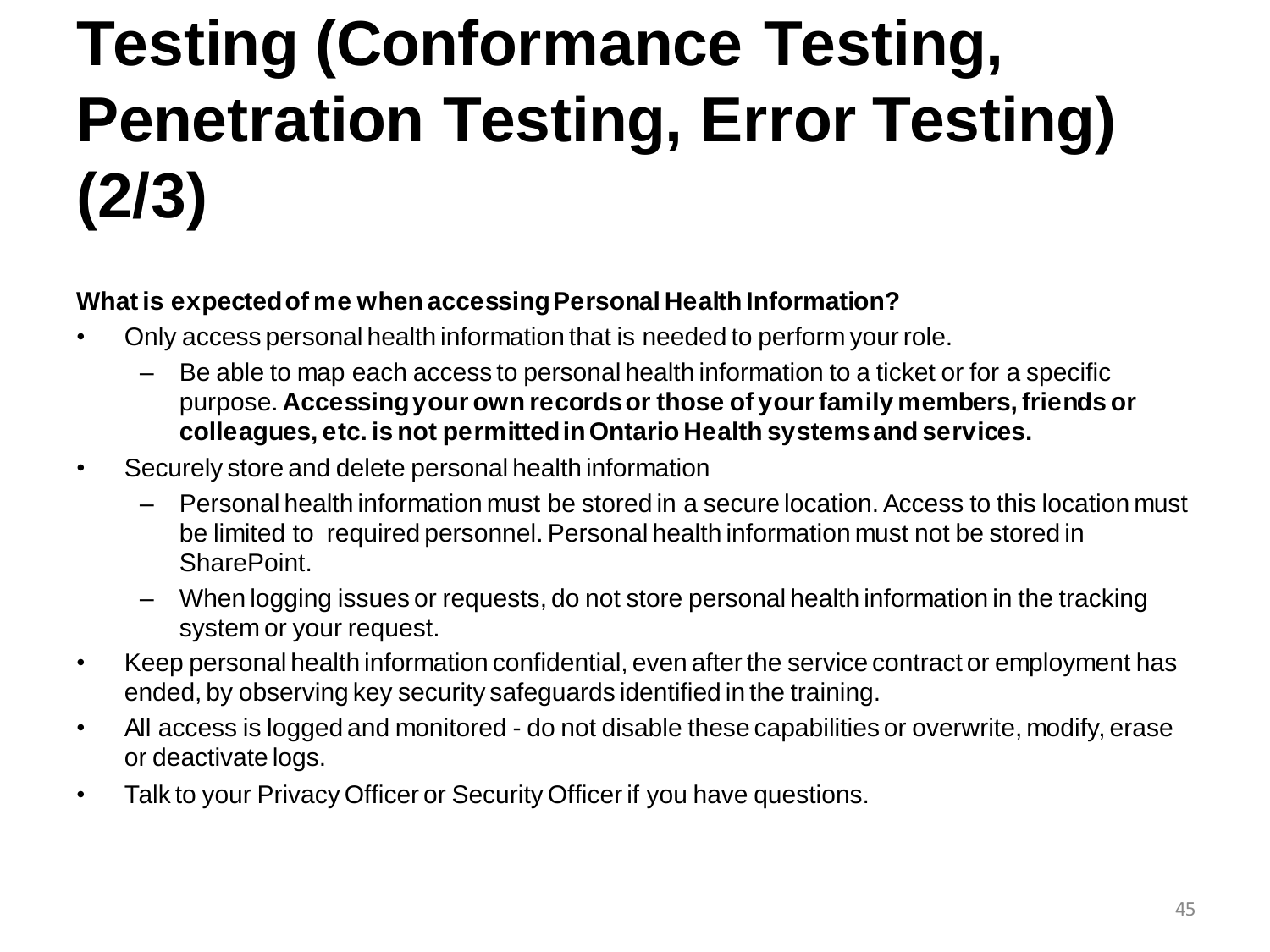# Testing (Conformance Testing, Penetration Testing, Error Testing) (2/3)

**What is expected of me when accessing Personal Health Information?**

- Only access personal health information that is needed to perform your role.
  - Be able to map each access to personal health information to a ticket or for a specific purpose. **Accessing your own records or those of your family members, friends or colleagues, etc. is not permitted in Ontario Health systems and services.**
- Securely store and delete personal health information
  - Personal health information must be stored in a secure location. Access to this location must be limited to required personnel. Personal health information must not be stored in SharePoint.
  - When logging issues or requests, do not store personal health information in the tracking system or your request.
- Keep personal health information confidential, even after the service contract or employment has ended, by observing key security safeguards identified in the training.
- All access is logged and monitored - do not disable these capabilities or overwrite, modify, erase or deactivate logs.
- Talk to your Privacy Officer or Security Officer if you have questions.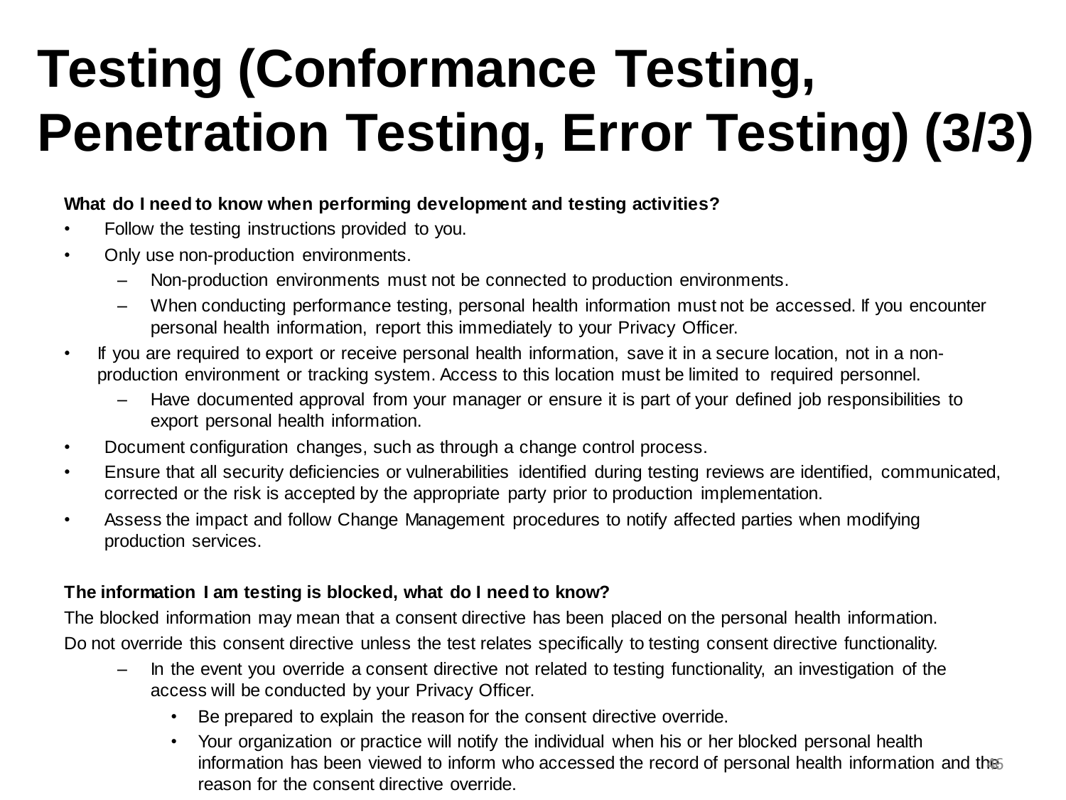# Testing (Conformance Testing, Penetration Testing, Error Testing) (3/3)

**What do I need to know when performing development and testing activities?**

- Follow the testing instructions provided to you.
- Only use non-production environments.
  - Non-production environments must not be connected to production environments.
  - When conducting performance testing, personal health information must not be accessed. If you encounter personal health information, report this immediately to your Privacy Officer.
- If you are required to export or receive personal health information, save it in a secure location, not in a non-production environment or tracking system. Access to this location must be limited to required personnel.
  - Have documented approval from your manager or ensure it is part of your defined job responsibilities to export personal health information.
- Document configuration changes, such as through a change control process.
- Ensure that all security deficiencies or vulnerabilities identified during testing reviews are identified, communicated, corrected or the risk is accepted by the appropriate party prior to production implementation.
- Assess the impact and follow Change Management procedures to notify affected parties when modifying production services.

**The information I am testing is blocked, what do I need to know?**

The blocked information may mean that a consent directive has been placed on the personal health information.

Do not override this consent directive unless the test relates specifically to testing consent directive functionality.

- In the event you override a consent directive not related to testing functionality, an investigation of the access will be conducted by your Privacy Officer.
  - Be prepared to explain the reason for the consent directive override.
  - Your organization or practice will notify the individual when his or her blocked personal health information has been viewed to inform who accessed the record of personal health information and the reason for the consent directive override.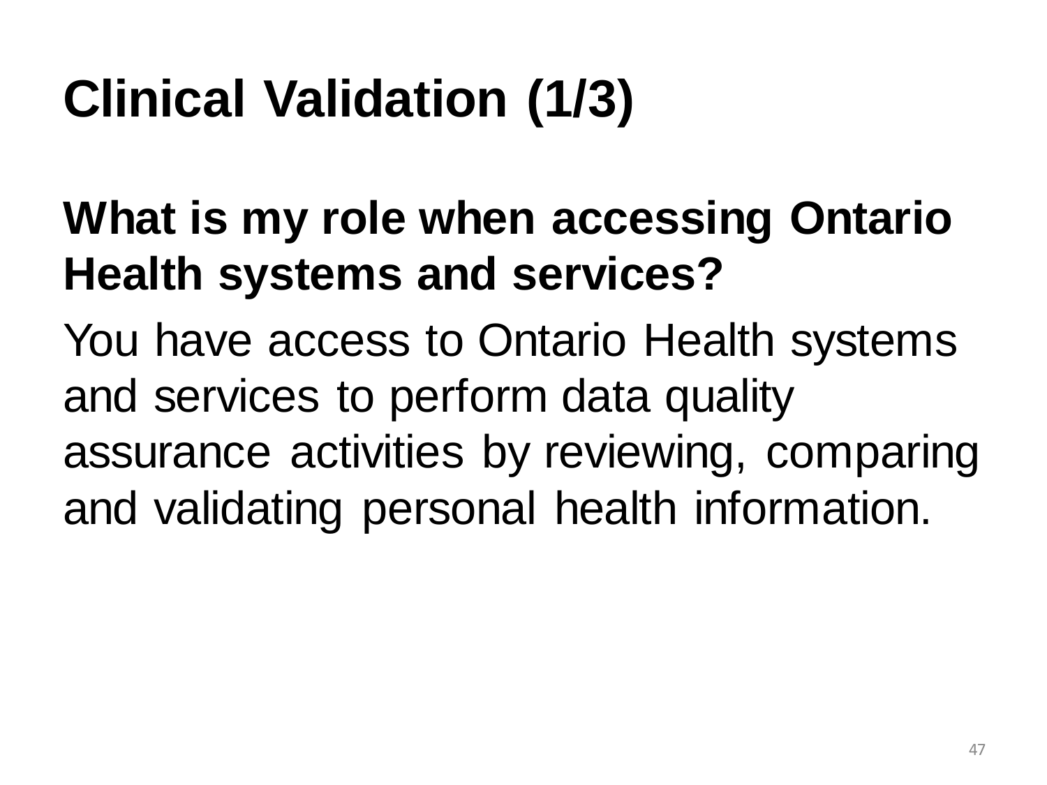# Clinical Validation (1/3)

**What is my role when accessing Ontario Health systems and services?**

You have access to Ontario Health systems and services to perform data quality assurance activities by reviewing, comparing and validating personal health information.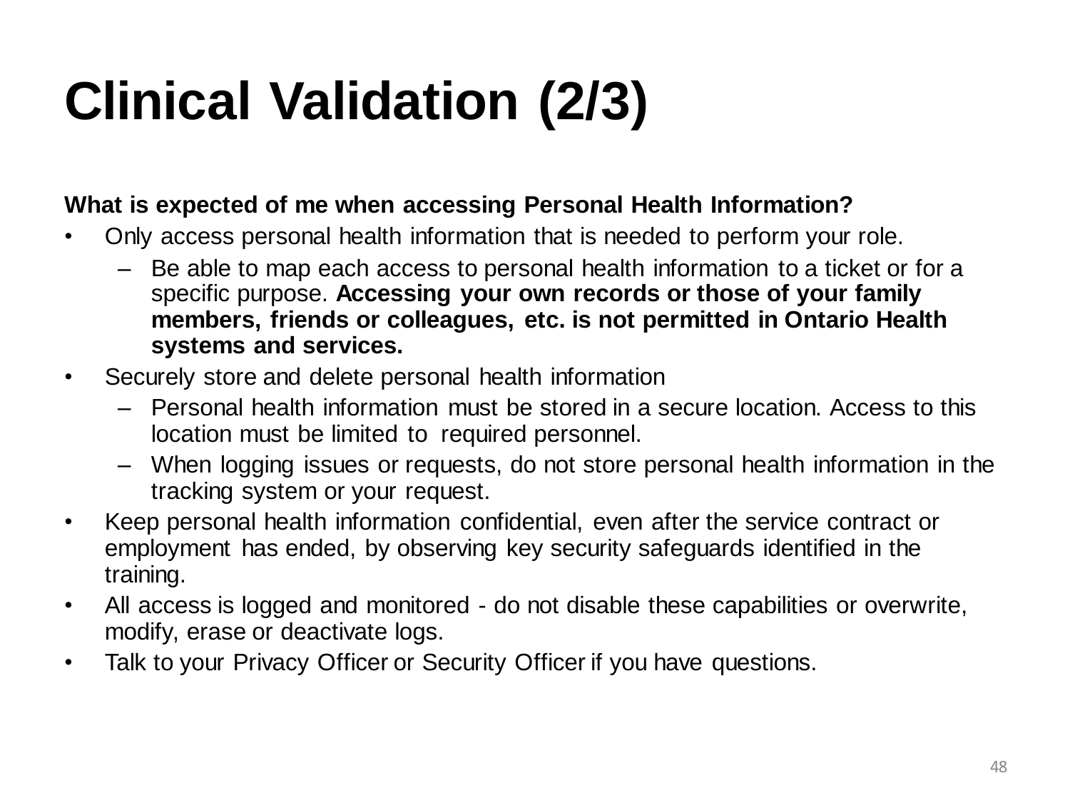# Clinical Validation (2/3)

**What is expected of me when accessing Personal Health Information?**

- Only access personal health information that is needed to perform your role.
  - Be able to map each access to personal health information to a ticket or for a specific purpose. **Accessing your own records or those of your family members, friends or colleagues, etc. is not permitted in Ontario Health systems and services.**
- Securely store and delete personal health information
  - Personal health information must be stored in a secure location. Access to this location must be limited to required personnel.
  - When logging issues or requests, do not store personal health information in the tracking system or your request.
- Keep personal health information confidential, even after the service contract or employment has ended, by observing key security safeguards identified in the training.
- All access is logged and monitored - do not disable these capabilities or overwrite, modify, erase or deactivate logs.
- Talk to your Privacy Officer or Security Officer if you have questions.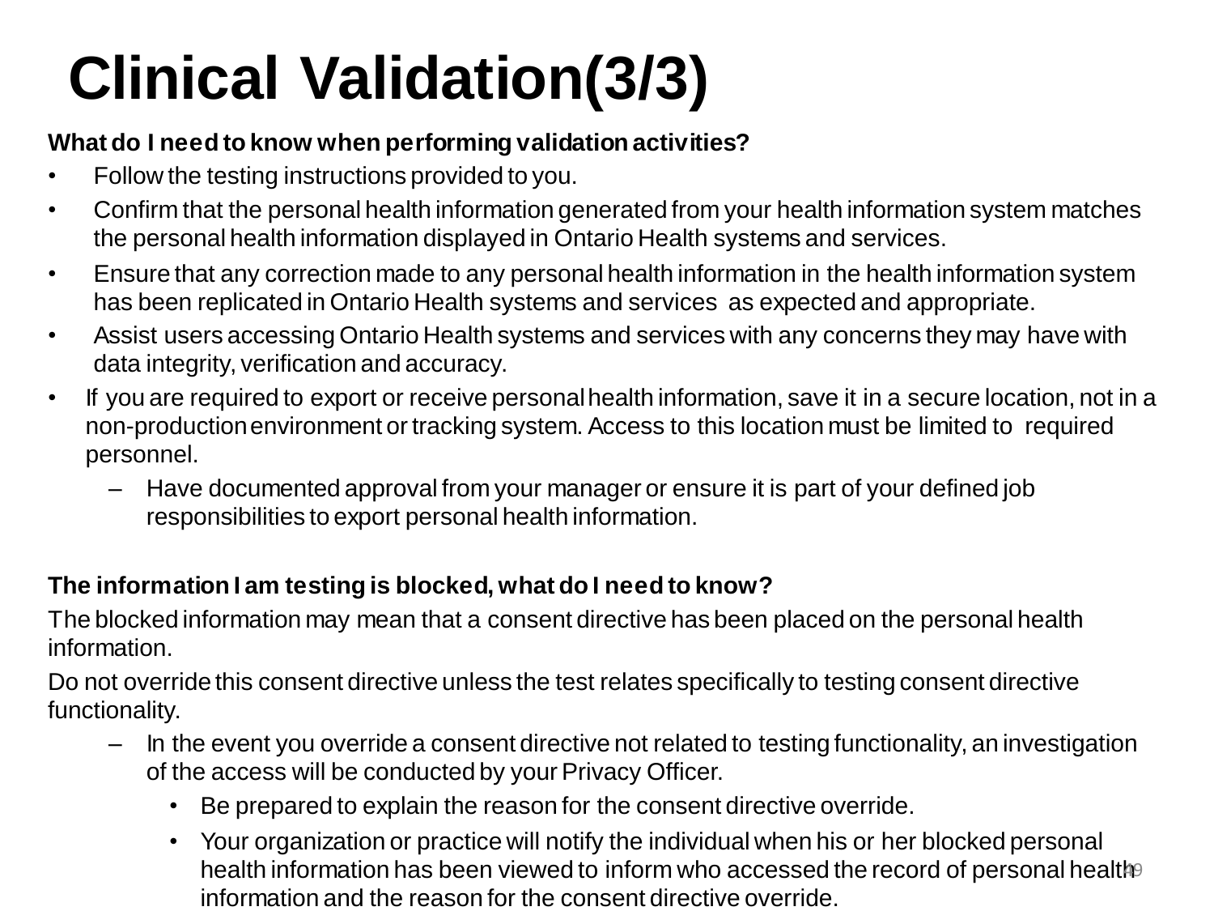# Clinical Validation(3/3)

**What do I need to know when performing validation activities?**

- Follow the testing instructions provided to you.
- Confirm that the personal health information generated from your health information system matches the personal health information displayed in Ontario Health systems and services.
- Ensure that any correction made to any personal health information in the health information system has been replicated in Ontario Health systems and services as expected and appropriate.
- Assist users accessing Ontario Health systems and services with any concerns they may have with data integrity, verification and accuracy.
- If you are required to export or receive personal health information, save it in a secure location, not in a non-production environment or tracking system. Access to this location must be limited to required personnel.
  - Have documented approval from your manager or ensure it is part of your defined job responsibilities to export personal health information.

**The information I am testing is blocked, what do I need to know?**

The blocked information may mean that a consent directive has been placed on the personal health information.

Do not override this consent directive unless the test relates specifically to testing consent directive functionality.

- In the event you override a consent directive not related to testing functionality, an investigation of the access will be conducted by your Privacy Officer.
  - Be prepared to explain the reason for the consent directive override.
  - Your organization or practice will notify the individual when his or her blocked personal health information has been viewed to inform who accessed the record of personal health information and the reason for the consent directive override.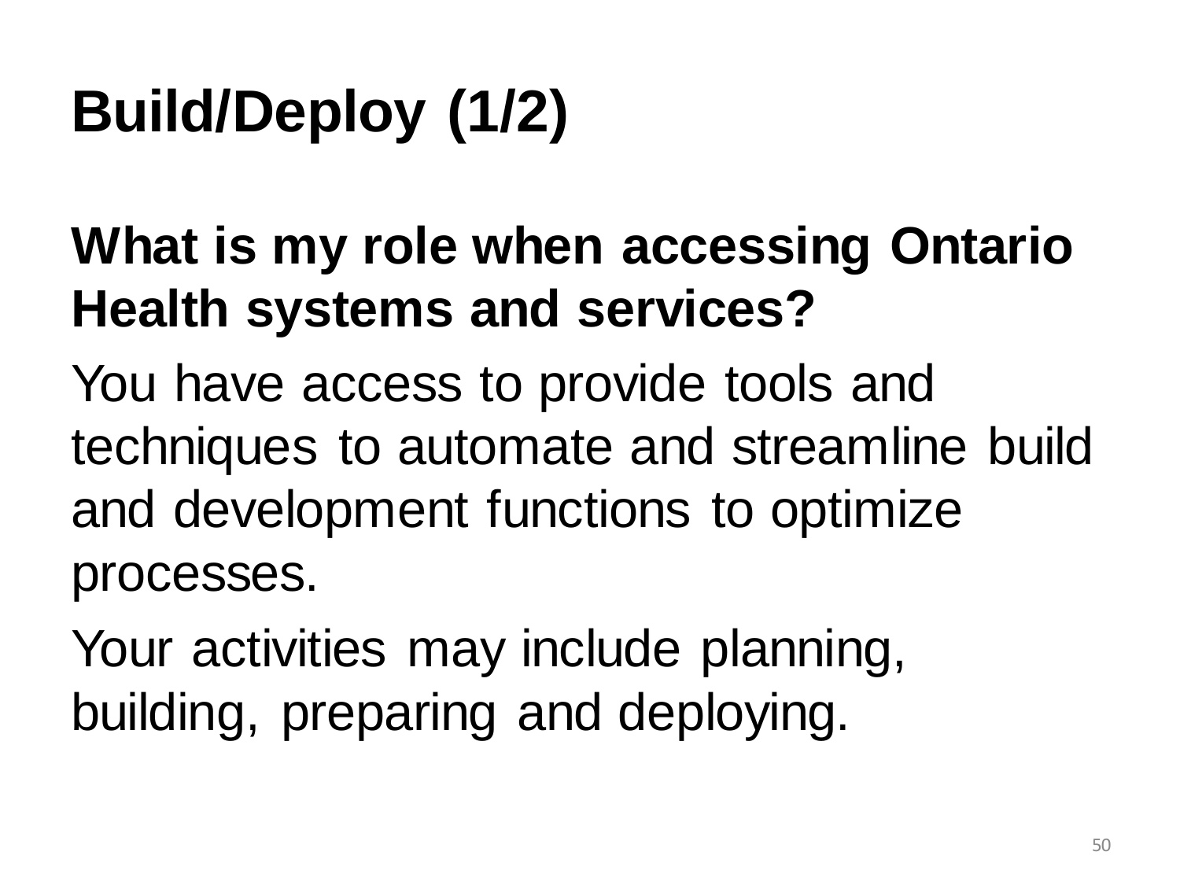# Build/Deploy (1/2)

**What is my role when accessing Ontario Health systems and services?**

You have access to provide tools and techniques to automate and streamline build and development functions to optimize processes.

Your activities may include planning, building, preparing and deploying.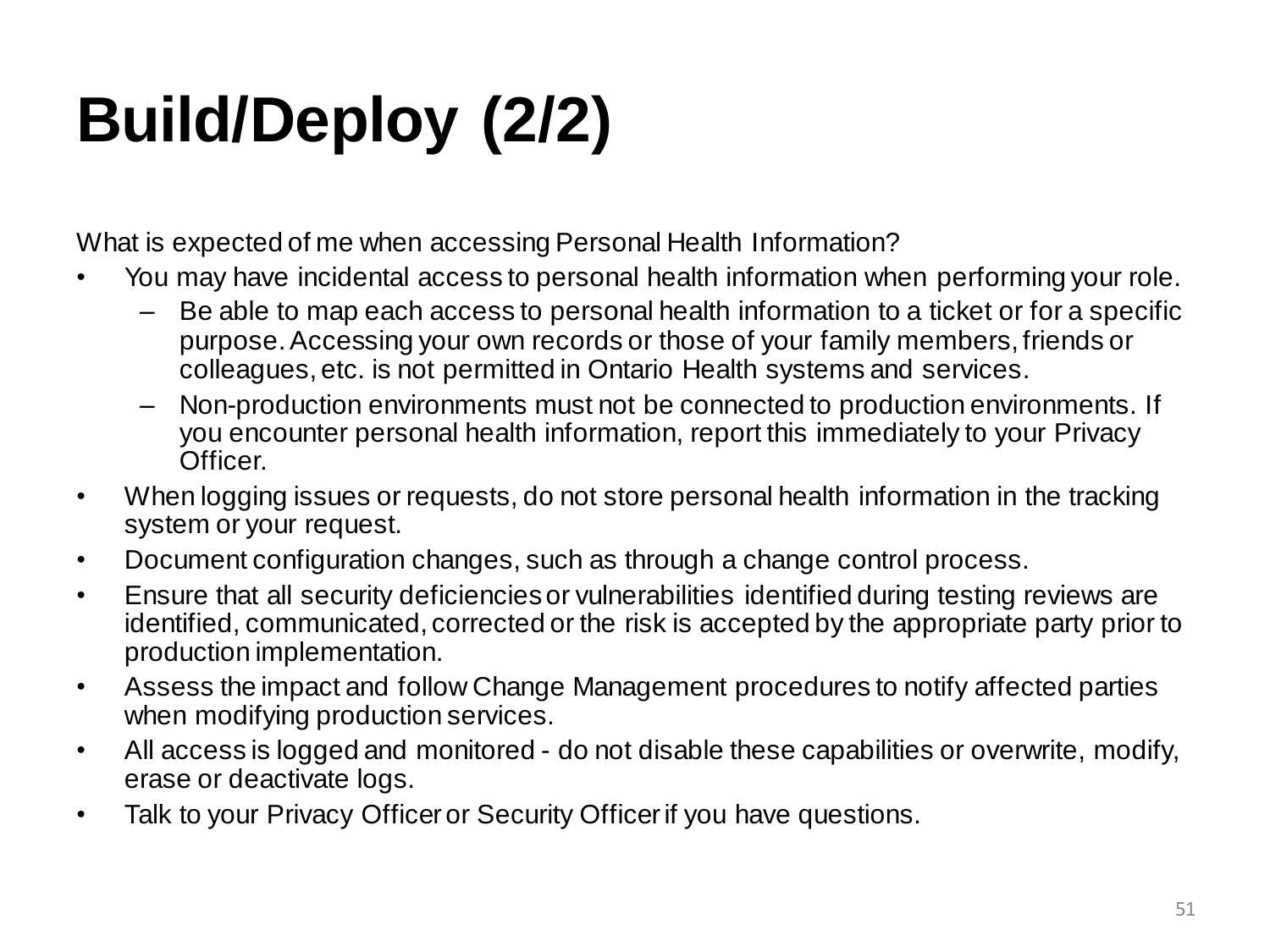# Build/Deploy (2/2)

What is expected of me when accessing Personal Health Information?

- You may have incidental access to personal health information when performing your role.
  - Be able to map each access to personal health information to a ticket or for a specific purpose. Accessing your own records or those of your family members, friends or colleagues, etc. is not permitted in Ontario Health systems and services.
  - Non-production environments must not be connected to production environments. If you encounter personal health information, report this immediately to your Privacy Officer.
- When logging issues or requests, do not store personal health information in the tracking system or your request.
- Document configuration changes, such as through a change control process.
- Ensure that all security deficiencies or vulnerabilities identified during testing reviews are identified, communicated, corrected or the risk is accepted by the appropriate party prior to production implementation.
- Assess the impact and follow Change Management procedures to notify affected parties when modifying production services.
- All access is logged and monitored - do not disable these capabilities or overwrite, modify, erase or deactivate logs.
- Talk to your Privacy Officer or Security Officer if you have questions.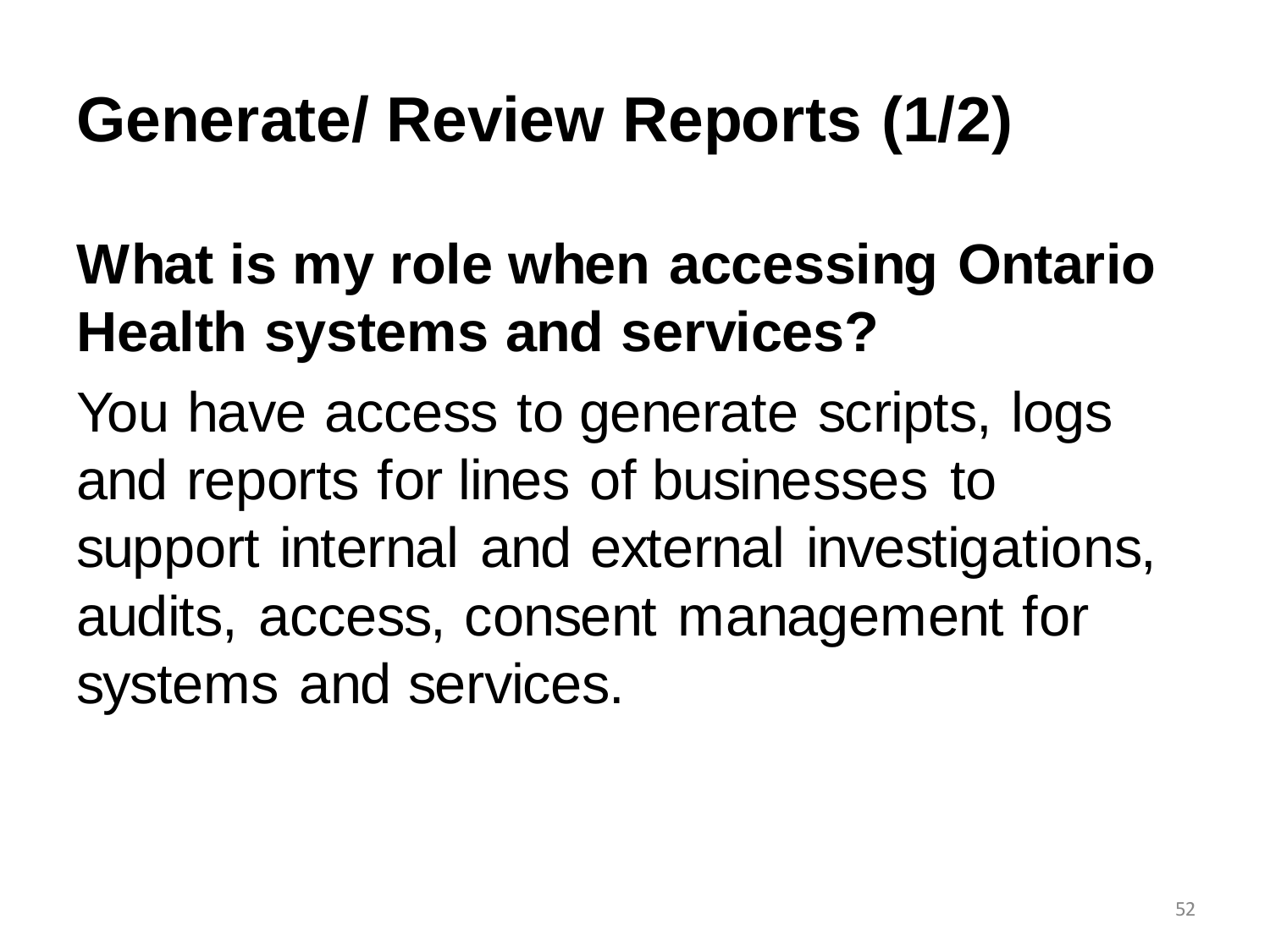# Generate/ Review Reports (1/2)

**What is my role when accessing Ontario Health systems and services?**

You have access to generate scripts, logs and reports for lines of businesses to support internal and external investigations, audits, access, consent management for systems and services.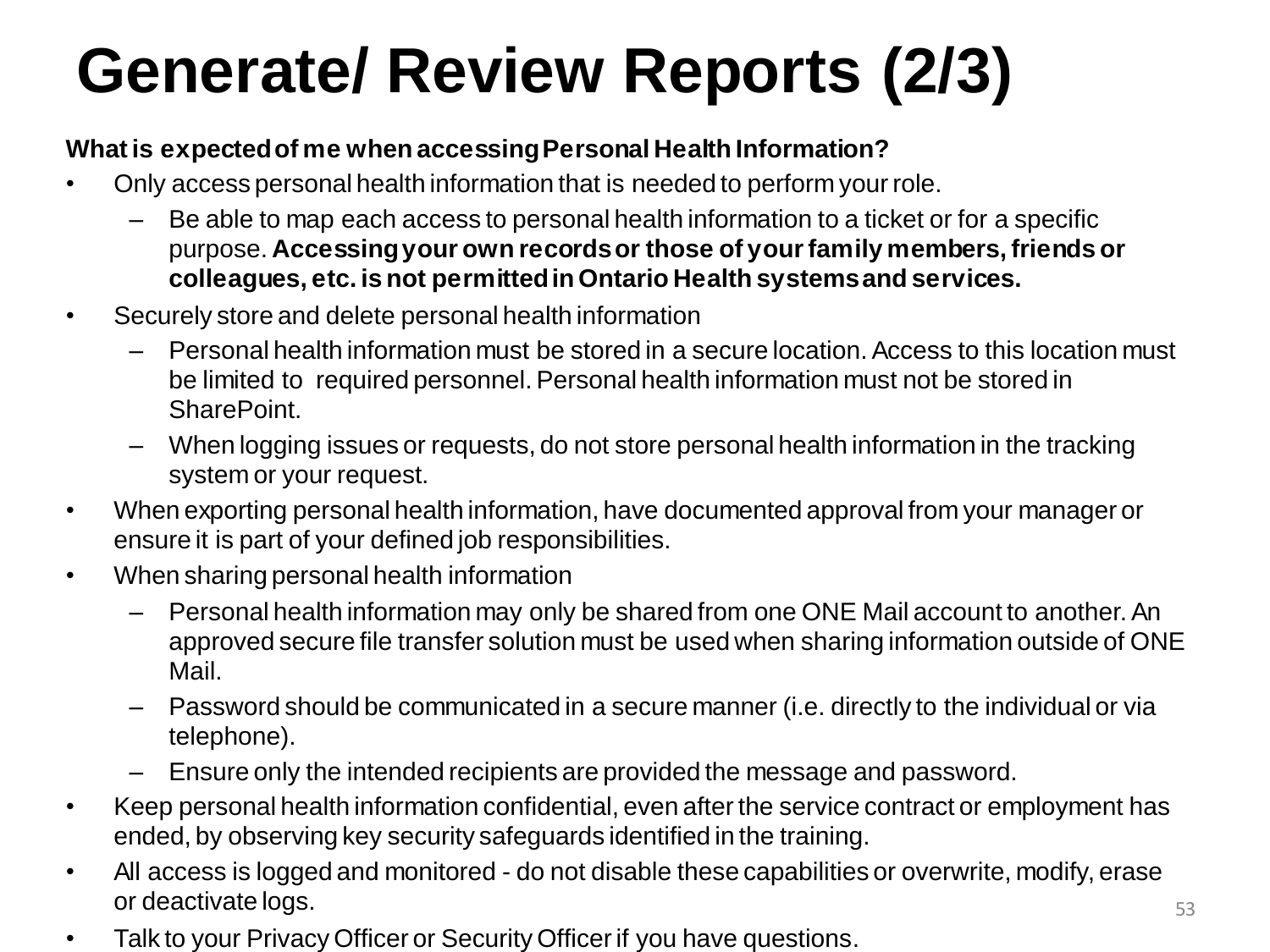# Generate/ Review Reports (2/3)

**What is expected of me when accessing Personal Health Information?**

- Only access personal health information that is needed to perform your role.
  - Be able to map each access to personal health information to a ticket or for a specific purpose. **Accessing your own records or those of your family members, friends or colleagues, etc. is not permitted in Ontario Health systems and services.**
- Securely store and delete personal health information
  - Personal health information must be stored in a secure location. Access to this location must be limited to required personnel. Personal health information must not be stored in SharePoint.
  - When logging issues or requests, do not store personal health information in the tracking system or your request.
- When exporting personal health information, have documented approval from your manager or ensure it is part of your defined job responsibilities.
- When sharing personal health information
  - Personal health information may only be shared from one ONE Mail account to another. An approved secure file transfer solution must be used when sharing information outside of ONE Mail.
  - Password should be communicated in a secure manner (i.e. directly to the individual or via telephone).
  - Ensure only the intended recipients are provided the message and password.
- Keep personal health information confidential, even after the service contract or employment has ended, by observing key security safeguards identified in the training.
- All access is logged and monitored - do not disable these capabilities or overwrite, modify, erase or deactivate logs.
- Talk to your Privacy Officer or Security Officer if you have questions.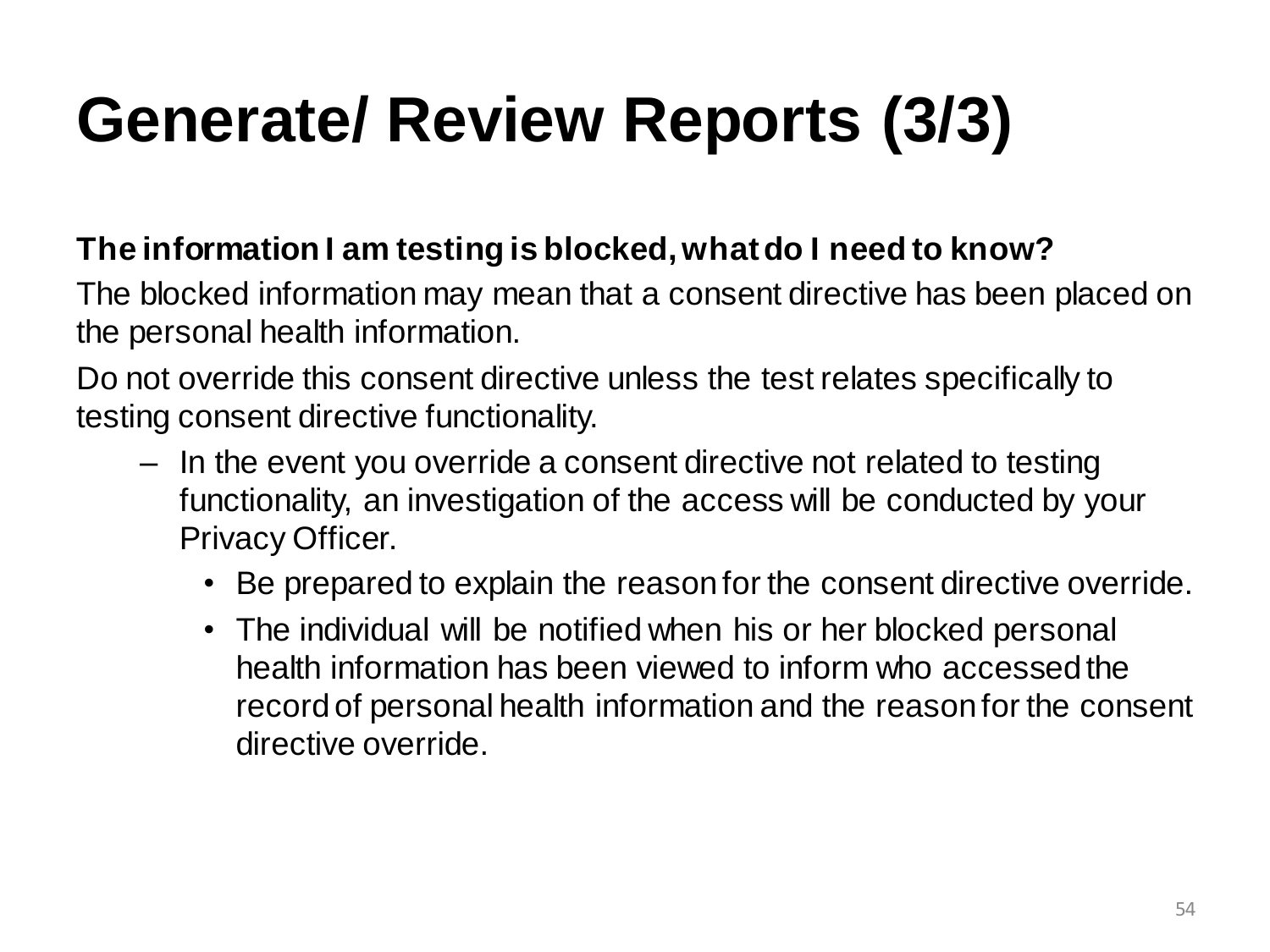# Generate/ Review Reports (3/3)

**The information I am testing is blocked, what do I need to know?**

The blocked information may mean that a consent directive has been placed on the personal health information.

Do not override this consent directive unless the test relates specifically to testing consent directive functionality.

- In the event you override a consent directive not related to testing functionality, an investigation of the access will be conducted by your Privacy Officer.
  - Be prepared to explain the reason for the consent directive override.
  - The individual will be notified when his or her blocked personal health information has been viewed to inform who accessed the record of personal health information and the reason for the consent directive override.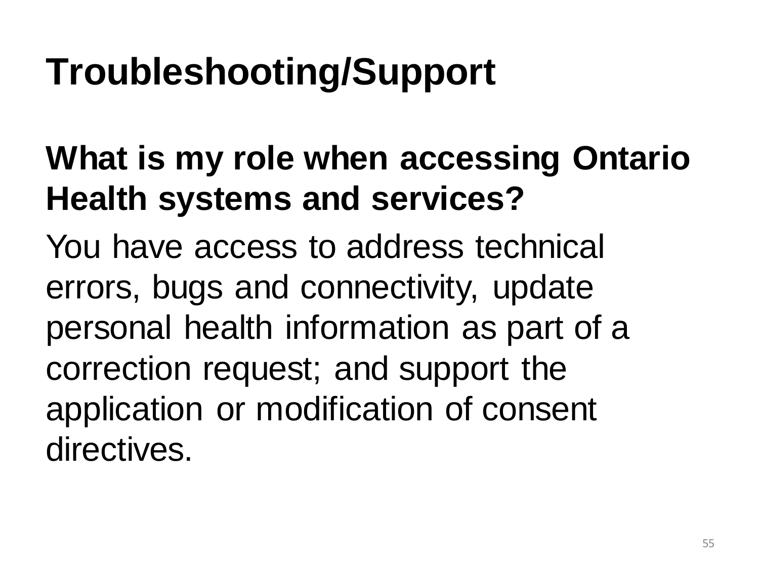# Troubleshooting/Support

**What is my role when accessing Ontario Health systems and services?**

You have access to address technical errors, bugs and connectivity, update personal health information as part of a correction request; and support the application or modification of consent directives.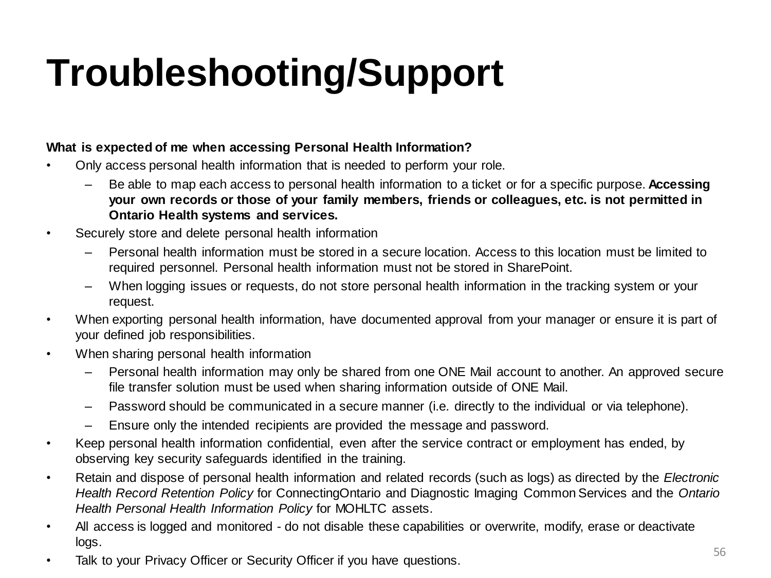# Troubleshooting/Support

**What is expected of me when accessing Personal Health Information?**

- Only access personal health information that is needed to perform your role.
  - Be able to map each access to personal health information to a ticket or for a specific purpose. **Accessing your own records or those of your family members, friends or colleagues, etc. is not permitted in Ontario Health systems and services.**
- Securely store and delete personal health information
  - Personal health information must be stored in a secure location. Access to this location must be limited to required personnel. Personal health information must not be stored in SharePoint.
  - When logging issues or requests, do not store personal health information in the tracking system or your request.
- When exporting personal health information, have documented approval from your manager or ensure it is part of your defined job responsibilities.
- When sharing personal health information
  - Personal health information may only be shared from one ONE Mail account to another. An approved secure file transfer solution must be used when sharing information outside of ONE Mail.
  - Password should be communicated in a secure manner (i.e. directly to the individual or via telephone).
  - Ensure only the intended recipients are provided the message and password.
- Keep personal health information confidential, even after the service contract or employment has ended, by observing key security safeguards identified in the training.
- Retain and dispose of personal health information and related records (such as logs) as directed by the *Electronic Health Record Retention Policy* for ConnectingOntario and Diagnostic Imaging Common Services and the *Ontario Health Personal Health Information Policy* for MOHLTC assets.
- All access is logged and monitored - do not disable these capabilities or overwrite, modify, erase or deactivate logs.
- Talk to your Privacy Officer or Security Officer if you have questions.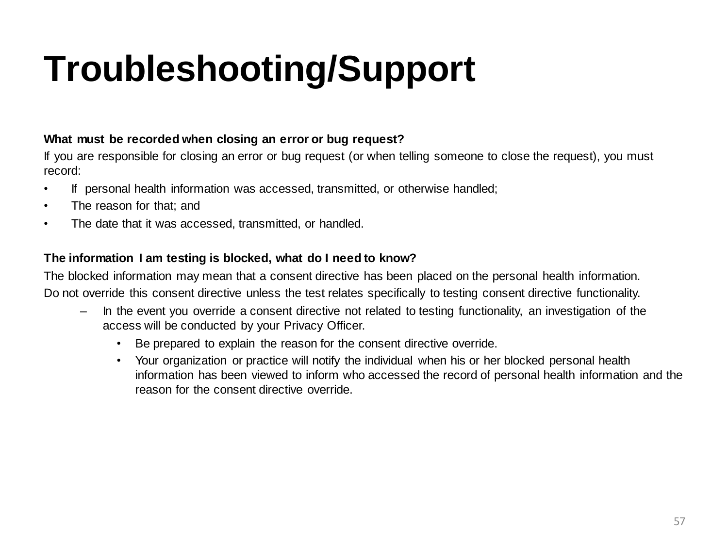# Troubleshooting/Support

**What must be recorded when closing an error or bug request?**

If you are responsible for closing an error or bug request (or when telling someone to close the request), you must record:

- If personal health information was accessed, transmitted, or otherwise handled;
- The reason for that; and
- The date that it was accessed, transmitted, or handled.

**The information I am testing is blocked, what do I need to know?**

The blocked information may mean that a consent directive has been placed on the personal health information.

Do not override this consent directive unless the test relates specifically to testing consent directive functionality.

- In the event you override a consent directive not related to testing functionality, an investigation of the access will be conducted by your Privacy Officer.
  - Be prepared to explain the reason for the consent directive override.
  - Your organization or practice will notify the individual when his or her blocked personal health information has been viewed to inform who accessed the record of personal health information and the reason for the consent directive override.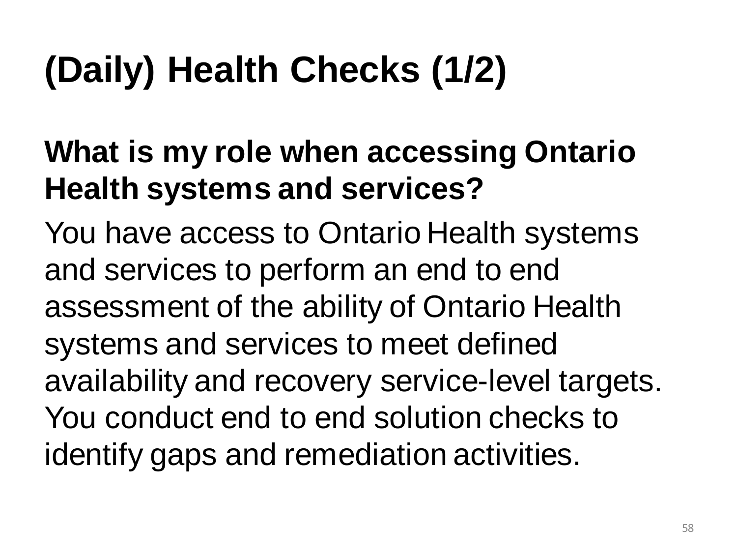# (Daily) Health Checks (1/2)

**What is my role when accessing Ontario Health systems and services?**

You have access to Ontario Health systems and services to perform an end to end assessment of the ability of Ontario Health systems and services to meet defined availability and recovery service-level targets. You conduct end to end solution checks to identify gaps and remediation activities.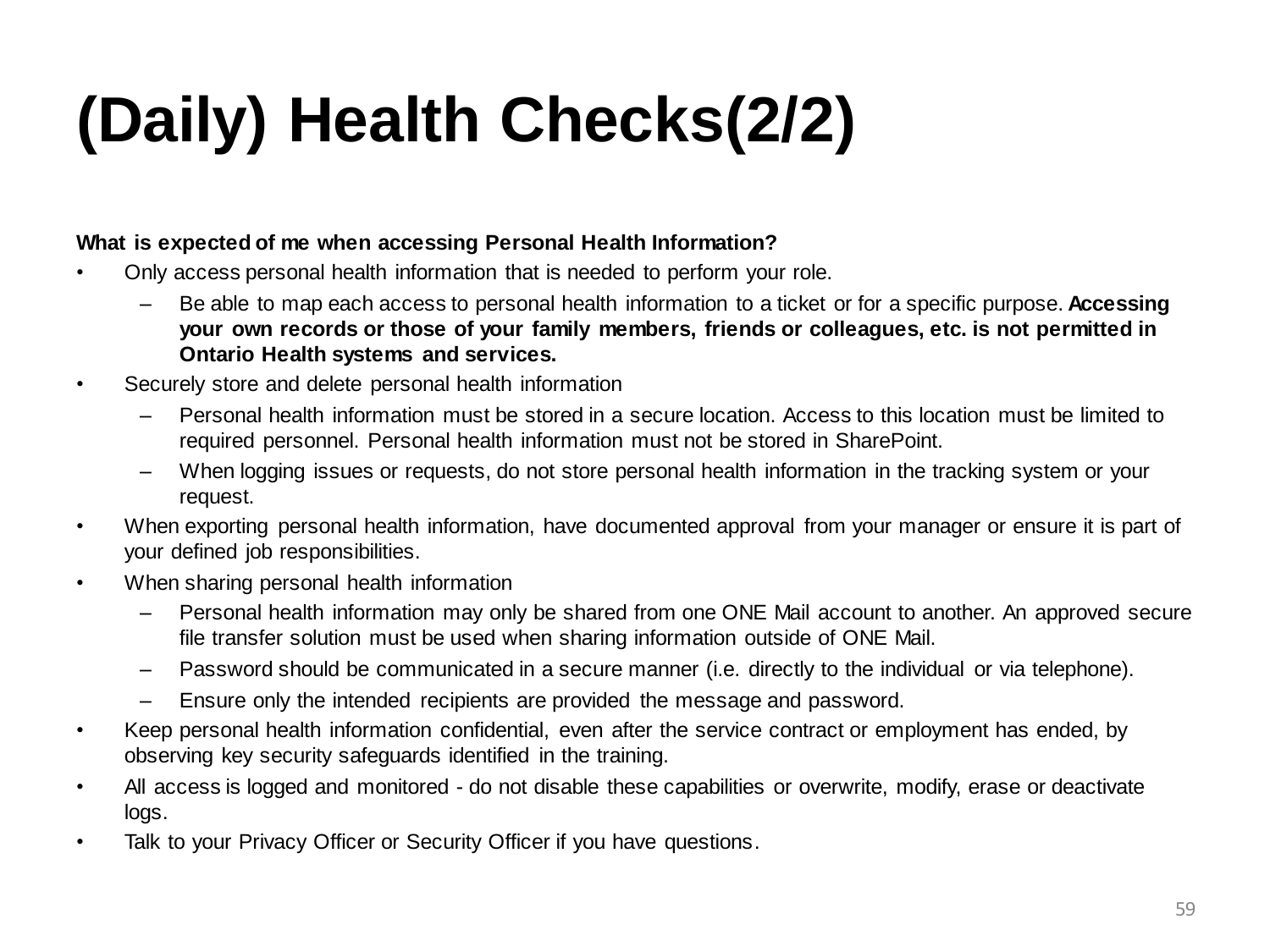# (Daily) Health Checks(2/2)

**What is expected of me when accessing Personal Health Information?**

- Only access personal health information that is needed to perform your role.
  - Be able to map each access to personal health information to a ticket or for a specific purpose. **Accessing your own records or those of your family members, friends or colleagues, etc. is not permitted in Ontario Health systems and services.**
- Securely store and delete personal health information
  - Personal health information must be stored in a secure location. Access to this location must be limited to required personnel. Personal health information must not be stored in SharePoint.
  - When logging issues or requests, do not store personal health information in the tracking system or your request.
- When exporting personal health information, have documented approval from your manager or ensure it is part of your defined job responsibilities.
- When sharing personal health information
  - Personal health information may only be shared from one ONE Mail account to another. An approved secure file transfer solution must be used when sharing information outside of ONE Mail.
  - Password should be communicated in a secure manner (i.e. directly to the individual or via telephone).
  - Ensure only the intended recipients are provided the message and password.
- Keep personal health information confidential, even after the service contract or employment has ended, by observing key security safeguards identified in the training.
- All access is logged and monitored - do not disable these capabilities or overwrite, modify, erase or deactivate logs.
- Talk to your Privacy Officer or Security Officer if you have questions.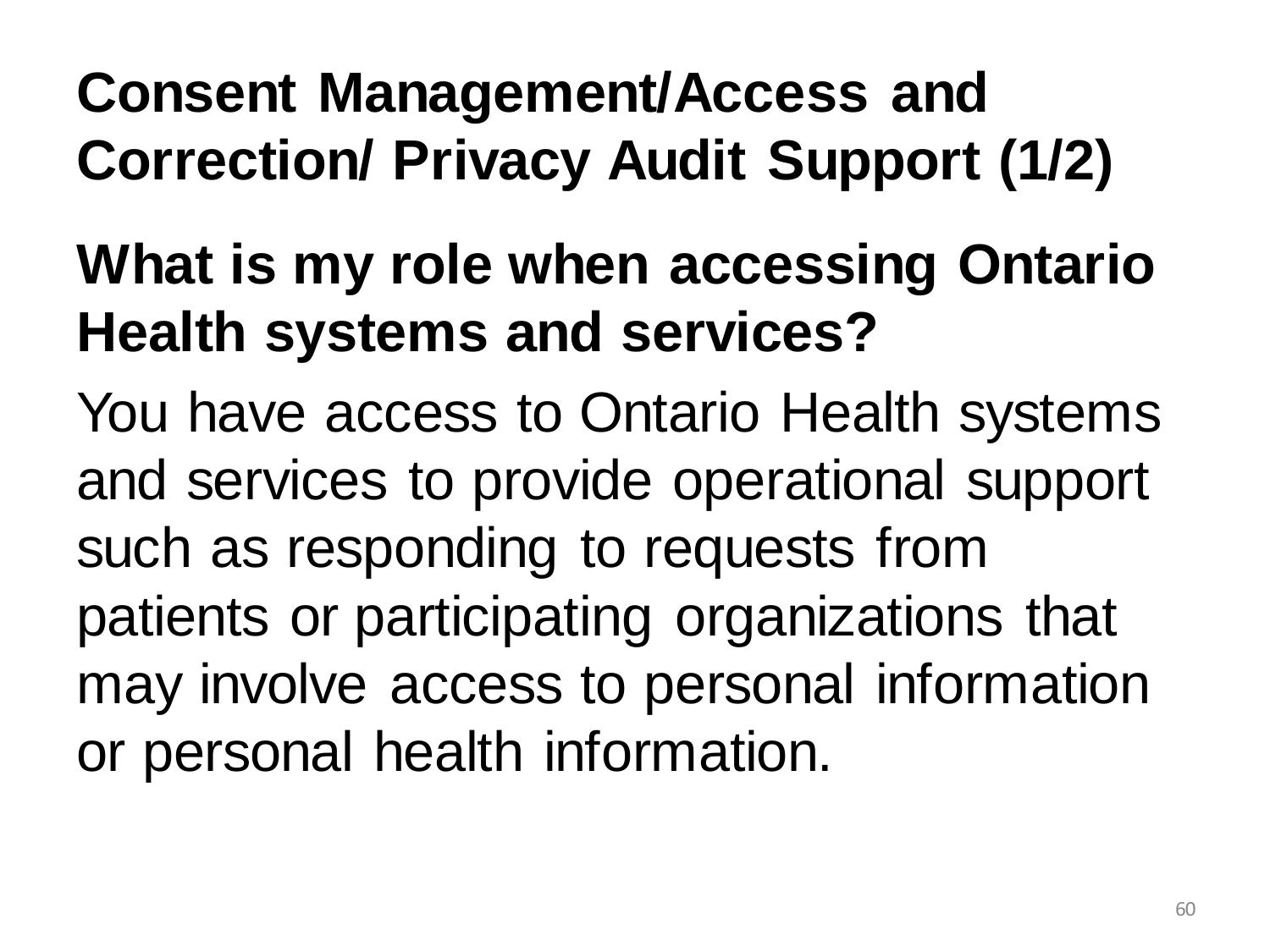# Consent Management/Access and Correction/ Privacy Audit Support (1/2)

## What is my role when accessing Ontario Health systems and services?

You have access to Ontario Health systems and services to provide operational support such as responding to requests from patients or participating organizations that may involve access to personal information or personal health information.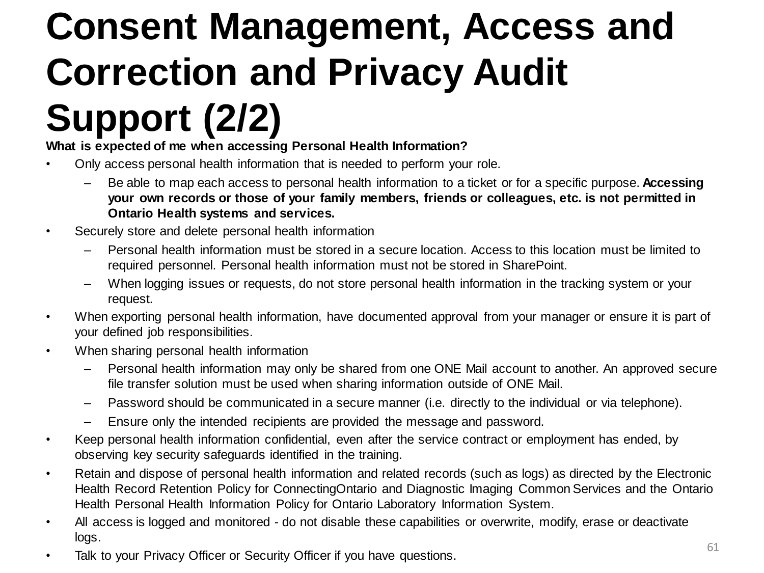# Consent Management, Access and Correction and Privacy Audit Support (2/2)

**What is expected of me when accessing Personal Health Information?**

- Only access personal health information that is needed to perform your role.
  - Be able to map each access to personal health information to a ticket or for a specific purpose. **Accessing your own records or those of your family members, friends or colleagues, etc. is not permitted in Ontario Health systems and services.**
- Securely store and delete personal health information
  - Personal health information must be stored in a secure location. Access to this location must be limited to required personnel. Personal health information must not be stored in SharePoint.
  - When logging issues or requests, do not store personal health information in the tracking system or your request.
- When exporting personal health information, have documented approval from your manager or ensure it is part of your defined job responsibilities.
- When sharing personal health information
  - Personal health information may only be shared from one ONE Mail account to another. An approved secure file transfer solution must be used when sharing information outside of ONE Mail.
  - Password should be communicated in a secure manner (i.e. directly to the individual or via telephone).
  - Ensure only the intended recipients are provided the message and password.
- Keep personal health information confidential, even after the service contract or employment has ended, by observing key security safeguards identified in the training.
- Retain and dispose of personal health information and related records (such as logs) as directed by the Electronic Health Record Retention Policy for ConnectingOntario and Diagnostic Imaging Common Services and the Ontario Health Personal Health Information Policy for Ontario Laboratory Information System.
- All access is logged and monitored - do not disable these capabilities or overwrite, modify, erase or deactivate logs.
- Talk to your Privacy Officer or Security Officer if you have questions.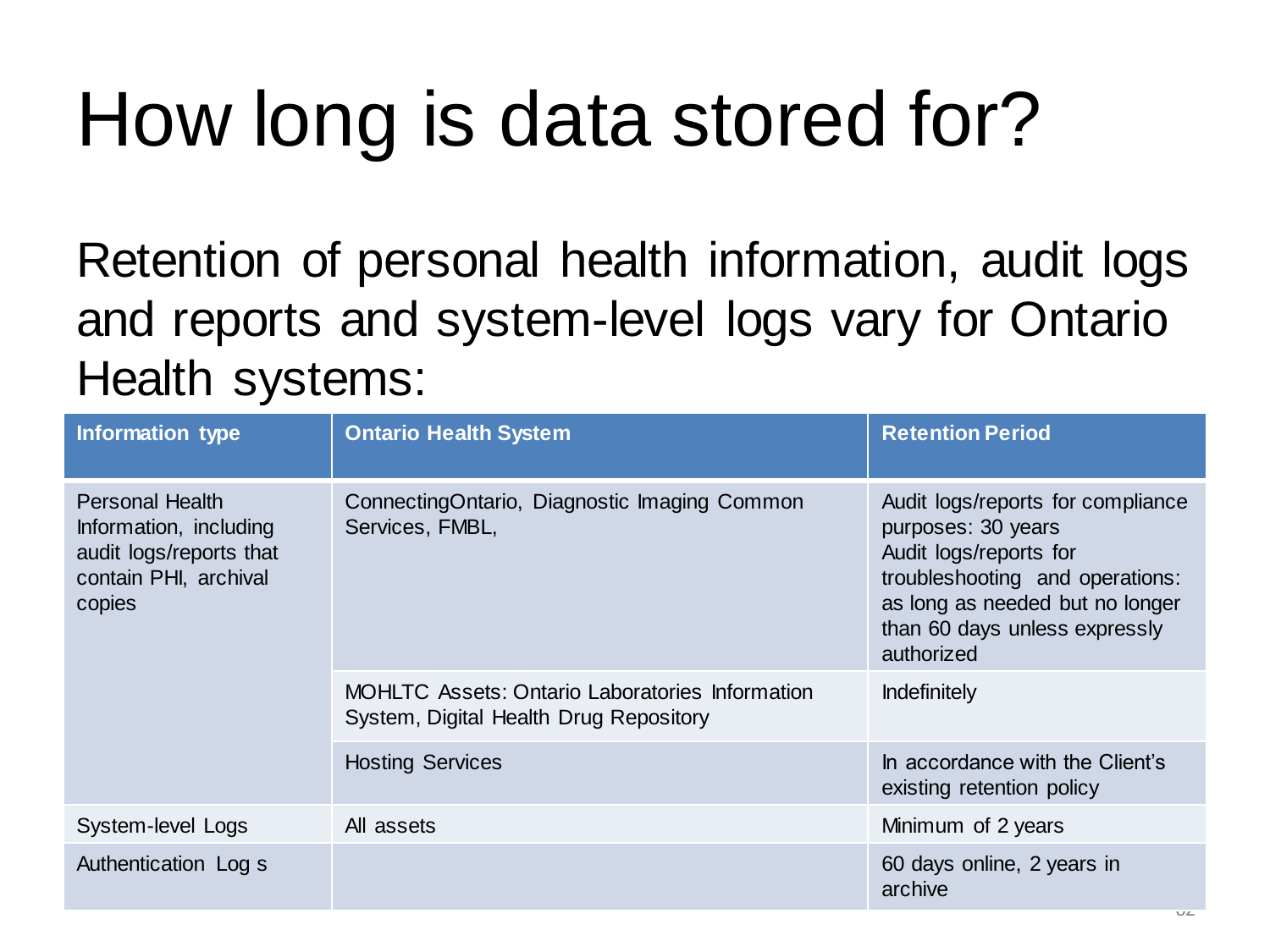# How long is data stored for?

Retention of personal health information, audit logs and reports and system-level logs vary for Ontario Health systems:

| Information type | Ontario Health System | Retention Period |
|---|---|---|
| Personal Health Information, including audit logs/reports that contain PHI, archival copies | ConnectingOntario, Diagnostic Imaging Common Services, FMBL, | Audit logs/reports for compliance purposes: 30 years<br>Audit logs/reports for troubleshooting and operations: as long as needed but no longer than 60 days unless expressly authorized |
| | MOHLTC Assets: Ontario Laboratories Information System, Digital Health Drug Repository | Indefinitely |
| | Hosting Services | In accordance with the Client's existing retention policy |
| System-level Logs | All assets | Minimum of 2 years |
| Authentication Log s | | 60 days online, 2 years in archive |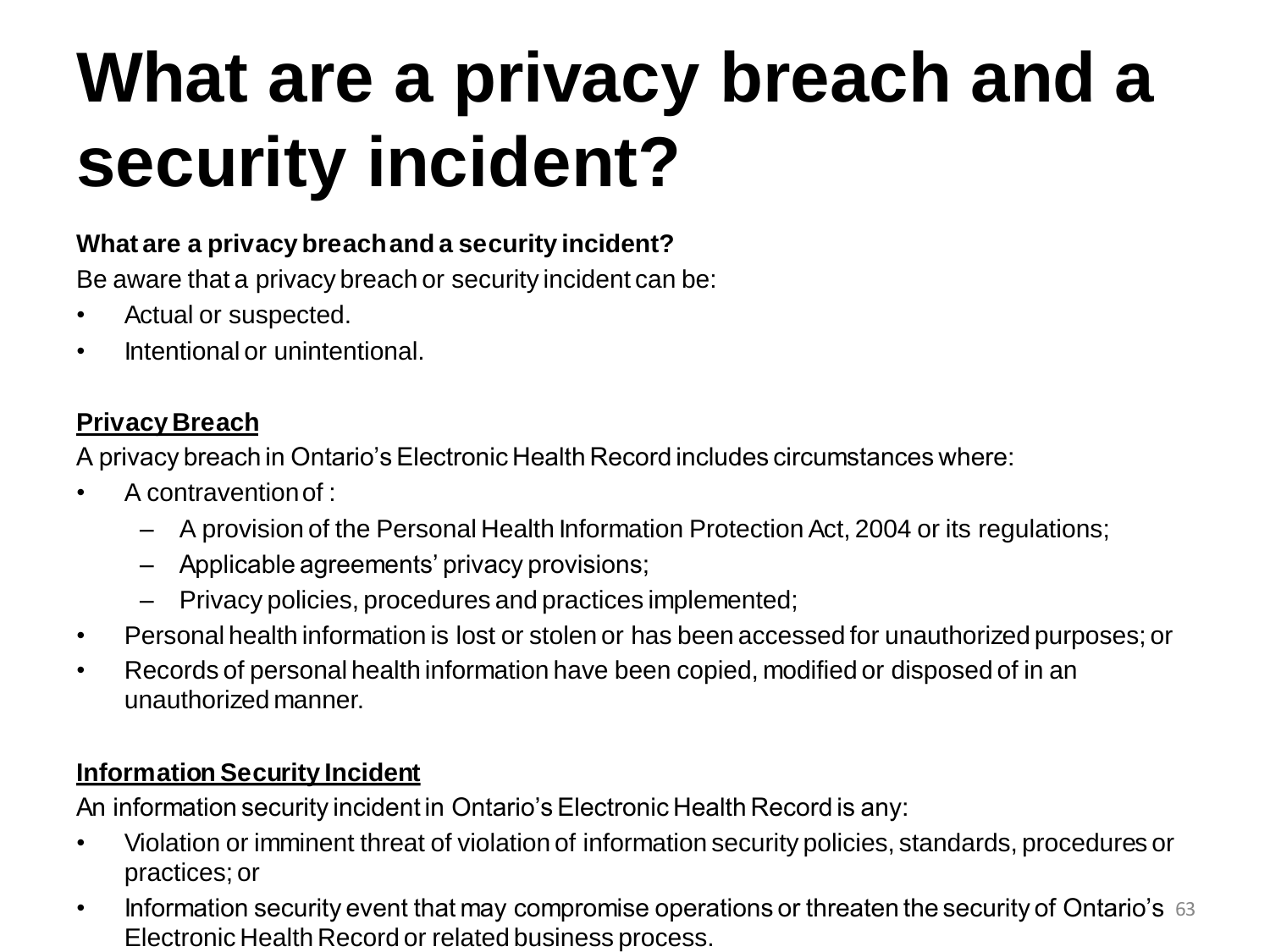# What are a privacy breach and a security incident?

**What are a privacy breach and a security incident?**

Be aware that a privacy breach or security incident can be:

- Actual or suspected.
- Intentional or unintentional.

**<u>Privacy Breach</u>**

A privacy breach in Ontario's Electronic Health Record includes circumstances where:

- A contravention of :
  - A provision of the Personal Health Information Protection Act, 2004 or its regulations;
  - Applicable agreements' privacy provisions;
  - Privacy policies, procedures and practices implemented;
- Personal health information is lost or stolen or has been accessed for unauthorized purposes; or
- Records of personal health information have been copied, modified or disposed of in an unauthorized manner.

**<u>Information Security Incident</u>**

An information security incident in Ontario's Electronic Health Record is any:

- Violation or imminent threat of violation of information security policies, standards, procedures or practices; or
- Information security event that may compromise operations or threaten the security of Ontario's Electronic Health Record or related business process.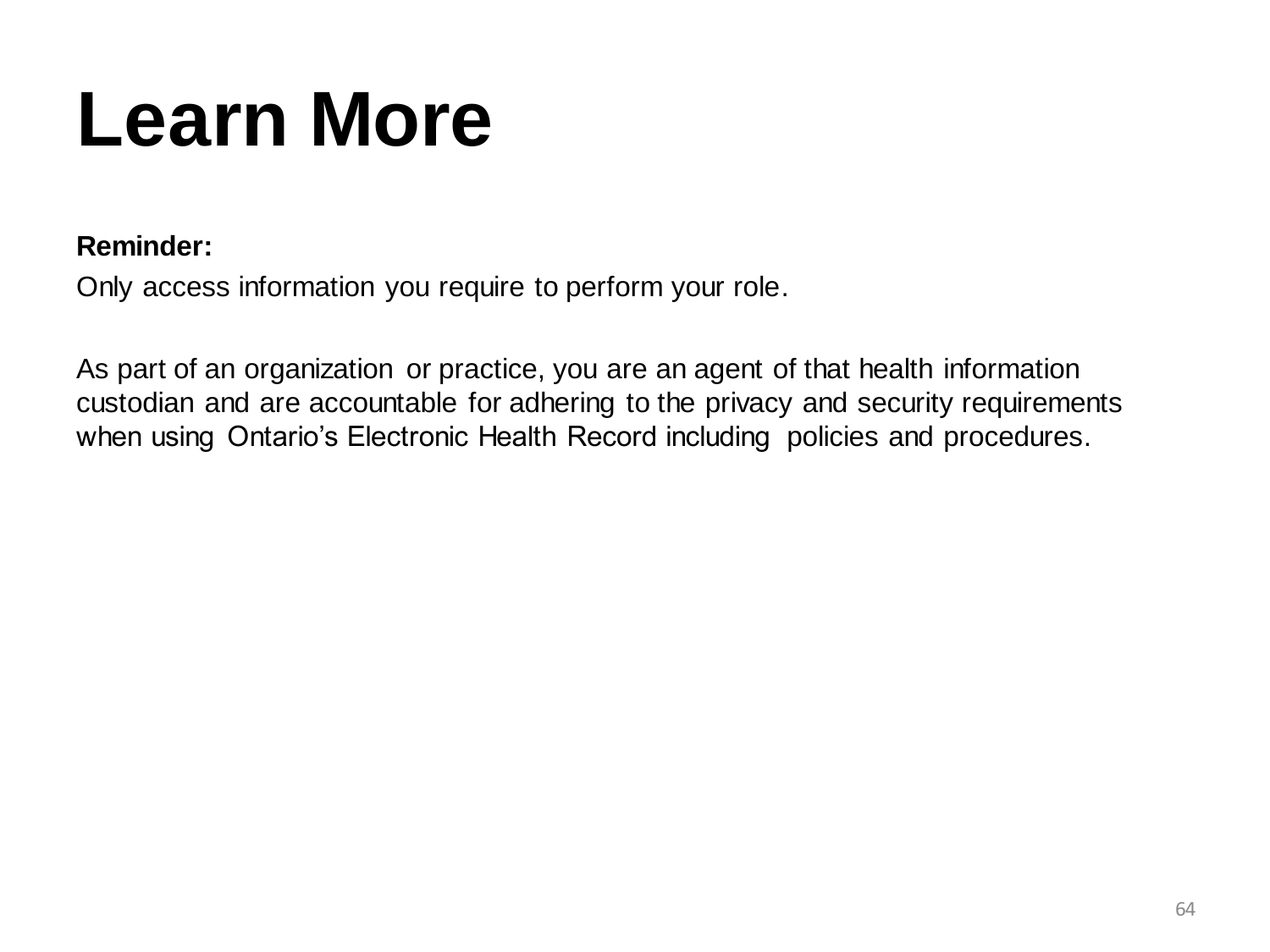# Learn More

**Reminder:**

Only access information you require to perform your role.

As part of an organization or practice, you are an agent of that health information custodian and are accountable for adhering to the privacy and security requirements when using Ontario's Electronic Health Record including policies and procedures.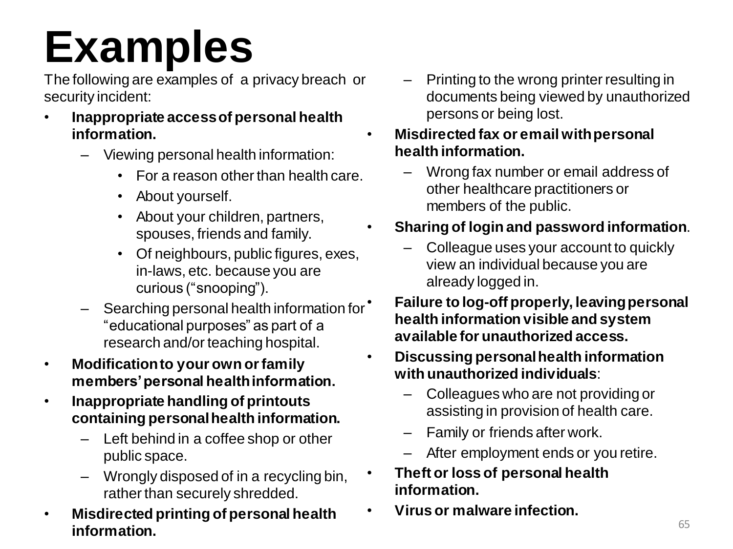# Examples

The following are examples of a privacy breach or security incident:

- **Inappropriate access of personal health information.**
  - Viewing personal health information:
    - For a reason other than health care.
    - About yourself.
    - About your children, partners, spouses, friends and family.
    - Of neighbours, public figures, exes, in-laws, etc. because you are curious ("snooping").
  - Searching personal health information for "educational purposes" as part of a research and/or teaching hospital.
- **Modification to your own or family members' personal health information.**
- **Inappropriate handling of printouts containing personal health information.**
  - Left behind in a coffee shop or other public space.
  - Wrongly disposed of in a recycling bin, rather than securely shredded.
- **Misdirected printing of personal health information.**
  - Printing to the wrong printer resulting in documents being viewed by unauthorized persons or being lost.
- **Misdirected fax or email with personal health information.**
  - Wrong fax number or email address of other healthcare practitioners or members of the public.
- **Sharing of login and password information**.
  - Colleague uses your account to quickly view an individual because you are already logged in.
- **Failure to log-off properly, leaving personal health information visible and system available for unauthorized access.**
- **Discussing personal health information with unauthorized individuals**:
  - Colleagues who are not providing or assisting in provision of health care.
  - Family or friends after work.
  - After employment ends or you retire.
- **Theft or loss of personal health information.**
- **Virus or malware infection.**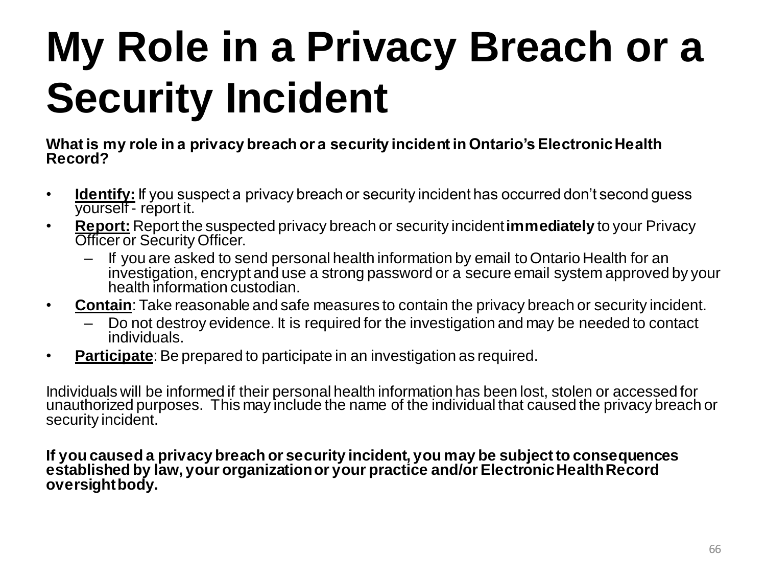# My Role in a Privacy Breach or a Security Incident

**What is my role in a privacy breach or a security incident in Ontario's Electronic Health Record?**

- **Identify:** If you suspect a privacy breach or security incident has occurred don't second guess yourself - report it.
- **Report:** Report the suspected privacy breach or security incident **immediately** to your Privacy Officer or Security Officer.
  - If you are asked to send personal health information by email to Ontario Health for an investigation, encrypt and use a strong password or a secure email system approved by your health information custodian.
- **Contain**: Take reasonable and safe measures to contain the privacy breach or security incident.
  - Do not destroy evidence. It is required for the investigation and may be needed to contact individuals.
- **Participate**: Be prepared to participate in an investigation as required.

Individuals will be informed if their personal health information has been lost, stolen or accessed for unauthorized purposes. This may include the name of the individual that caused the privacy breach or security incident.

**If you caused a privacy breach or security incident, you may be subject to consequences established by law, your organization or your practice and/or Electronic Health Record oversight body.**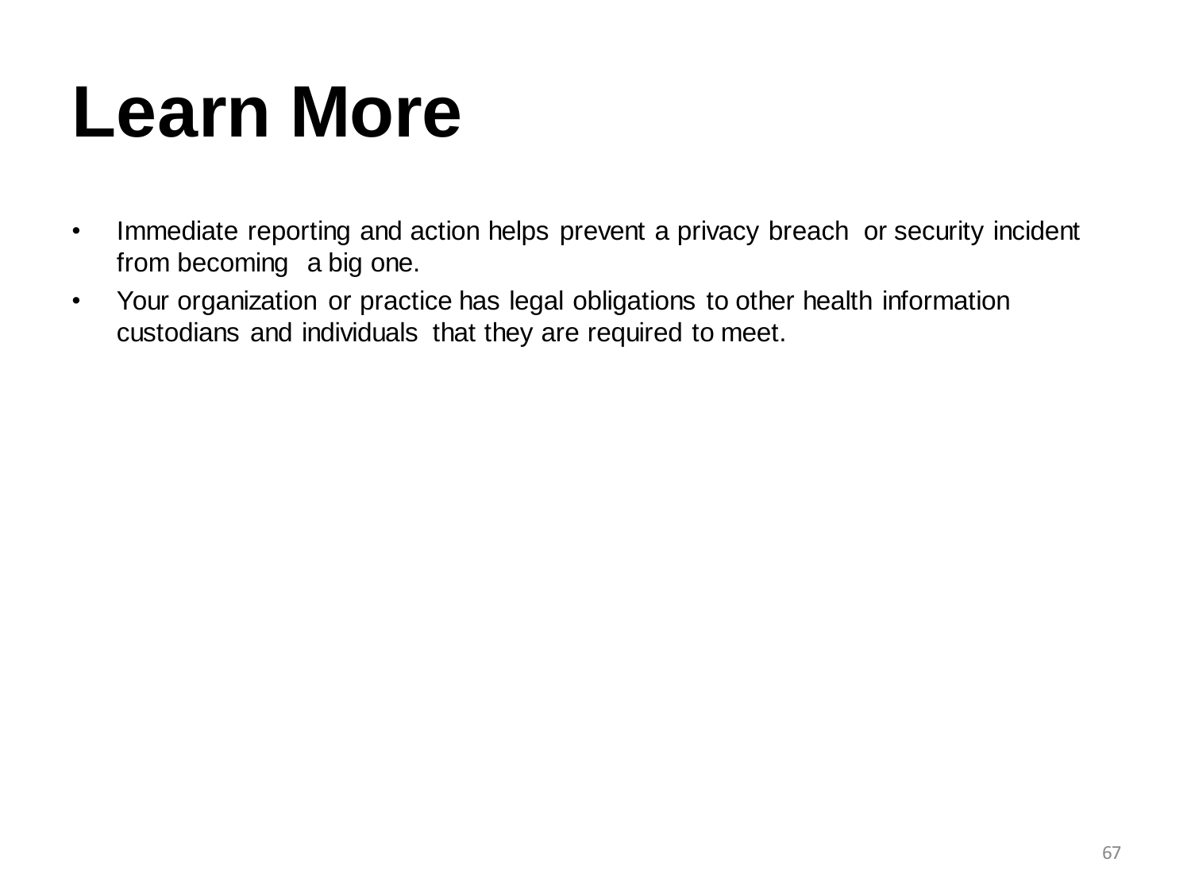# Learn More

- Immediate reporting and action helps prevent a privacy breach or security incident from becoming a big one.
- Your organization or practice has legal obligations to other health information custodians and individuals that they are required to meet.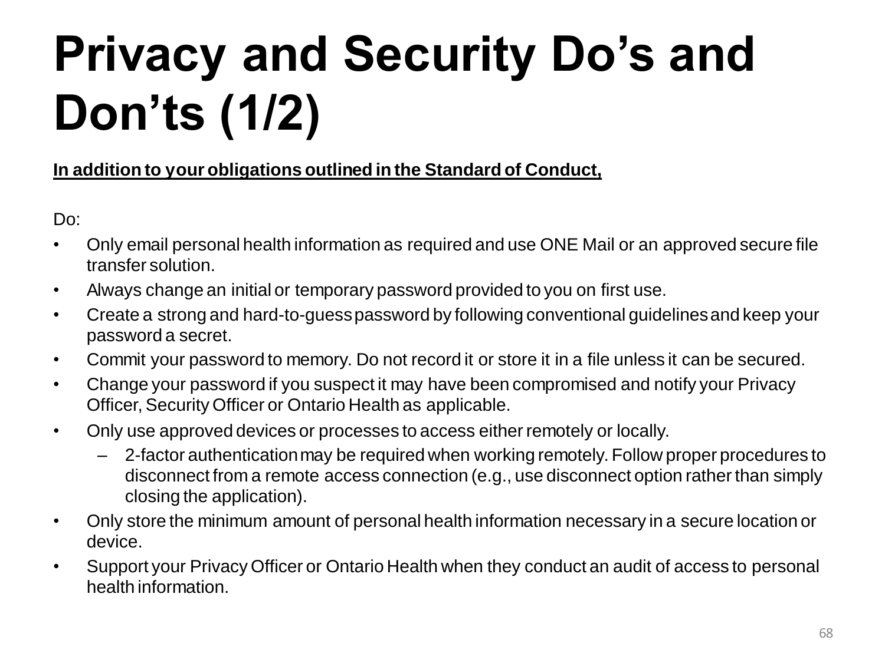# Privacy and Security Do's and Don'ts (1/2)

**<u>In addition to your obligations outlined in the Standard of Conduct,</u>**

Do:

- Only email personal health information as required and use ONE Mail or an approved secure file transfer solution.
- Always change an initial or temporary password provided to you on first use.
- Create a strong and hard-to-guess password by following conventional guidelines and keep your password a secret.
- Commit your password to memory. Do not record it or store it in a file unless it can be secured.
- Change your password if you suspect it may have been compromised and notify your Privacy Officer, Security Officer or Ontario Health as applicable.
- Only use approved devices or processes to access either remotely or locally.
  - 2-factor authentication may be required when working remotely. Follow proper procedures to disconnect from a remote access connection (e.g., use disconnect option rather than simply closing the application).
- Only store the minimum amount of personal health information necessary in a secure location or device.
- Support your Privacy Officer or Ontario Health when they conduct an audit of access to personal health information.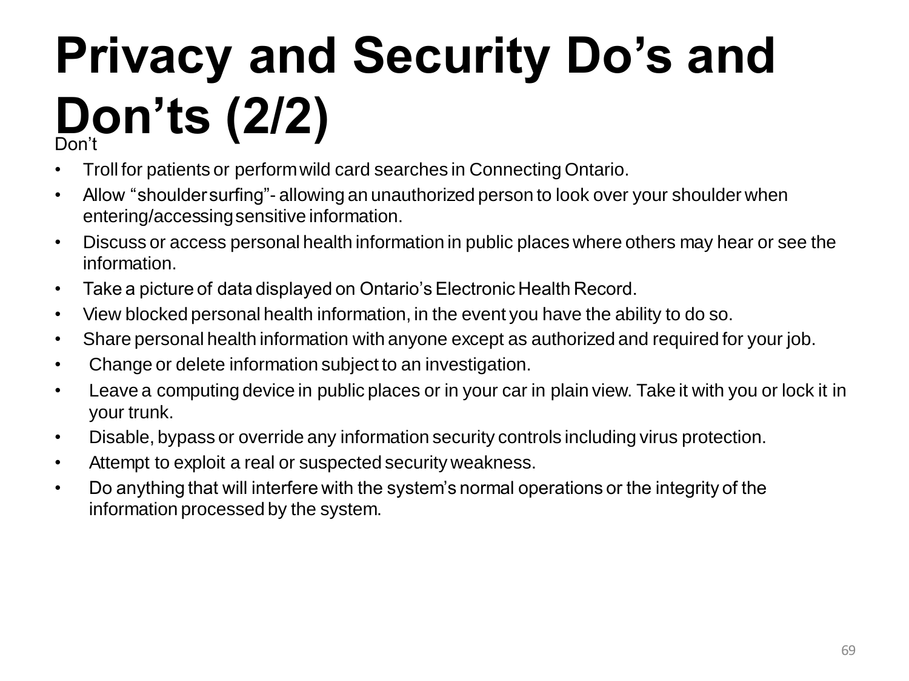# Privacy and Security Do's and Don'ts (2/2)

Don't

- Troll for patients or perform wild card searches in Connecting Ontario.
- Allow "shoulder surfing"- allowing an unauthorized person to look over your shoulder when entering/accessing sensitive information.
- Discuss or access personal health information in public places where others may hear or see the information.
- Take a picture of data displayed on Ontario's Electronic Health Record.
- View blocked personal health information, in the event you have the ability to do so.
- Share personal health information with anyone except as authorized and required for your job.
- Change or delete information subject to an investigation.
- Leave a computing device in public places or in your car in plain view. Take it with you or lock it in your trunk.
- Disable, bypass or override any information security controls including virus protection.
- Attempt to exploit a real or suspected security weakness.
- Do anything that will interfere with the system's normal operations or the integrity of the information processed by the system.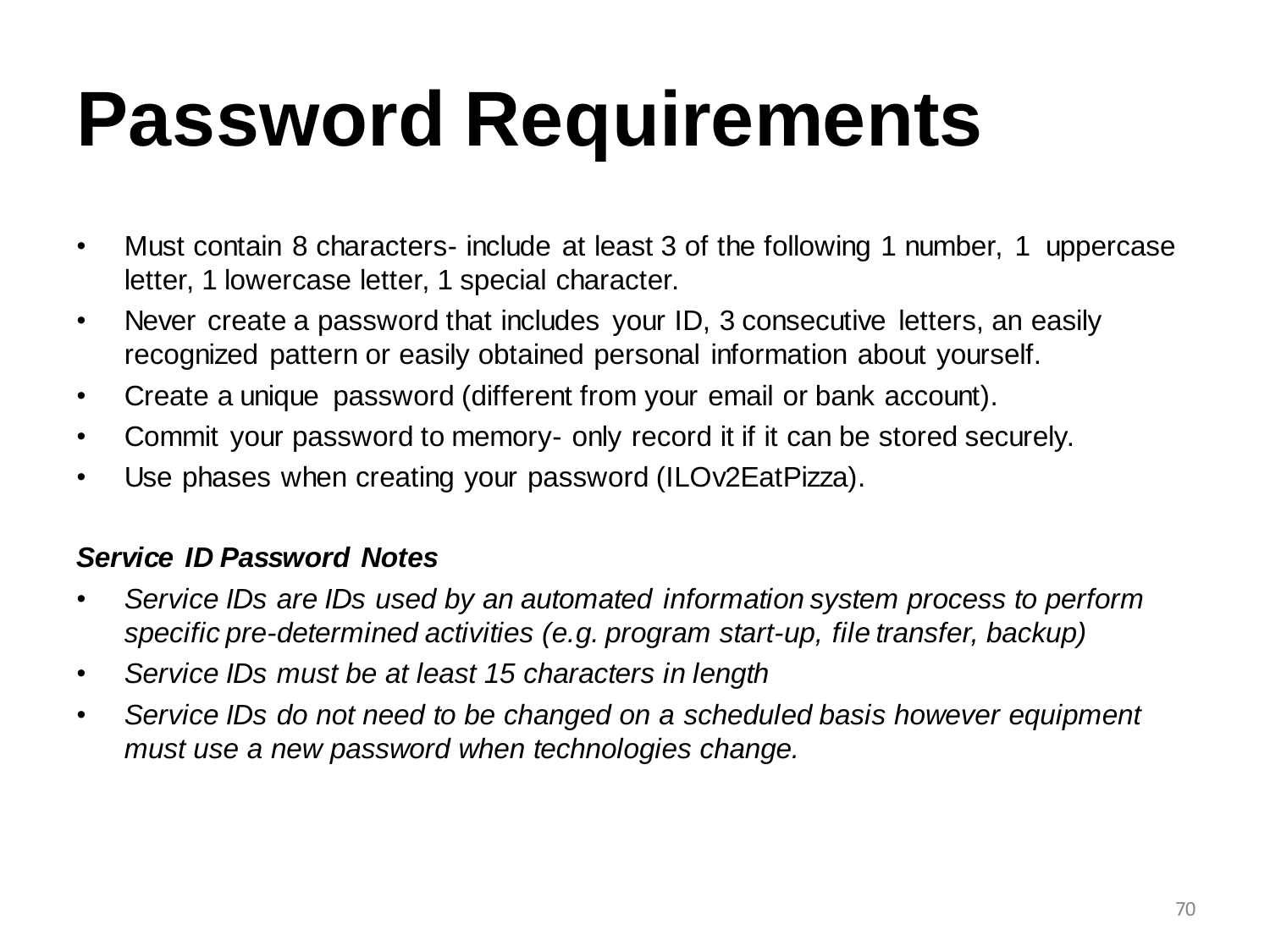# Password Requirements

- Must contain 8 characters- include at least 3 of the following 1 number, 1 uppercase letter, 1 lowercase letter, 1 special character.
- Never create a password that includes your ID, 3 consecutive letters, an easily recognized pattern or easily obtained personal information about yourself.
- Create a unique password (different from your email or bank account).
- Commit your password to memory- only record it if it can be stored securely.
- Use phases when creating your password (ILOv2EatPizza).

***Service ID Password Notes***

- *Service IDs are IDs used by an automated information system process to perform specific pre-determined activities (e.g. program start-up, file transfer, backup)*
- *Service IDs must be at least 15 characters in length*
- *Service IDs do not need to be changed on a scheduled basis however equipment must use a new password when technologies change.*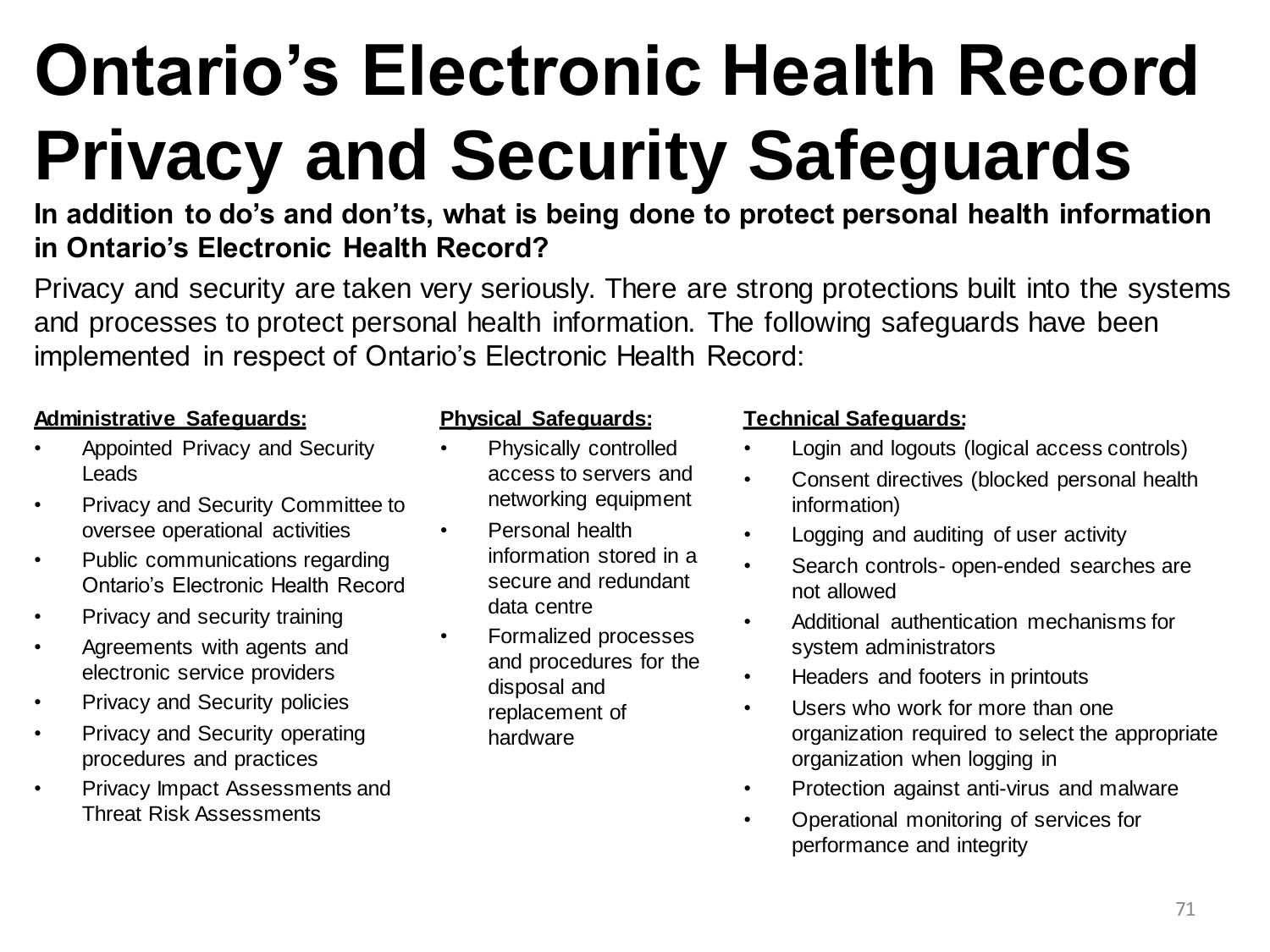# Ontario's Electronic Health Record Privacy and Security Safeguards

**In addition to do's and don'ts, what is being done to protect personal health information in Ontario's Electronic Health Record?**

Privacy and security are taken very seriously. There are strong protections built into the systems and processes to protect personal health information. The following safeguards have been implemented in respect of Ontario's Electronic Health Record:

**Administrative Safeguards:**

- Appointed Privacy and Security Leads
- Privacy and Security Committee to oversee operational activities
- Public communications regarding Ontario's Electronic Health Record
- Privacy and security training
- Agreements with agents and electronic service providers
- Privacy and Security policies
- Privacy and Security operating procedures and practices
- Privacy Impact Assessments and Threat Risk Assessments

**Physical Safeguards:**

- Physically controlled access to servers and networking equipment
- Personal health information stored in a secure and redundant data centre
- Formalized processes and procedures for the disposal and replacement of hardware

**Technical Safeguards:**

- Login and logouts (logical access controls)
- Consent directives (blocked personal health information)
- Logging and auditing of user activity
- Search controls- open-ended searches are not allowed
- Additional authentication mechanisms for system administrators
- Headers and footers in printouts
- Users who work for more than one organization required to select the appropriate organization when logging in
- Protection against anti-virus and malware
- Operational monitoring of services for performance and integrity